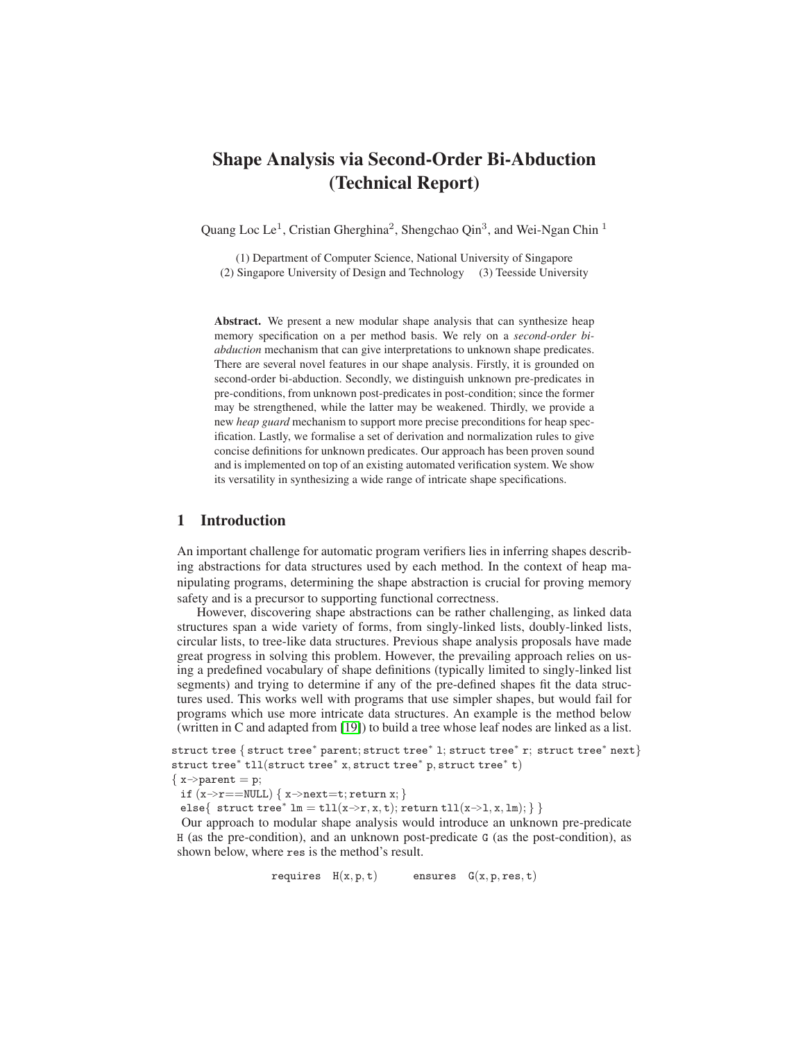# Shape Analysis via Second-Order Bi-Abduction (Technical Report)

Quang Loc Le[1], Cristian Gherghina[2], Shengchao Qin[3], and Wei-Ngan Chin [1]

(1) Department of Computer Science, National University of Singapore
(2) Singapore University of Design and Technology (3) Teesside University

**Abstract.** We present a new modular shape analysis that can synthesize heap memory specification on a per method basis. We rely on a *second-order bi-abduction* mechanism that can give interpretations to unknown shape predicates. There are several novel features in our shape analysis. Firstly, it is grounded on second-order bi-abduction. Secondly, we distinguish unknown pre-predicates in pre-conditions, from unknown post-predicates in post-condition; since the former may be strengthened, while the latter may be weakened. Thirdly, we provide a new *heap guard* mechanism to support more precise preconditions for heap specification. Lastly, we formalise a set of derivation and normalization rules to give concise definitions for unknown predicates. Our approach has been proven sound and is implemented on top of an existing automated verification system. We show its versatility in synthesizing a wide range of intricate shape specifications.

## 1 Introduction

An important challenge for automatic program verifiers lies in inferring shapes describing abstractions for data structures used by each method. In the context of heap manipulating programs, determining the shape abstraction is crucial for proving memory safety and is a precursor to supporting functional correctness.

However, discovering shape abstractions can be rather challenging, as linked data structures span a wide variety of forms, from singly-linked lists, doubly-linked lists, circular lists, to tree-like data structures. Previous shape analysis proposals have made great progress in solving this problem. However, the prevailing approach relies on using a predefined vocabulary of shape definitions (typically limited to singly-linked list segments) and trying to determine if any of the pre-defined shapes fit the data structures used. This works well with programs that use simpler shapes, but would fail for programs which use more intricate data structures. An example is the method below (written in C and adapted from [19]) to build a tree whose leaf nodes are linked as a list.

```
struct tree { struct tree* parent; struct tree* l; struct tree* r; struct tree* next}
struct tree* tll(struct tree* x, struct tree* p, struct tree* t)
{ x->parent = p;
  if (x->r==NULL) { x->next=t; return x; }
  else{ struct tree* lm = tll(x->r, x, t); return tll(x->l, x, lm); } }
```

Our approach to modular shape analysis would introduce an unknown pre-predicate H (as the pre-condition), and an unknown post-predicate G (as the post-condition), as shown below, where res is the method's result.

```
requires H(x, p, t)      ensures G(x, p, res, t)
```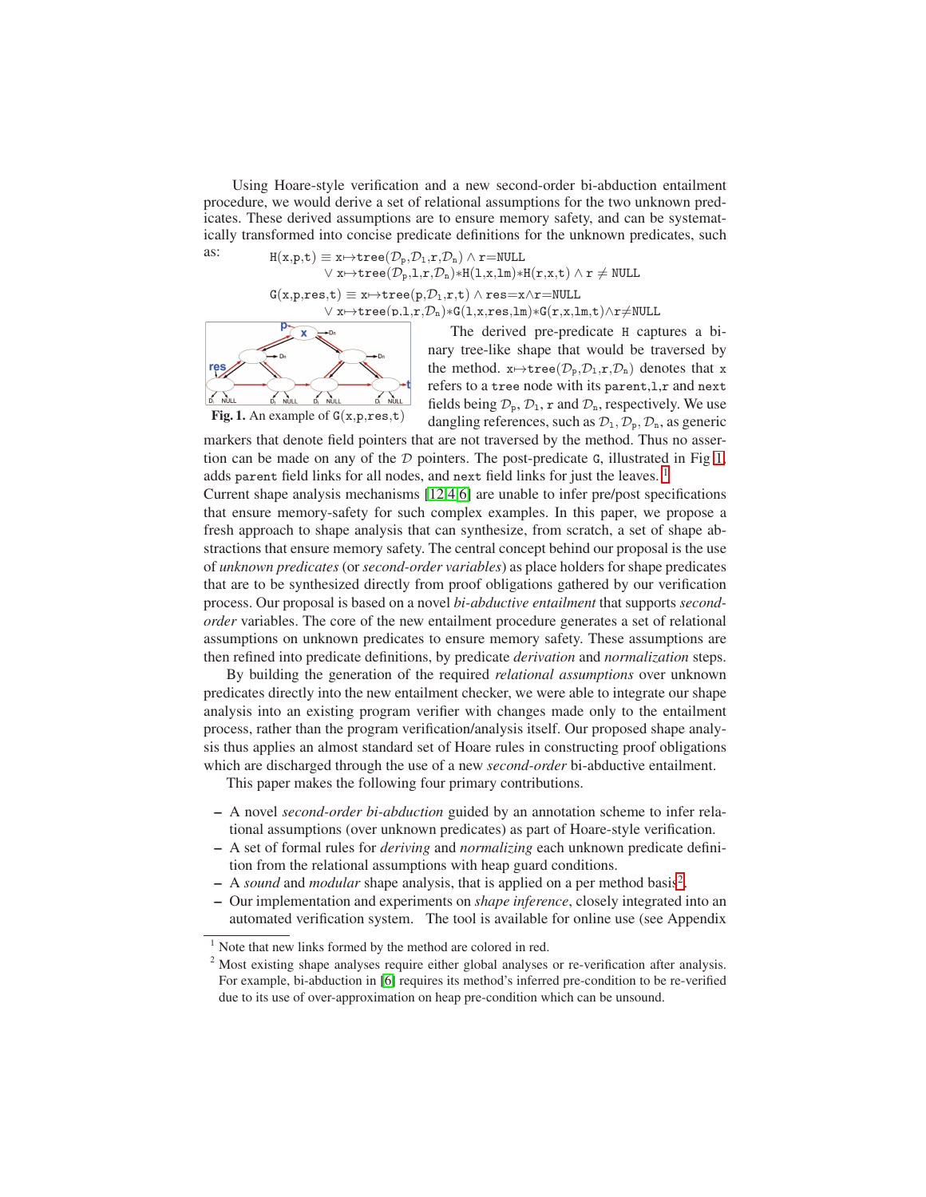Using Hoare-style verification and a new second-order bi-abduction entailment procedure, we would derive a set of relational assumptions for the two unknown predicates. These derived assumptions are to ensure memory safety, and can be systematically transformed into concise predicate definitions for the unknown predicates, such as:

$$\texttt{H(x,p,t)} \equiv \texttt{x}\mapsto\texttt{tree}(\mathcal{D}_\texttt{p},\mathcal{D}_\texttt{l},\texttt{r},\mathcal{D}_\texttt{n}) \wedge \texttt{r}{=}\texttt{NULL}$$
$$\vee\ \texttt{x}\mapsto\texttt{tree}(\mathcal{D}_\texttt{p},\texttt{l},\texttt{r},\mathcal{D}_\texttt{n}){*}\texttt{H(l,x,lm)}{*}\texttt{H(r,x,t)} \wedge \texttt{r} \neq \texttt{NULL}$$

$$\texttt{G(x,p,res,t)} \equiv \texttt{x}\mapsto\texttt{tree}(\texttt{p},\mathcal{D}_\texttt{l},\texttt{r},\texttt{t}) \wedge \texttt{res}{=}\texttt{x}\wedge\texttt{r}{=}\texttt{NULL}$$
$$\vee\ \texttt{x}\mapsto\texttt{tree}(\texttt{p},\texttt{l},\texttt{r},\mathcal{D}_\texttt{n}){*}\texttt{G(l,x,res,lm)}{*}\texttt{G(r,x,lm,t)}\wedge\texttt{r}{\neq}\texttt{NULL}$$

**Fig. 1.** An example of G(x,p,res,t)

The derived pre-predicate H captures a binary tree-like shape that would be traversed by the method. $\texttt{x}\mapsto\texttt{tree}(\mathcal{D}_\texttt{p},\mathcal{D}_\texttt{l},\texttt{r},\mathcal{D}_\texttt{n})$ denotes that x refers to a tree node with its parent,l,r and next fields being $\mathcal{D}_\texttt{p}$, $\mathcal{D}_\texttt{l}$, r and $\mathcal{D}_\texttt{n}$, respectively. We use dangling references, such as $\mathcal{D}_\texttt{l}$, $\mathcal{D}_\texttt{p}$, $\mathcal{D}_\texttt{n}$, as generic markers that denote field pointers that are not traversed by the method. Thus no assertion can be made on any of the $\mathcal{D}$ pointers. The post-predicate G, illustrated in Fig 1, adds parent field links for all nodes, and next field links for just the leaves. [1]

Current shape analysis mechanisms [12,4,6] are unable to infer pre/post specifications that ensure memory-safety for such complex examples. In this paper, we propose a fresh approach to shape analysis that can synthesize, from scratch, a set of shape abstractions that ensure memory safety. The central concept behind our proposal is the use of *unknown predicates* (or *second-order variables*) as place holders for shape predicates that are to be synthesized directly from proof obligations gathered by our verification process. Our proposal is based on a novel *bi-abductive entailment* that supports *second-order* variables. The core of the new entailment procedure generates a set of relational assumptions on unknown predicates to ensure memory safety. These assumptions are then refined into predicate definitions, by predicate *derivation* and *normalization* steps.

By building the generation of the required *relational assumptions* over unknown predicates directly into the new entailment checker, we were able to integrate our shape analysis into an existing program verifier with changes made only to the entailment process, rather than the program verification/analysis itself. Our proposed shape analysis thus applies an almost standard set of Hoare rules in constructing proof obligations which are discharged through the use of a new *second-order* bi-abductive entailment.

This paper makes the following four primary contributions.

- A novel *second-order bi-abduction* guided by an annotation scheme to infer relational assumptions (over unknown predicates) as part of Hoare-style verification.
- A set of formal rules for *deriving* and *normalizing* each unknown predicate definition from the relational assumptions with heap guard conditions.
- A *sound* and *modular* shape analysis, that is applied on a per method basis[2].
- Our implementation and experiments on *shape inference*, closely integrated into an automated verification system. The tool is available for online use (see Appendix

[1] Note that new links formed by the method are colored in red.

[2] Most existing shape analyses require either global analyses or re-verification after analysis. For example, bi-abduction in [6] requires its method's inferred pre-condition to be re-verified due to its use of over-approximation on heap pre-condition which can be unsound.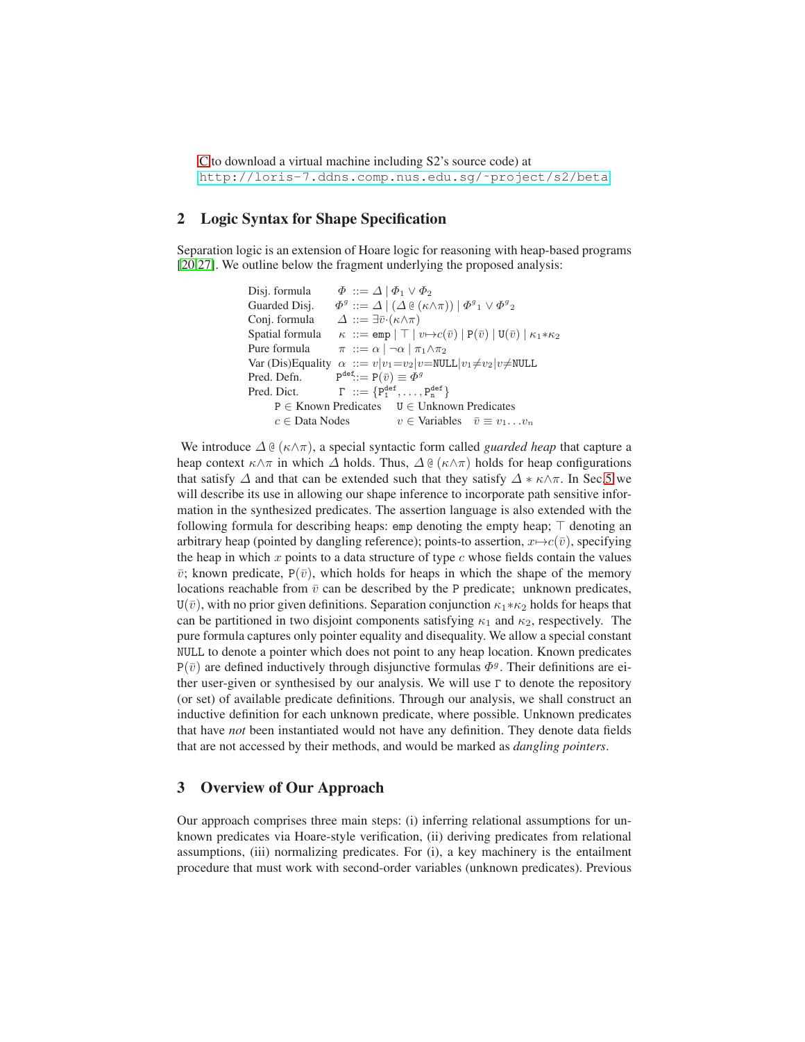C to download a virtual machine including S2's source code) at http://loris-7.ddns.comp.nus.edu.sg/~project/s2/beta

## 2 Logic Syntax for Shape Specification

Separation logic is an extension of Hoare logic for reasoning with heap-based programs [20,27]. We outline below the fragment underlying the proposed analysis:

$$
\begin{array}{lll}
\text{Disj. formula} & \Phi & ::= \Delta \mid \Phi_1 \vee \Phi_2 \\
\text{Guarded Disj.} & \Phi^g & ::= \Delta \mid (\Delta \,@\, (\kappa \wedge \pi)) \mid {\Phi^g}_1 \vee {\Phi^g}_2 \\
\text{Conj. formula} & \Delta & ::= \exists \bar{v}{\cdot}(\kappa \wedge \pi) \\
\text{Spatial formula} & \kappa & ::= \mathtt{emp} \mid \top \mid v{\mapsto}c(\bar{v}) \mid \mathtt{P}(\bar{v}) \mid \mathtt{U}(\bar{v}) \mid \kappa_1{*}\kappa_2 \\
\text{Pure formula} & \pi & ::= \alpha \mid \neg\alpha \mid \pi_1{\wedge}\pi_2 \\
\text{Var (Dis)Equality} & \alpha & ::= v \mid v_1{=}v_2 \mid v{=}\mathtt{NULL} \mid v_1{\neq}v_2 \mid v{\neq}\mathtt{NULL} \\
\text{Pred. Defn.} & \mathtt{P}^{\mathtt{def}} & ::= \mathtt{P}(\bar{v}) \equiv \Phi^g \\
\text{Pred. Dict.} & \Gamma & ::= \{\mathtt{P}^{\mathtt{def}}_1, \ldots, \mathtt{P}^{\mathtt{def}}_n\} \\
\end{array}
$$

$\mathtt{P} \in$ Known Predicates $\quad \mathtt{U} \in$ Unknown Predicates
$c \in$ Data Nodes $\quad v \in$ Variables $\quad \bar{v} \equiv v_1 \ldots v_n$

We introduce $\Delta \,@\, (\kappa{\wedge}\pi)$, a special syntactic form called *guarded heap* that capture a heap context $\kappa{\wedge}\pi$ in which $\Delta$ holds. Thus, $\Delta \,@\, (\kappa{\wedge}\pi)$ holds for heap configurations that satisfy $\Delta$ and that can be extended such that they satisfy $\Delta * \kappa{\wedge}\pi$. In Sec.5 we will describe its use in allowing our shape inference to incorporate path sensitive information in the synthesized predicates. The assertion language is also extended with the following formula for describing heaps: emp denoting the empty heap; $\top$ denoting an arbitrary heap (pointed by dangling reference); points-to assertion, $x{\mapsto}c(\bar{v})$, specifying the heap in which $x$ points to a data structure of type $c$ whose fields contain the values $\bar{v}$; known predicate, $\mathtt{P}(\bar{v})$, which holds for heaps in which the shape of the memory locations reachable from $\bar{v}$ can be described by the P predicate; unknown predicates, $\mathtt{U}(\bar{v})$, with no prior given definitions. Separation conjunction $\kappa_1{*}\kappa_2$ holds for heaps that can be partitioned in two disjoint components satisfying $\kappa_1$ and $\kappa_2$, respectively. The pure formula captures only pointer equality and disequality. We allow a special constant NULL to denote a pointer which does not point to any heap location. Known predicates $\mathtt{P}(\bar{v})$ are defined inductively through disjunctive formulas $\Phi^g$. Their definitions are either user-given or synthesised by our analysis. We will use $\Gamma$ to denote the repository (or set) of available predicate definitions. Through our analysis, we shall construct an inductive definition for each unknown predicate, where possible. Unknown predicates that have *not* been instantiated would not have any definition. They denote data fields that are not accessed by their methods, and would be marked as *dangling pointers*.

## 3 Overview of Our Approach

Our approach comprises three main steps: (i) inferring relational assumptions for unknown predicates via Hoare-style verification, (ii) deriving predicates from relational assumptions, (iii) normalizing predicates. For (i), a key machinery is the entailment procedure that must work with second-order variables (unknown predicates). Previous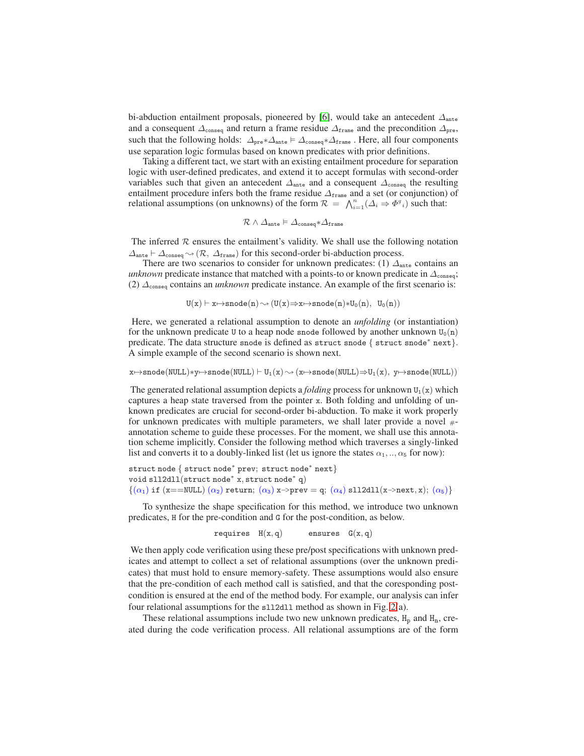bi-abduction entailment proposals, pioneered by [6], would take an antecedent $\Delta_{\texttt{ante}}$ and a consequent $\Delta_{\texttt{conseq}}$ and return a frame residue $\Delta_{\texttt{frame}}$ and the precondition $\Delta_{\texttt{pre}}$, such that the following holds: $\Delta_{\texttt{pre}}{*}\Delta_{\texttt{ante}} \models \Delta_{\texttt{conseq}}{*}\Delta_{\texttt{frame}}$ . Here, all four components use separation logic formulas based on known predicates with prior definitions.

Taking a different tact, we start with an existing entailment procedure for separation logic with user-defined predicates, and extend it to accept formulas with second-order variables such that given an antecedent $\Delta_{\texttt{ante}}$ and a consequent $\Delta_{\texttt{conseq}}$ the resulting entailment procedure infers both the frame residue $\Delta_{\texttt{frame}}$ and a set (or conjunction) of relational assumptions (on unknowns) of the form $\mathcal{R} = \bigwedge_{i=1}^{n}(\Delta_i \Rightarrow {\Phi^g}_i)$ such that:

$$\mathcal{R} \wedge \Delta_{\texttt{ante}} \models \Delta_{\texttt{conseq}}{*}\Delta_{\texttt{frame}}$$

The inferred $\mathcal{R}$ ensures the entailment's validity. We shall use the following notation $\Delta_{\texttt{ante}} \vdash \Delta_{\texttt{conseq}} \rightsquigarrow (\mathcal{R},\ \Delta_{\texttt{frame}})$ for this second-order bi-abduction process.

There are two scenarios to consider for unknown predicates: (1) $\Delta_{\texttt{ante}}$ contains an *unknown* predicate instance that matched with a points-to or known predicate in $\Delta_{\texttt{conseq}}$; (2) $\Delta_{\texttt{conseq}}$ contains an *unknown* predicate instance. An example of the first scenario is:

$$\texttt{U(x)} \vdash \texttt{x}{\mapsto}\texttt{snode(n)} \rightsquigarrow (\texttt{U(x)}{\Rightarrow}\texttt{x}{\mapsto}\texttt{snode(n)}{*}\texttt{U}_0\texttt{(n)},\ \ \texttt{U}_0\texttt{(n)})$$

Here, we generated a relational assumption to denote an *unfolding* (or instantiation) for the unknown predicate U to a heap node snode followed by another unknown $\texttt{U}_0\texttt{(n)}$ predicate. The data structure snode is defined as struct snode { struct snode* next}. A simple example of the second scenario is shown next.

$$\texttt{x}{\mapsto}\texttt{snode(NULL)}{*}\texttt{y}{\mapsto}\texttt{snode(NULL)} \vdash \texttt{U}_1\texttt{(x)} \rightsquigarrow (\texttt{x}{\mapsto}\texttt{snode(NULL)}{\Rightarrow}\texttt{U}_1\texttt{(x)},\ \texttt{y}{\mapsto}\texttt{snode(NULL)})$$

The generated relational assumption depicts a *folding* process for unknown $\texttt{U}_1\texttt{(x)}$ which captures a heap state traversed from the pointer x. Both folding and unfolding of unknown predicates are crucial for second-order bi-abduction. To make it work properly for unknown predicates with multiple parameters, we shall later provide a novel #-annotation scheme to guide these processes. For the moment, we shall use this annotation scheme implicitly. Consider the following method which traverses a singly-linked list and converts it to a doubly-linked list (let us ignore the states $\alpha_1, .., \alpha_5$ for now):

```
struct node { struct node* prev; struct node* next}
void sll2dll(struct node* x, struct node* q)
{(α1) if (x==NULL) (α2) return; (α3) x->prev = q; (α4) sll2dll(x->next, x); (α5)}
```

To synthesize the shape specification for this method, we introduce two unknown predicates, H for the pre-condition and G for the post-condition, as below.

$$\texttt{requires}\quad \texttt{H(x,q)} \qquad \texttt{ensures}\quad \texttt{G(x,q)}$$

We then apply code verification using these pre/post specifications with unknown predicates and attempt to collect a set of relational assumptions (over the unknown predicates) that must hold to ensure memory-safety. These assumptions would also ensure that the pre-condition of each method call is satisfied, and that the coresponding post-condition is ensured at the end of the method body. For example, our analysis can infer four relational assumptions for the sll2dll method as shown in Fig. 2(a).

These relational assumptions include two new unknown predicates, $\texttt{H}_\texttt{p}$ and $\texttt{H}_\texttt{n}$, created during the code verification process. All relational assumptions are of the form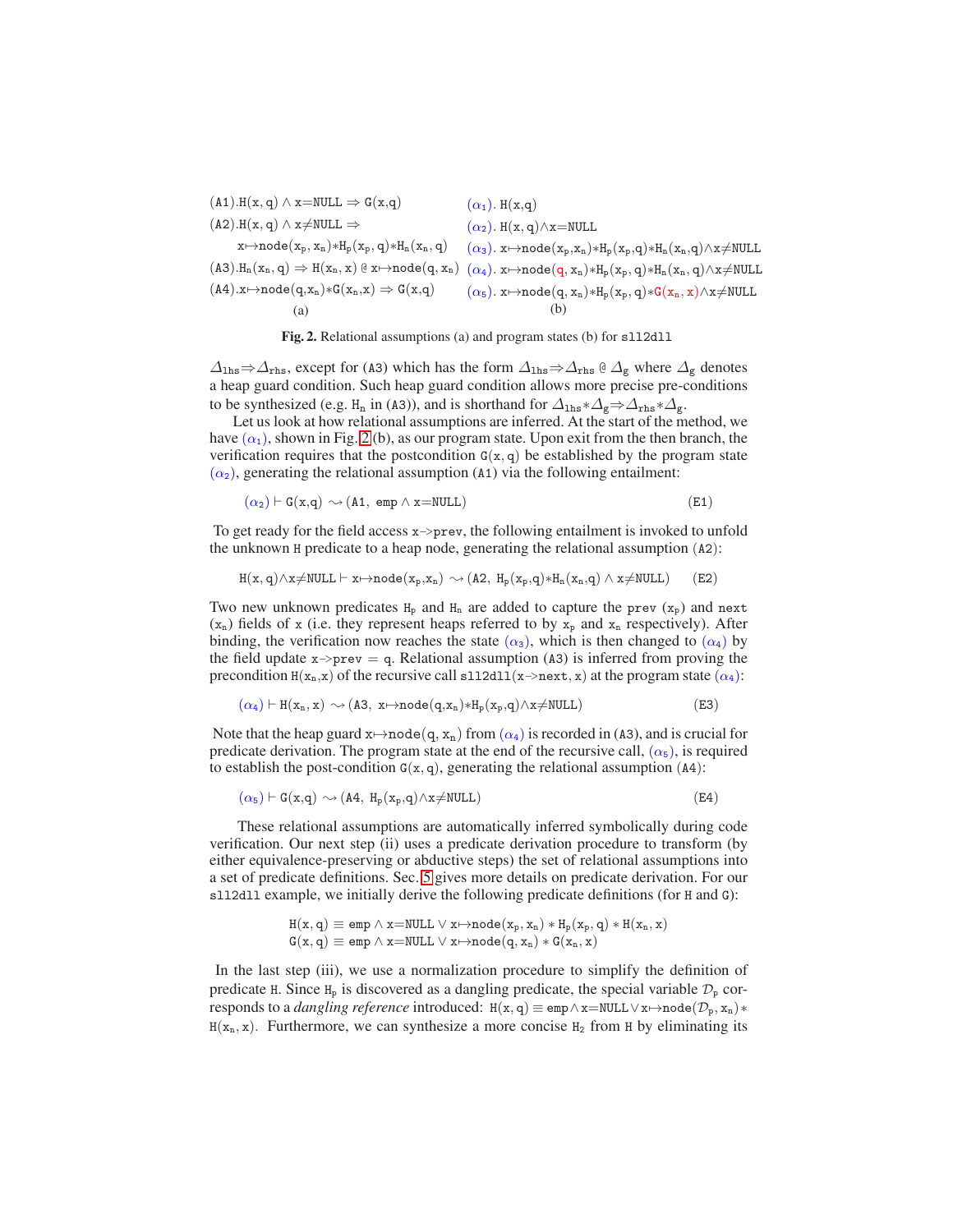(A1). $\mathtt{H}(\mathtt{x},\mathtt{q}) \wedge \mathtt{x}{=}\mathtt{NULL} \Rightarrow \mathtt{G}(\mathtt{x},\mathtt{q})$

(A2). $\mathtt{H}(\mathtt{x},\mathtt{q}) \wedge \mathtt{x}{\neq}\mathtt{NULL} \Rightarrow$
$\quad \mathtt{x}{\mapsto}\mathtt{node}(\mathtt{x_p},\mathtt{x_n}){*}\mathtt{H_p}(\mathtt{x_p},\mathtt{q}){*}\mathtt{H_n}(\mathtt{x_n},\mathtt{q})$

(A3). $\mathtt{H_n}(\mathtt{x_n},\mathtt{q}) \Rightarrow \mathtt{H}(\mathtt{x_n},\mathtt{x})$ @ $\mathtt{x}{\mapsto}\mathtt{node}(\mathtt{q},\mathtt{x_n})$

(A4). $\mathtt{x}{\mapsto}\mathtt{node}(\mathtt{q},\mathtt{x_n}){*}\mathtt{G}(\mathtt{x_n},\mathtt{x}) \Rightarrow \mathtt{G}(\mathtt{x},\mathtt{q})$

(a)

($\alpha_1$). $\mathtt{H}(\mathtt{x},\mathtt{q})$

($\alpha_2$). $\mathtt{H}(\mathtt{x},\mathtt{q}){\wedge}\mathtt{x}{=}\mathtt{NULL}$

($\alpha_3$). $\mathtt{x}{\mapsto}\mathtt{node}(\mathtt{x_p},\mathtt{x_n}){*}\mathtt{H_p}(\mathtt{x_p},\mathtt{q}){*}\mathtt{H_n}(\mathtt{x_n},\mathtt{q}){\wedge}\mathtt{x}{\neq}\mathtt{NULL}$

($\alpha_4$). $\mathtt{x}{\mapsto}\mathtt{node}(\mathtt{q},\mathtt{x_n}){*}\mathtt{H_p}(\mathtt{x_p},\mathtt{q}){*}\mathtt{H_n}(\mathtt{x_n},\mathtt{q}){\wedge}\mathtt{x}{\neq}\mathtt{NULL}$

($\alpha_5$). $\mathtt{x}{\mapsto}\mathtt{node}(\mathtt{q},\mathtt{x_n}){*}\mathtt{H_p}(\mathtt{x_p},\mathtt{q}){*}\mathtt{G}(\mathtt{x_n},\mathtt{x}){\wedge}\mathtt{x}{\neq}\mathtt{NULL}$

(b)

**Fig. 2.** Relational assumptions (a) and program states (b) for `sll2dll`

$\Delta_{\mathtt{lhs}}{\Rightarrow}\Delta_{\mathtt{rhs}}$, except for (A3) which has the form $\Delta_{\mathtt{lhs}}{\Rightarrow}\Delta_{\mathtt{rhs}}$ @ $\Delta_{\mathtt{g}}$ where $\Delta_{\mathtt{g}}$ denotes a heap guard condition. Such heap guard condition allows more precise pre-conditions to be synthesized (e.g. $\mathtt{H_n}$ in (A3)), and is shorthand for $\Delta_{\mathtt{lhs}}{*}\Delta_{\mathtt{g}}{\Rightarrow}\Delta_{\mathtt{rhs}}{*}\Delta_{\mathtt{g}}$.

Let us look at how relational assumptions are inferred. At the start of the method, we have ($\alpha_1$), shown in Fig. 2(b), as our program state. Upon exit from the then branch, the verification requires that the postcondition $\mathtt{G}(\mathtt{x},\mathtt{q})$ be established by the program state ($\alpha_2$), generating the relational assumption (A1) via the following entailment:

$$(\alpha_2) \vdash \mathtt{G}(\mathtt{x},\mathtt{q}) \leadsto (\mathtt{A1},\ \mathtt{emp} \wedge \mathtt{x}{=}\mathtt{NULL}) \qquad \text{(E1)}$$

To get ready for the field access `x->prev`, the following entailment is invoked to unfold the unknown H predicate to a heap node, generating the relational assumption (A2):

$$\mathtt{H}(\mathtt{x},\mathtt{q}){\wedge}\mathtt{x}{\neq}\mathtt{NULL} \vdash \mathtt{x}{\mapsto}\mathtt{node}(\mathtt{x_p},\mathtt{x_n}) \leadsto (\mathtt{A2},\ \mathtt{H_p}(\mathtt{x_p},\mathtt{q}){*}\mathtt{H_n}(\mathtt{x_n},\mathtt{q}) \wedge \mathtt{x}{\neq}\mathtt{NULL}) \qquad \text{(E2)}$$

Two new unknown predicates $\mathtt{H_p}$ and $\mathtt{H_n}$ are added to capture the `prev` ($\mathtt{x_p}$) and `next` ($\mathtt{x_n}$) fields of x (i.e. they represent heaps referred to by $\mathtt{x_p}$ and $\mathtt{x_n}$ respectively). After binding, the verification now reaches the state ($\alpha_3$), which is then changed to ($\alpha_4$) by the field update `x->prev = q`. Relational assumption (A3) is inferred from proving the precondition $\mathtt{H}(\mathtt{x_n},\mathtt{x})$ of the recursive call `sll2dll(x->next, x)` at the program state ($\alpha_4$):

$$(\alpha_4) \vdash \mathtt{H}(\mathtt{x_n},\mathtt{x}) \leadsto (\mathtt{A3},\ \mathtt{x}{\mapsto}\mathtt{node}(\mathtt{q},\mathtt{x_n}){*}\mathtt{H_p}(\mathtt{x_p},\mathtt{q}){\wedge}\mathtt{x}{\neq}\mathtt{NULL}) \qquad \text{(E3)}$$

Note that the heap guard $\mathtt{x}{\mapsto}\mathtt{node}(\mathtt{q},\mathtt{x_n})$ from ($\alpha_4$) is recorded in (A3), and is crucial for predicate derivation. The program state at the end of the recursive call, ($\alpha_5$), is required to establish the post-condition $\mathtt{G}(\mathtt{x},\mathtt{q})$, generating the relational assumption (A4):

$$(\alpha_5) \vdash \mathtt{G}(\mathtt{x},\mathtt{q}) \leadsto (\mathtt{A4},\ \mathtt{H_p}(\mathtt{x_p},\mathtt{q}){\wedge}\mathtt{x}{\neq}\mathtt{NULL}) \qquad \text{(E4)}$$

These relational assumptions are automatically inferred symbolically during code verification. Our next step (ii) uses a predicate derivation procedure to transform (by either equivalence-preserving or abductive steps) the set of relational assumptions into a set of predicate definitions. Sec. 5 gives more details on predicate derivation. For our `sll2dll` example, we initially derive the following predicate definitions (for H and G):

$$\mathtt{H}(\mathtt{x},\mathtt{q}) \equiv \mathtt{emp} \wedge \mathtt{x}{=}\mathtt{NULL} \vee \mathtt{x}{\mapsto}\mathtt{node}(\mathtt{x_p},\mathtt{x_n}) * \mathtt{H_p}(\mathtt{x_p},\mathtt{q}) * \mathtt{H}(\mathtt{x_n},\mathtt{x})$$
$$\mathtt{G}(\mathtt{x},\mathtt{q}) \equiv \mathtt{emp} \wedge \mathtt{x}{=}\mathtt{NULL} \vee \mathtt{x}{\mapsto}\mathtt{node}(\mathtt{q},\mathtt{x_n}) * \mathtt{G}(\mathtt{x_n},\mathtt{x})$$

In the last step (iii), we use a normalization procedure to simplify the definition of predicate H. Since $\mathtt{H_p}$ is discovered as a dangling predicate, the special variable $\mathcal{D}_{\mathtt{p}}$ corresponds to a *dangling reference* introduced: $\mathtt{H}(\mathtt{x},\mathtt{q}) \equiv \mathtt{emp}{\wedge}\mathtt{x}{=}\mathtt{NULL}{\vee}\mathtt{x}{\mapsto}\mathtt{node}(\mathcal{D}_{\mathtt{p}},\mathtt{x_n}){*}\mathtt{H}(\mathtt{x_n},\mathtt{x})$. Furthermore, we can synthesize a more concise $\mathtt{H_2}$ from H by eliminating its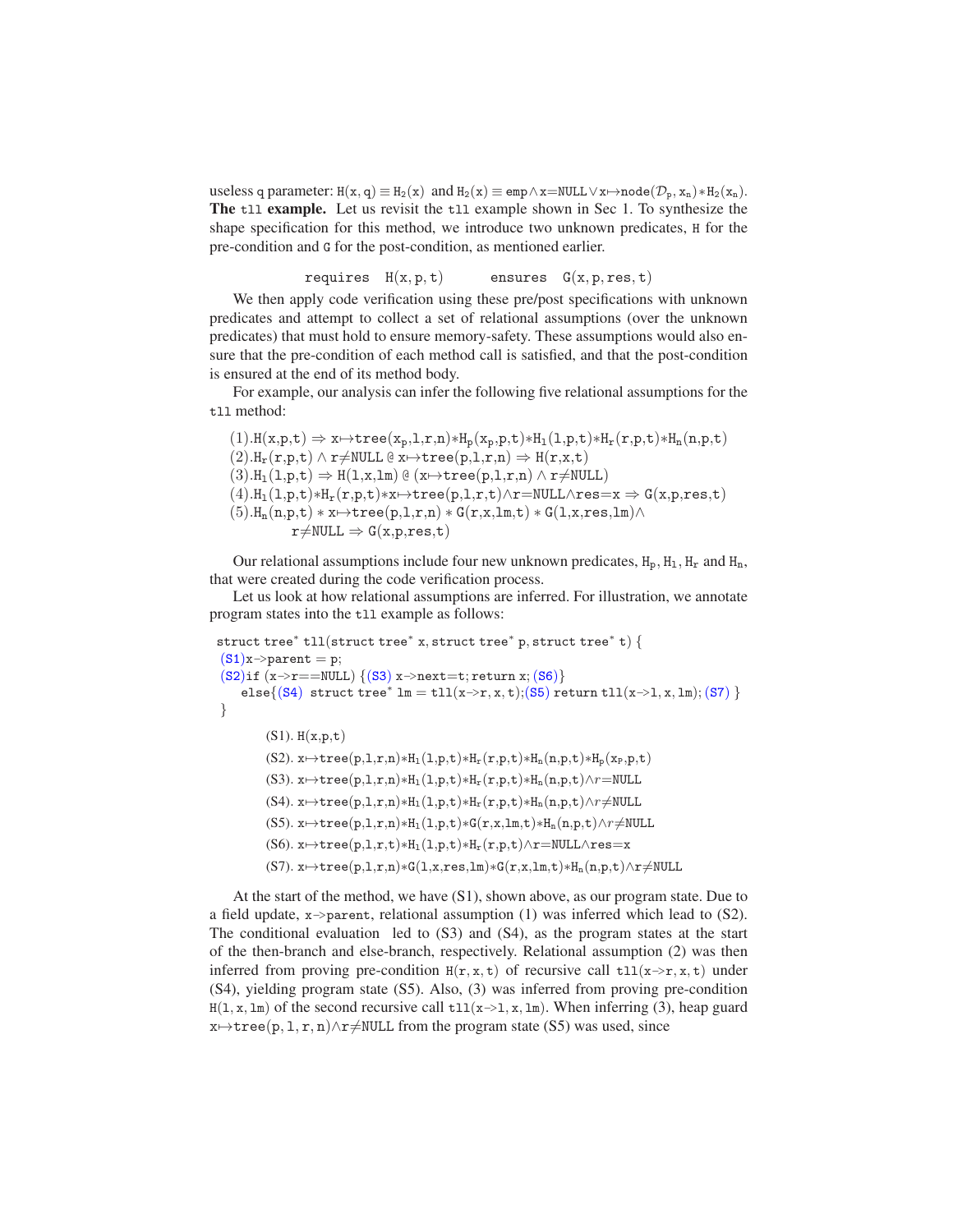useless q parameter: $\mathtt{H(x,q)} \equiv \mathtt{H_2(x)}$ and $\mathtt{H_2(x)} \equiv \mathtt{emp} \wedge \mathtt{x{=}NULL} \vee \mathtt{x{\mapsto}node}(\mathcal{D}_p, \mathtt{x_n}) {*} \mathtt{H_2(x_n)}$.

**The** `tll` **example.** Let us revisit the `tll` example shown in Sec 1. To synthesize the shape specification for this method, we introduce two unknown predicates, `H` for the pre-condition and `G` for the post-condition, as mentioned earlier.

$$\mathtt{requires}\ \ \mathtt{H(x,p,t)} \qquad \mathtt{ensures}\ \ \mathtt{G(x,p,res,t)}$$

We then apply code verification using these pre/post specifications with unknown predicates and attempt to collect a set of relational assumptions (over the unknown predicates) that must hold to ensure memory-safety. These assumptions would also ensure that the pre-condition of each method call is satisfied, and that the post-condition is ensured at the end of its method body.

For example, our analysis can infer the following five relational assumptions for the `tll` method:

$(1).\mathtt{H(x,p,t)} \Rightarrow \mathtt{x{\mapsto}tree(x_p,l,r,n){*}H_p(x_p,p,t){*}H_l(l,p,t){*}H_r(r,p,t){*}H_n(n,p,t)}$
$(2).\mathtt{H_r(r,p,t)} \wedge \mathtt{r{\neq}NULL}\ @\ \mathtt{x{\mapsto}tree(p,l,r,n)} \Rightarrow \mathtt{H(r,x,t)}$
$(3).\mathtt{H_l(l,p,t)} \Rightarrow \mathtt{H(l,x,lm)}\ @\ (\mathtt{x{\mapsto}tree(p,l,r,n)} \wedge \mathtt{r{\neq}NULL})$
$(4).\mathtt{H_l(l,p,t){*}H_r(r,p,t){*}x{\mapsto}tree(p,l,r,t){\wedge}r{=}NULL{\wedge}res{=}x} \Rightarrow \mathtt{G(x,p,res,t)}$
$(5).\mathtt{H_n(n,p,t)} * \mathtt{x{\mapsto}tree(p,l,r,n)} * \mathtt{G(r,x,lm,t)} * \mathtt{G(l,x,res,lm)}\wedge$
$\qquad\quad \mathtt{r{\neq}NULL} \Rightarrow \mathtt{G(x,p,res,t)}$

Our relational assumptions include four new unknown predicates, $\mathtt{H_p}$, $\mathtt{H_l}$, $\mathtt{H_r}$ and $\mathtt{H_n}$, that were created during the code verification process.

Let us look at how relational assumptions are inferred. For illustration, we annotate program states into the `tll` example as follows:

```
struct tree* tll(struct tree* x, struct tree* p, struct tree* t) {
 (S1)x->parent = p;
 (S2)if (x->r==NULL) {(S3) x->next=t; return x; (S6)}
    else{(S4) struct tree* lm = tll(x->r, x, t);(S5) return tll(x->l, x, lm); (S7) }
}
```

(S1). $\mathtt{H(x,p,t)}$
(S2). $\mathtt{x{\mapsto}tree(p,l,r,n){*}H_l(l,p,t){*}H_r(r,p,t){*}H_n(n,p,t){*}H_p(x_P,p,t)}$
(S3). $\mathtt{x{\mapsto}tree(p,l,r,n){*}H_l(l,p,t){*}H_r(r,p,t){*}H_n(n,p,t){\wedge}}r\mathtt{{=}NULL}$
(S4). $\mathtt{x{\mapsto}tree(p,l,r,n){*}H_l(l,p,t){*}H_r(r,p,t){*}H_n(n,p,t){\wedge}}r\mathtt{{\neq}NULL}$
(S5). $\mathtt{x{\mapsto}tree(p,l,r,n){*}H_l(l,p,t){*}G(r,x,lm,t){*}H_n(n,p,t){\wedge}}r\mathtt{{\neq}NULL}$
(S6). $\mathtt{x{\mapsto}tree(p,l,r,t){*}H_l(l,p,t){*}H_r(r,p,t){\wedge}r{=}NULL{\wedge}res{=}x}$
(S7). $\mathtt{x{\mapsto}tree(p,l,r,n){*}G(l,x,res,lm){*}G(r,x,lm,t){*}H_n(n,p,t){\wedge}}r\mathtt{{\neq}NULL}$

At the start of the method, we have (S1), shown above, as our program state. Due to a field update, `x->parent`, relational assumption (1) was inferred which lead to (S2). The conditional evaluation led to (S3) and (S4), as the program states at the start of the then-branch and else-branch, respectively. Relational assumption (2) was then inferred from proving pre-condition $\mathtt{H(r,x,t)}$ of recursive call `tll(x->r, x, t)` under (S4), yielding program state (S5). Also, (3) was inferred from proving pre-condition $\mathtt{H(l,x,lm)}$ of the second recursive call `tll(x->l, x, lm)`. When inferring (3), heap guard $\mathtt{x{\mapsto}tree(p,l,r,n){\wedge}r{\neq}NULL}$ from the program state (S5) was used, since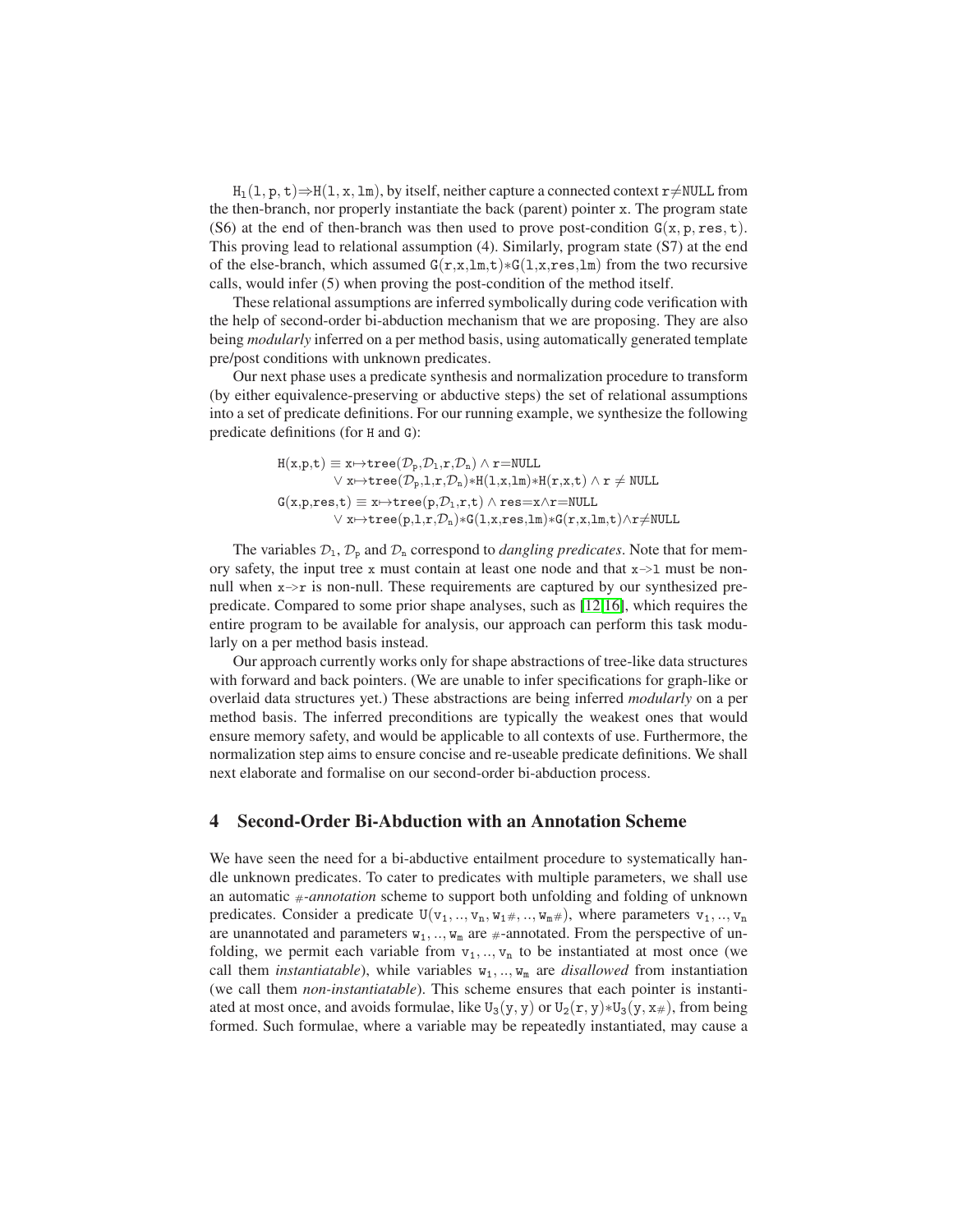$\texttt{H}_1(\texttt{l},\texttt{p},\texttt{t}) \Rightarrow \texttt{H}(\texttt{l},\texttt{x},\texttt{lm})$, by itself, neither capture a connected context $\texttt{r} \neq \texttt{NULL}$ from the then-branch, nor properly instantiate the back (parent) pointer x. The program state (S6) at the end of then-branch was then used to prove post-condition $\texttt{G}(\texttt{x},\texttt{p},\texttt{res},\texttt{t})$. This proving lead to relational assumption (4). Similarly, program state (S7) at the end of the else-branch, which assumed $\texttt{G}(\texttt{r},\texttt{x},\texttt{lm},\texttt{t}) * \texttt{G}(\texttt{l},\texttt{x},\texttt{res},\texttt{lm})$ from the two recursive calls, would infer (5) when proving the post-condition of the method itself.

These relational assumptions are inferred symbolically during code verification with the help of second-order bi-abduction mechanism that we are proposing. They are also being *modularly* inferred on a per method basis, using automatically generated template pre/post conditions with unknown predicates.

Our next phase uses a predicate synthesis and normalization procedure to transform (by either equivalence-preserving or abductive steps) the set of relational assumptions into a set of predicate definitions. For our running example, we synthesize the following predicate definitions (for H and G):

$$
\begin{array}{l}
\texttt{H}(\texttt{x},\texttt{p},\texttt{t}) \equiv \texttt{x} \mapsto \texttt{tree}(\mathcal{D}_\texttt{p},\mathcal{D}_\texttt{l},\texttt{r},\mathcal{D}_\texttt{n}) \wedge \texttt{r}{=}\texttt{NULL} \\
\qquad \vee\ \texttt{x} \mapsto \texttt{tree}(\mathcal{D}_\texttt{p},\texttt{l},\texttt{r},\mathcal{D}_\texttt{n}) * \texttt{H}(\texttt{l},\texttt{x},\texttt{lm}) * \texttt{H}(\texttt{r},\texttt{x},\texttt{t}) \wedge \texttt{r} \neq \texttt{NULL} \\
\texttt{G}(\texttt{x},\texttt{p},\texttt{res},\texttt{t}) \equiv \texttt{x} \mapsto \texttt{tree}(\texttt{p},\mathcal{D}_\texttt{l},\texttt{r},\texttt{t}) \wedge \texttt{res}{=}\texttt{x} \wedge \texttt{r}{=}\texttt{NULL} \\
\qquad \vee\ \texttt{x} \mapsto \texttt{tree}(\texttt{p},\texttt{l},\texttt{r},\mathcal{D}_\texttt{n}) * \texttt{G}(\texttt{l},\texttt{x},\texttt{res},\texttt{lm}) * \texttt{G}(\texttt{r},\texttt{x},\texttt{lm},\texttt{t}) \wedge \texttt{r} {\neq} \texttt{NULL}
\end{array}
$$

The variables $\mathcal{D}_\texttt{l}$, $\mathcal{D}_\texttt{p}$ and $\mathcal{D}_\texttt{n}$ correspond to *dangling predicates*. Note that for memory safety, the input tree x must contain at least one node and that x->l must be non-null when x->r is non-null. These requirements are captured by our synthesized pre-predicate. Compared to some prior shape analyses, such as [12,16], which requires the entire program to be available for analysis, our approach can perform this task modularly on a per method basis instead.

Our approach currently works only for shape abstractions of tree-like data structures with forward and back pointers. (We are unable to infer specifications for graph-like or overlaid data structures yet.) These abstractions are being inferred *modularly* on a per method basis. The inferred preconditions are typically the weakest ones that would ensure memory safety, and would be applicable to all contexts of use. Furthermore, the normalization step aims to ensure concise and re-useable predicate definitions. We shall next elaborate and formalise on our second-order bi-abduction process.

## 4 Second-Order Bi-Abduction with an Annotation Scheme

We have seen the need for a bi-abductive entailment procedure to systematically handle unknown predicates. To cater to predicates with multiple parameters, we shall use an automatic *#-annotation* scheme to support both unfolding and folding of unknown predicates. Consider a predicate $\texttt{U}(\texttt{v}_1,..,\texttt{v}_\texttt{n},\texttt{w}_1\#,..,\texttt{w}_\texttt{m}\#)$, where parameters $\texttt{v}_1,..,\texttt{v}_\texttt{n}$ are unannotated and parameters $\texttt{w}_1,..,\texttt{w}_\texttt{m}$ are #-annotated. From the perspective of unfolding, we permit each variable from $\texttt{v}_1,..,\texttt{v}_\texttt{n}$ to be instantiated at most once (we call them *instantiatable*), while variables $\texttt{w}_1,..,\texttt{w}_\texttt{m}$ are *disallowed* from instantiation (we call them *non-instantiatable*). This scheme ensures that each pointer is instantiated at most once, and avoids formulae, like $\texttt{U}_3(\texttt{y},\texttt{y})$ or $\texttt{U}_2(\texttt{r},\texttt{y}) * \texttt{U}_3(\texttt{y},\texttt{x}\#)$, from being formed. Such formulae, where a variable may be repeatedly instantiated, may cause a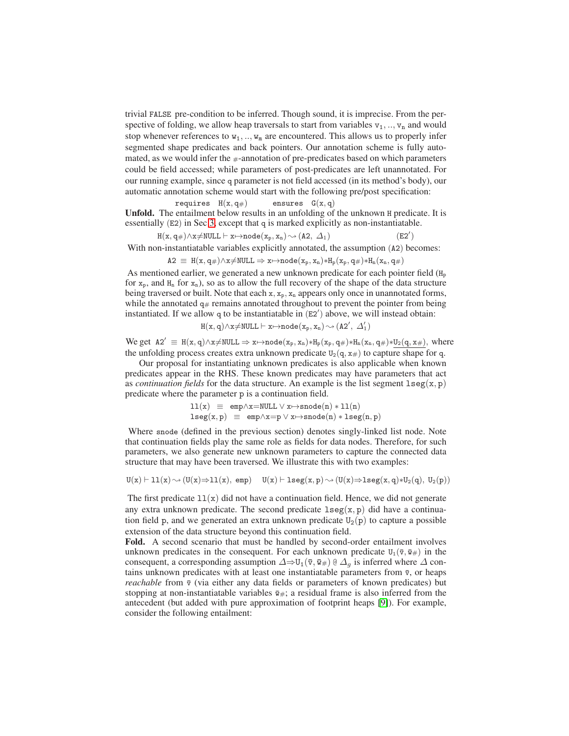trivial FALSE pre-condition to be inferred. Though sound, it is imprecise. From the perspective of folding, we allow heap traversals to start from variables $v_1, .., v_n$ and would stop whenever references to $w_1, .., w_m$ are encountered. This allows us to properly infer segmented shape predicates and back pointers. Our annotation scheme is fully automated, as we would infer the $\#$-annotation of pre-predicates based on which parameters could be field accessed; while parameters of post-predicates are left unannotated. For our running example, since q parameter is not field accessed (in its method's body), our automatic annotation scheme would start with the following pre/post specification:

$$\texttt{requires}\ \ H(x, q\#) \qquad \texttt{ensures}\ \ G(x, q)$$

**Unfold.** The entailment below results in an unfolding of the unknown H predicate. It is essentially (E2) in Sec 3, except that q is marked explicitly as non-instantiatable.

$$H(x, q\#) \wedge x{\neq}\texttt{NULL} \vdash x{\mapsto}\texttt{node}(x_p, x_n) \rightsquigarrow (\texttt{A2},\ \Delta_1) \qquad (\texttt{E2}')$$

With non-instantiatable variables explicitly annotated, the assumption (A2) becomes:

$$\texttt{A2} \equiv H(x, q\#) \wedge x{\neq}\texttt{NULL} \Rightarrow x{\mapsto}\texttt{node}(x_p, x_n) * H_p(x_p, q\#) * H_n(x_n, q\#)$$

As mentioned earlier, we generated a new unknown predicate for each pointer field ($H_p$ for $x_p$, and $H_n$ for $x_n$), so as to allow the full recovery of the shape of the data structure being traversed or built. Note that each $x, x_p, x_n$ appears only once in unannotated forms, while the annotated $q_\#$ remains annotated throughout to prevent the pointer from being instantiated. If we allow q to be instantiatable in (E2′) above, we will instead obtain:

$$H(x, q) \wedge x{\neq}\texttt{NULL} \vdash x{\mapsto}\texttt{node}(x_p, x_n) \rightsquigarrow (\texttt{A2}',\ \Delta_1')$$

We get $\texttt{A2}' \equiv H(x, q) \wedge x{\neq}\texttt{NULL} \Rightarrow x{\mapsto}\texttt{node}(x_p, x_n) * H_p(x_p, q\#) * H_n(x_n, q\#) * \underline{U_2(q, x\#)}$, where the unfolding process creates extra unknown predicate $U_2(q, x\#)$ to capture shape for q.

Our proposal for instantiating unknown predicates is also applicable when known predicates appear in the RHS. These known predicates may have parameters that act as *continuation fields* for the data structure. An example is the list segment $\texttt{lseg}(x, p)$ predicate where the parameter p is a continuation field.

$$\begin{array}{rcl}\texttt{ll}(x) & \equiv & \texttt{emp} \wedge x{=}\texttt{NULL} \vee x{\mapsto}\texttt{snode}(n) * \texttt{ll}(n) \\ \texttt{lseg}(x, p) & \equiv & \texttt{emp} \wedge x{=}p \vee x{\mapsto}\texttt{snode}(n) * \texttt{lseg}(n, p)\end{array}$$

Where snode (defined in the previous section) denotes singly-linked list node. Note that continuation fields play the same role as fields for data nodes. Therefore, for such parameters, we also generate new unknown parameters to capture the connected data structure that may have been traversed. We illustrate this with two examples:

$$U(x) \vdash \texttt{ll}(x) \rightsquigarrow (U(x) \Rightarrow \texttt{ll}(x),\ \texttt{emp}) \quad U(x) \vdash \texttt{lseg}(x, p) \rightsquigarrow (U(x) \Rightarrow \texttt{lseg}(x, q) * U_2(q),\ U_2(p))$$

The first predicate $\texttt{ll}(x)$ did not have a continuation field. Hence, we did not generate any extra unknown predicate. The second predicate $\texttt{lseg}(x, p)$ did have a continuation field p, and we generated an extra unknown predicate $U_2(p)$ to capture a possible extension of the data structure beyond this continuation field.

**Fold.** A second scenario that must be handled by second-order entailment involves unknown predicates in the consequent. For each unknown predicate $U_1(\bar{v}, \bar{w}\#)$ in the consequent, a corresponding assumption $\Delta \Rightarrow U_1(\bar{v}, \bar{w}\#)$ @ $\Delta_g$ is inferred where $\Delta$ contains unknown predicates with at least one instantiatable parameters from $\bar{v}$, or heaps *reachable* from $\bar{v}$ (via either any data fields or parameters of known predicates) but stopping at non-instantiatable variables $\bar{w}_\#$; a residual frame is also inferred from the antecedent (but added with pure approximation of footprint heaps [9]). For example, consider the following entailment: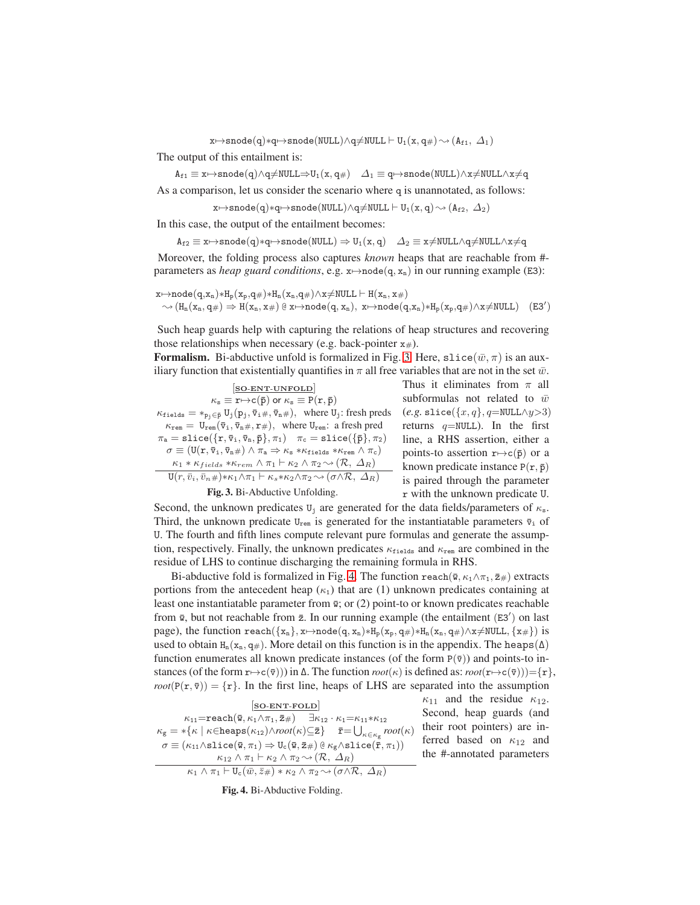$$\mathtt{x}{\mapsto}\mathtt{snode(q)}{*}\mathtt{q}{\mapsto}\mathtt{snode(NULL)}{\wedge}\mathtt{q}{\neq}\mathtt{NULL} \vdash \mathtt{U_1(x,q\#)} \rightsquigarrow (\mathtt{A_{f1}},\ \Delta_1)$$

The output of this entailment is:

$$\mathtt{A_{f1}} \equiv \mathtt{x}{\mapsto}\mathtt{snode(q)}{\wedge}\mathtt{q}{\neq}\mathtt{NULL}{\Rightarrow}\mathtt{U_1(x,q\#)} \quad \Delta_1 \equiv \mathtt{q}{\mapsto}\mathtt{snode(NULL)}{\wedge}\mathtt{x}{\neq}\mathtt{NULL}{\wedge}\mathtt{x}{\neq}\mathtt{q}$$

As a comparison, let us consider the scenario where q is unannotated, as follows:

$$\mathtt{x}{\mapsto}\mathtt{snode(q)}{*}\mathtt{q}{\mapsto}\mathtt{snode(NULL)}{\wedge}\mathtt{q}{\neq}\mathtt{NULL} \vdash \mathtt{U_1(x,q)} \rightsquigarrow (\mathtt{A_{f2}},\ \Delta_2)$$

In this case, the output of the entailment becomes:

$$\mathtt{A_{f2}} \equiv \mathtt{x}{\mapsto}\mathtt{snode(q)}{*}\mathtt{q}{\mapsto}\mathtt{snode(NULL)} \Rightarrow \mathtt{U_1(x,q)} \quad \Delta_2 \equiv \mathtt{x}{\neq}\mathtt{NULL}{\wedge}\mathtt{q}{\neq}\mathtt{NULL}{\wedge}\mathtt{x}{\neq}\mathtt{q}$$

Moreover, the folding process also captures *known* heaps that are reachable from #-parameters as *heap guard conditions*, e.g. $\mathtt{x}{\mapsto}\mathtt{node(q,x_n)}$ in our running example (E3):

$$\mathtt{x}{\mapsto}\mathtt{node(q,x_n)}{*}\mathtt{H_p(x_p,q\#)}{*}\mathtt{H_n(x_n,q\#)}{\wedge}\mathtt{x}{\neq}\mathtt{NULL} \vdash \mathtt{H(x_n,x\#)}$$
$$\rightsquigarrow (\mathtt{H_n(x_n,q\#)} \Rightarrow \mathtt{H(x_n,x\#)}\ @\ \mathtt{x}{\mapsto}\mathtt{node(q,x_n)},\ \mathtt{x}{\mapsto}\mathtt{node(q,x_n)}{*}\mathtt{H_p(x_p,q\#)}{\wedge}\mathtt{x}{\neq}\mathtt{NULL}) \quad (\mathtt{E3}')$$

Such heap guards help with capturing the relations of heap structures and recovering those relationships when necessary (e.g. back-pointer $\mathtt{x}_\#$).

**Formalism.** Bi-abductive unfold is formalized in Fig. 3. Here, $\mathtt{slice}(\bar{w},\pi)$ is an auxiliary function that existentially quantifies in $\pi$ all free variables that are not in the set $\bar{w}$. Thus it eliminates from $\pi$ all subformulas not related to $\bar{w}$ (*e.g.* $\mathtt{slice}(\{x,q\}, q{=}\mathtt{NULL}{\wedge}y{>}3)$ returns $q{=}\mathtt{NULL}$). In the first line, a RHS assertion, either a points-to assertion $\mathtt{r}{\mapsto}\mathtt{c}(\bar{\mathtt{p}})$ or a known predicate instance $\mathtt{P}(\mathtt{r},\bar{\mathtt{p}})$ is paired through the parameter $\mathtt{r}$ with the unknown predicate $\mathtt{U}$.

$$\frac{\begin{array}{c}[\textbf{SO-ENT-UNFOLD}]\\ \kappa_\mathtt{s} \equiv \mathtt{r}{\mapsto}\mathtt{c}(\bar{\mathtt{p}}) \text{ or } \kappa_\mathtt{s} \equiv \mathtt{P}(\mathtt{r},\bar{\mathtt{p}}) \\ \kappa_\mathtt{fields} = {*}_{\mathtt{p_j}\in\bar{\mathtt{p}}}\,\mathtt{U_j}(\mathtt{p_j},\bar{\mathtt{v}}_\mathtt{i}\#,\bar{\mathtt{v}}_\mathtt{n}\#), \text{ where } \mathtt{U_j}\text{: fresh preds} \\ \kappa_\mathtt{rem} = \mathtt{U_{rem}}(\bar{\mathtt{v}}_\mathtt{i},\bar{\mathtt{v}}_\mathtt{n}\#,\mathtt{r}\#), \text{ where } \mathtt{U_{rem}}\text{: a fresh pred} \\ \pi_\mathtt{a} = \mathtt{slice}(\{\mathtt{r},\bar{\mathtt{v}}_\mathtt{i},\bar{\mathtt{v}}_\mathtt{n},\bar{\mathtt{p}}\},\pi_1) \quad \pi_\mathtt{c} = \mathtt{slice}(\{\bar{\mathtt{p}}\},\pi_2) \\ \sigma \equiv (\mathtt{U}(\mathtt{r},\bar{\mathtt{v}}_\mathtt{i},\bar{\mathtt{v}}_\mathtt{n}\#) \wedge \pi_\mathtt{a} \Rightarrow \kappa_\mathtt{s} * \kappa_\mathtt{fields} * \kappa_\mathtt{rem} \wedge \pi_\mathtt{c}) \\ \kappa_1 * \kappa_{fields} * \kappa_{rem} \wedge \pi_1 \vdash \kappa_2 \wedge \pi_2 \rightsquigarrow (\mathcal{R},\ \Delta_R)\end{array}}{\mathtt{U}(r,\bar{v}_i,\bar{v}_n\#){*}\kappa_1{\wedge}\pi_1 \vdash \kappa_s{*}\kappa_2{\wedge}\pi_2 \rightsquigarrow (\sigma{\wedge}\mathcal{R},\ \Delta_R)}$$

**Fig. 3.** Bi-Abductive Unfolding.

Second, the unknown predicates $\mathtt{U_j}$ are generated for the data fields/parameters of $\kappa_\mathtt{s}$. Third, the unknown predicate $\mathtt{U_{rem}}$ is generated for the instantiatable parameters $\bar{\mathtt{v}}_\mathtt{i}$ of $\mathtt{U}$. The fourth and fifth lines compute relevant pure formulas and generate the assumption, respectively. Finally, the unknown predicates $\kappa_\mathtt{fields}$ and $\kappa_\mathtt{rem}$ are combined in the residue of LHS to continue discharging the remaining formula in RHS.

Bi-abductive fold is formalized in Fig. 4. The function $\mathtt{reach}(\bar{\mathtt{w}},\kappa_1{\wedge}\pi_1,\bar{\mathtt{z}}\#)$ extracts portions from the antecedent heap ($\kappa_1$) that are (1) unknown predicates containing at least one instantiatable parameter from $\bar{\mathtt{w}}$; or (2) point-to or known predicates reachable from $\bar{\mathtt{w}}$, but not reachable from $\bar{\mathtt{z}}$. In our running example (the entailment (E3$'$) on last page), the function $\mathtt{reach}(\{\mathtt{x_n}\},\mathtt{x}{\mapsto}\mathtt{node(q,x_n)}{*}\mathtt{H_p(x_p,q\#)}{*}\mathtt{H_n(x_n,q\#)}{\wedge}\mathtt{x}{\neq}\mathtt{NULL},\{\mathtt{x\#}\})$ is used to obtain $\mathtt{H_n(x_n,q\#)}$. More detail on this function is in the appendix. The $\mathtt{heaps}(\Delta)$ function enumerates all known predicate instances (of the form $\mathtt{P}(\bar{\mathtt{v}})$) and points-to instances (of the form $\mathtt{r}{\mapsto}\mathtt{c}(\bar{\mathtt{v}})$) in $\Delta$. The function $root(\kappa)$ is defined as: $root(\mathtt{r}{\mapsto}\mathtt{c}(\bar{\mathtt{v}})){=}\{\mathtt{r}\}$, $root(\mathtt{P}(\mathtt{r},\bar{\mathtt{v}})) = \{\mathtt{r}\}$. In the first line, heaps of LHS are separated into the assumption $\kappa_{11}$ and the residue $\kappa_{12}$. Second, heap guards (and their root pointers) are inferred based on $\kappa_{12}$ and the #-annotated parameters

$$\frac{\begin{array}{c}[\textbf{SO-ENT-FOLD}]\\ \kappa_{11}{=}\mathtt{reach}(\bar{\mathtt{w}},\kappa_1{\wedge}\pi_1,\bar{\mathtt{z}}\#) \quad \exists\kappa_{12}\cdot\kappa_1{=}\kappa_{11}{*}\kappa_{12} \\ \kappa_\mathtt{g} = {*}\{\kappa \mid \kappa{\in}\mathtt{heaps}(\kappa_{12}){\wedge}root(\kappa){\subseteq}\bar{\mathtt{z}}\} \quad \bar{\mathtt{r}}{=}\bigcup_{\kappa\in\kappa_\mathtt{g}} root(\kappa) \\ \sigma \equiv (\kappa_{11}{\wedge}\mathtt{slice}(\bar{\mathtt{w}},\pi_1) \Rightarrow \mathtt{U_c}(\bar{\mathtt{w}},\bar{\mathtt{z}}\#)\ @\ \kappa_\mathtt{g}{\wedge}\mathtt{slice}(\bar{\mathtt{r}},\pi_1)) \\ \kappa_{12} \wedge \pi_1 \vdash \kappa_2 \wedge \pi_2 \rightsquigarrow (\mathcal{R},\ \Delta_R)\end{array}}{\kappa_1 \wedge \pi_1 \vdash \mathtt{U_c}(\bar{w},\bar{z}\#) * \kappa_2 \wedge \pi_2 \rightsquigarrow (\sigma{\wedge}\mathcal{R},\ \Delta_R)}$$

**Fig. 4.** Bi-Abductive Folding.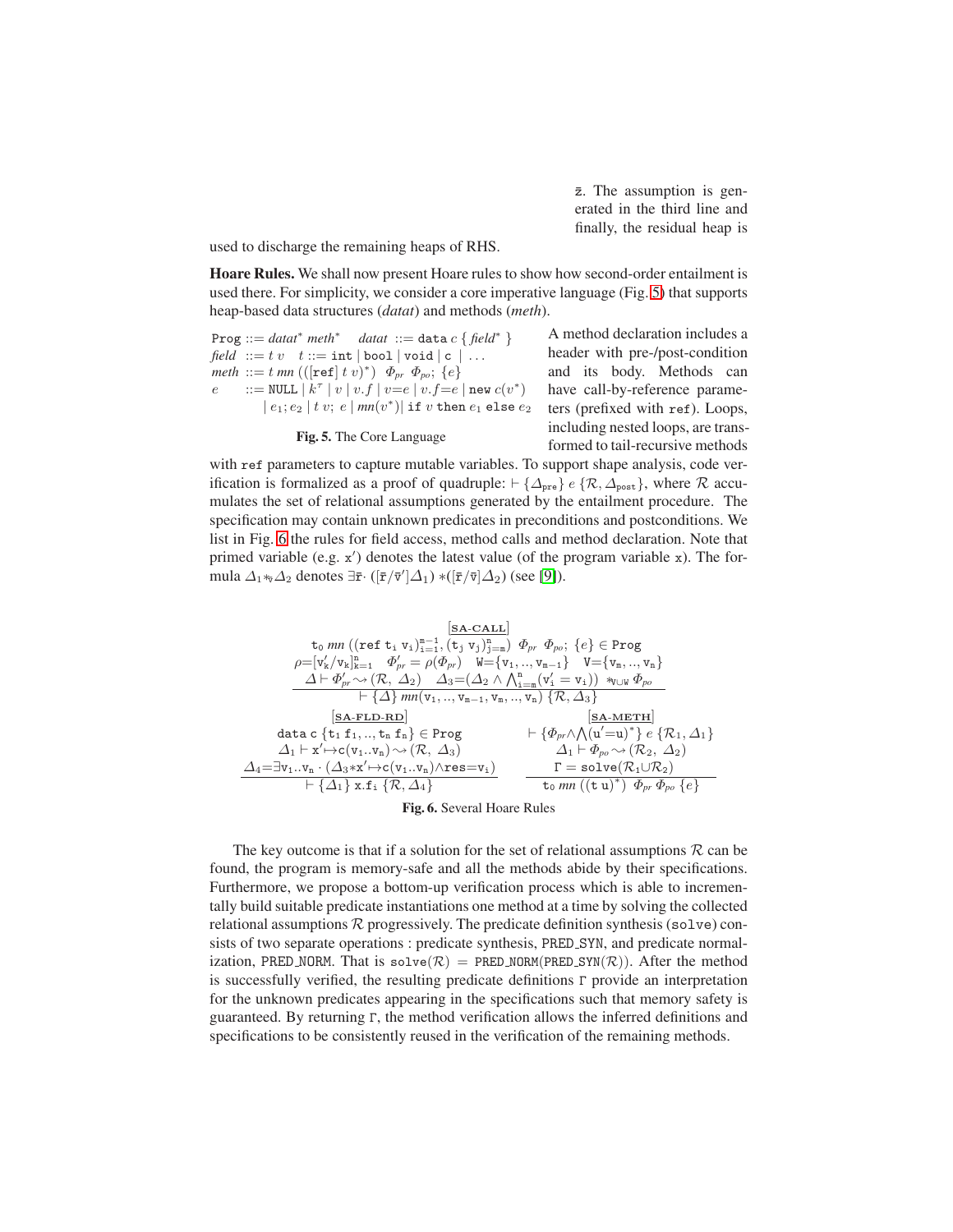$\bar{z}$. The assumption is generated in the third line and finally, the residual heap is used to discharge the remaining heaps of RHS.

**Hoare Rules.** We shall now present Hoare rules to show how second-order entailment is used there. For simplicity, we consider a core imperative language (Fig. 5) that supports heap-based data structures (*datat*) and methods (*meth*).

$$
\begin{array}{ll}
\texttt{Prog} ::= \mathit{datat}^* \ \mathit{meth}^* & \mathit{datat} ::= \texttt{data}\ c\ \{\ \mathit{field}^*\ \} \\
\mathit{field} ::= t\ v \quad t ::= \texttt{int} \mid \texttt{bool} \mid \texttt{void} \mid \texttt{c} \mid \ldots & \\
\mathit{meth} ::= t\ mn\ (([\texttt{ref}]\ t\ v)^*)\ \ \Phi_{pr}\ \ \Phi_{po};\ \{e\} & \\
e \quad ::= \texttt{NULL} \mid k^\tau \mid v \mid v.f \mid v{=}e \mid v.f{=}e \mid \texttt{new}\ c(v^*) & \\
\quad\quad \mid e_1; e_2 \mid t\ v;\ e \mid mn(v^*) \mid \texttt{if}\ v\ \texttt{then}\ e_1\ \texttt{else}\ e_2 &
\end{array}
$$

**Fig. 5.** The Core Language

A method declaration includes a header with pre-/post-condition and its body. Methods can have call-by-reference parameters (prefixed with `ref`). Loops, including nested loops, are transformed to tail-recursive methods with `ref` parameters to capture mutable variables. To support shape analysis, code verification is formalized as a proof of quadruple: $\vdash \{\Delta_{\texttt{pre}}\}\ e\ \{\mathcal{R}, \Delta_{\texttt{post}}\}$, where $\mathcal{R}$ accumulates the set of relational assumptions generated by the entailment procedure. The specification may contain unknown predicates in preconditions and postconditions. We list in Fig. 6 the rules for field access, method calls and method declaration. Note that primed variable (e.g. $\texttt{x}'$) denotes the latest value (of the program variable $\texttt{x}$). The formula $\Delta_1 *_{\bar{v}} \Delta_2$ denotes $\exists \bar{r}\cdot ([\bar{r}/\bar{v}']\Delta_1) * ([\bar{r}/\bar{v}]\Delta_2)$ (see [9]).

$$
\frac{
\begin{array}{c}
\texttt{t}_0\ mn\ ((\texttt{ref}\ \texttt{t}_\texttt{i}\ \texttt{v}_\texttt{i})_{\texttt{i}=1}^{\texttt{m}-1}, (\texttt{t}_\texttt{j}\ \texttt{v}_\texttt{j})_{\texttt{j}=\texttt{m}}^{\texttt{n}})\ \ \Phi_{pr}\ \ \Phi_{po};\ \{e\} \in \texttt{Prog} \\
\rho{=}[\texttt{v}_\texttt{k}'/\texttt{v}_\texttt{k}]_{\texttt{k}=1}^{\texttt{n}} \quad \Phi_{pr}' = \rho(\Phi_{pr}) \quad \texttt{W}{=}\{\texttt{v}_1, .., \texttt{v}_{\texttt{m}-1}\} \quad \texttt{V}{=}\{\texttt{v}_\texttt{m}, .., \texttt{v}_\texttt{n}\} \\
\Delta \vdash \Phi_{pr}' \leadsto (\mathcal{R},\ \Delta_2) \quad \Delta_3{=}(\Delta_2 \wedge \bigwedge_{\texttt{i}=\texttt{m}}^{\texttt{n}}(\texttt{v}_\texttt{i}' = \texttt{v}_\texttt{i}))\ *_{\texttt{V}\cup\texttt{W}}\ \Phi_{po}
\end{array}
}{
\vdash \{\Delta\}\ mn(\texttt{v}_1, .., \texttt{v}_{\texttt{m}-1}, \texttt{v}_\texttt{m}, .., \texttt{v}_\texttt{n})\ \{\mathcal{R}, \Delta_3\}
}\ [\underline{\textbf{SA-CALL}}]
$$

$$
\frac{
\begin{array}{c}
\texttt{data c}\ \{\texttt{t}_1\ \texttt{f}_1, .., \texttt{t}_\texttt{n}\ \texttt{f}_\texttt{n}\} \in \texttt{Prog} \\
\Delta_1 \vdash \texttt{x}' {\mapsto} \texttt{c}(\texttt{v}_1..\texttt{v}_\texttt{n}) \leadsto (\mathcal{R},\ \Delta_3) \\
\Delta_4{=}\exists \texttt{v}_1..\texttt{v}_\texttt{n} \cdot (\Delta_3 {*} \texttt{x}' {\mapsto} \texttt{c}(\texttt{v}_1..\texttt{v}_\texttt{n}) {\wedge} \texttt{res}{=}\texttt{v}_\texttt{i})
\end{array}
}{
\vdash \{\Delta_1\}\ \texttt{x.f}_\texttt{i}\ \{\mathcal{R}, \Delta_4\}
}\ [\underline{\textbf{SA-FLD-RD}}]
\qquad
\frac{
\begin{array}{c}
\vdash \{\Phi_{pr} {\wedge} \bigwedge(\texttt{u}'{=}\texttt{u})^*\}\ e\ \{\mathcal{R}_1, \Delta_1\} \\
\Delta_1 \vdash \Phi_{po} \leadsto (\mathcal{R}_2,\ \Delta_2) \\
\Gamma = \texttt{solve}(\mathcal{R}_1 {\cup} \mathcal{R}_2)
\end{array}
}{
\texttt{t}_0\ mn\ ((\texttt{t u})^*)\ \ \Phi_{pr}\ \Phi_{po}\ \{e\}
}\ [\underline{\textbf{SA-METH}}]
$$

**Fig. 6.** Several Hoare Rules

The key outcome is that if a solution for the set of relational assumptions $\mathcal{R}$ can be found, the program is memory-safe and all the methods abide by their specifications. Furthermore, we propose a bottom-up verification process which is able to incrementally build suitable predicate instantiations one method at a time by solving the collected relational assumptions $\mathcal{R}$ progressively. The predicate definition synthesis (`solve`) consists of two separate operations : predicate synthesis, PRED_SYN, and predicate normalization, PRED_NORM. That is $\texttt{solve}(\mathcal{R}) = \texttt{PRED\_NORM}(\texttt{PRED\_SYN}(\mathcal{R}))$. After the method is successfully verified, the resulting predicate definitions $\Gamma$ provide an interpretation for the unknown predicates appearing in the specifications such that memory safety is guaranteed. By returning $\Gamma$, the method verification allows the inferred definitions and specifications to be consistently reused in the verification of the remaining methods.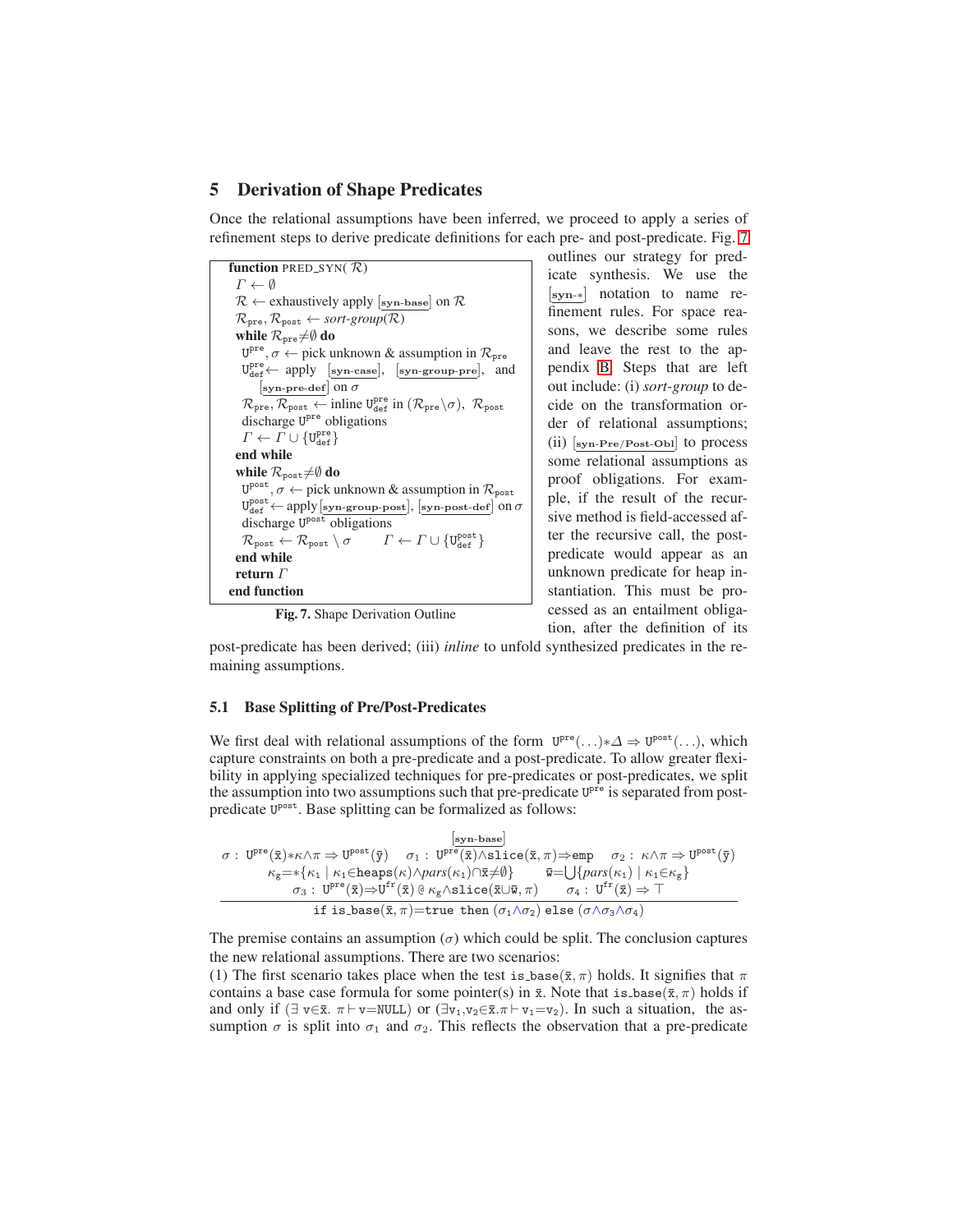## 5 Derivation of Shape Predicates

Once the relational assumptions have been inferred, we proceed to apply a series of refinement steps to derive predicate definitions for each pre- and post-predicate. Fig. 7 outlines our strategy for predicate synthesis. We use the $[\texttt{syn-*}]$ notation to name refinement rules. For space reasons, we describe some rules and leave the rest to the appendix B. Steps that are left out include: (i) *sort-group* to decide on the transformation order of relational assumptions; (ii) $[\texttt{syn-Pre/Post-Obl}]$ to process some relational assumptions as proof obligations. For example, if the result of the recursive method is field-accessed after the recursive call, the post-predicate would appear as an unknown predicate for heap instantiation. This must be processed as an entailment obligation, after the definition of its post-predicate has been derived; (iii) *inline* to unfold synthesized predicates in the remaining assumptions.

```
function PRED_SYN( R)
  Γ ← ∅
  R ← exhaustively apply [syn-base] on R
  R_pre, R_post ← sort-group(R)
  while R_pre≠∅ do
    U^pre, σ ← pick unknown & assumption in R_pre
    U^pre_def ← apply [syn-case], [syn-group-pre], and
        [syn-pre-def] on σ
    R_pre, R_post ← inline U^pre_def in (R_pre\σ), R_post
    discharge U^pre obligations
    Γ ← Γ ∪ {U^pre_def}
  end while
  while R_post≠∅ do
    U^post, σ ← pick unknown & assumption in R_post
    U^post_def ← apply [syn-group-post], [syn-post-def] on σ
    discharge U^post obligations
    R_post ← R_post \ σ        Γ ← Γ ∪ {U^post_def}
  end while
  return Γ
end function
```

**Fig. 7.** Shape Derivation Outline

### 5.1 Base Splitting of Pre/Post-Predicates

We first deal with relational assumptions of the form $\mathtt{U}^{\mathtt{pre}}(\ldots){*}\Delta \Rightarrow \mathtt{U}^{\mathtt{post}}(\ldots)$, which capture constraints on both a pre-predicate and a post-predicate. To allow greater flexibility in applying specialized techniques for pre-predicates or post-predicates, we split the assumption into two assumptions such that pre-predicate $\mathtt{U}^{\mathtt{pre}}$ is separated from post-predicate $\mathtt{U}^{\mathtt{post}}$. Base splitting can be formalized as follows:

$$\frac{\begin{array}{c}[\texttt{syn-base}]\\ \sigma:\ \mathtt{U}^{\mathtt{pre}}(\bar{\mathtt{x}}){*}\kappa{\wedge}\pi \Rightarrow \mathtt{U}^{\mathtt{post}}(\bar{\mathtt{y}}) \quad \sigma_1:\ \mathtt{U}^{\mathtt{pre}}(\bar{\mathtt{x}}){\wedge}\mathtt{slice}(\bar{\mathtt{x}},\pi){\Rightarrow}\mathtt{emp} \quad \sigma_2:\ \kappa{\wedge}\pi \Rightarrow \mathtt{U}^{\mathtt{post}}(\bar{\mathtt{y}})\\ \kappa_g{=}{*}\{\kappa_1 \mid \kappa_1{\in}\mathtt{heaps}(\kappa){\wedge}pars(\kappa_1){\cap}\bar{\mathtt{x}}{\neq}\emptyset\} \qquad \bar{\mathtt{w}}{=}\bigcup\{pars(\kappa_1) \mid \kappa_1{\in}\kappa_g\}\\ \sigma_3:\ \mathtt{U}^{\mathtt{pre}}(\bar{\mathtt{x}}){\Rightarrow}\mathtt{U}^{\mathtt{fr}}(\bar{\mathtt{x}})\ @\ \kappa_g{\wedge}\mathtt{slice}(\bar{\mathtt{x}}{\cup}\bar{\mathtt{w}},\pi) \qquad \sigma_4:\ \mathtt{U}^{\mathtt{fr}}(\bar{\mathtt{x}}) \Rightarrow \top\end{array}}{\mathtt{if}\ \mathtt{is\_base}(\bar{\mathtt{x}},\pi){=}\mathtt{true}\ \mathtt{then}\ (\sigma_1{\wedge}\sigma_2)\ \mathtt{else}\ (\sigma{\wedge}\sigma_3{\wedge}\sigma_4)}$$

The premise contains an assumption ($\sigma$) which could be split. The conclusion captures the new relational assumptions. There are two scenarios:

(1) The first scenario takes place when the test $\mathtt{is\_base}(\bar{\mathtt{x}},\pi)$ holds. It signifies that $\pi$ contains a base case formula for some pointer(s) in $\bar{\mathtt{x}}$. Note that $\mathtt{is\_base}(\bar{\mathtt{x}},\pi)$ holds if and only if $(\exists\ \mathtt{v}{\in}\bar{\mathtt{x}}.\ \pi{\vdash}\ \mathtt{v}{=}\mathtt{NULL})$ or $(\exists \mathtt{v}_1,\mathtt{v}_2{\in}\bar{\mathtt{x}}.\pi{\vdash}\ \mathtt{v}_1{=}\mathtt{v}_2)$. In such a situation, the assumption $\sigma$ is split into $\sigma_1$ and $\sigma_2$. This reflects the observation that a pre-predicate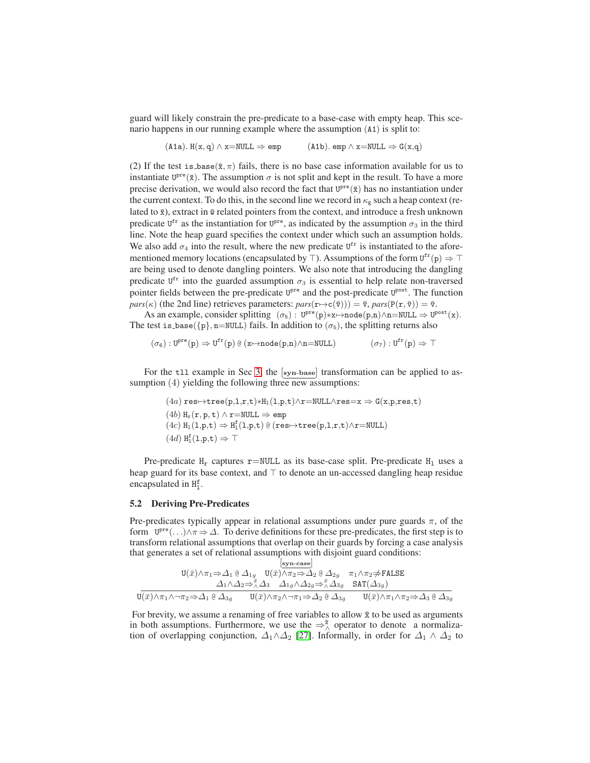guard will likely constrain the pre-predicate to a base-case with empty heap. This scenario happens in our running example where the assumption (A1) is split to:

$$(\texttt{A1a}).\ \texttt{H(x,q)} \wedge \texttt{x=NULL} \Rightarrow \texttt{emp} \qquad (\texttt{A1b}).\ \texttt{emp} \wedge \texttt{x=NULL} \Rightarrow \texttt{G(x,q)}$$

(2) If the test $\texttt{is\_base}(\bar{\texttt{x}}, \pi)$ fails, there is no base case information available for us to instantiate $\texttt{U}^{\texttt{pre}}(\bar{\texttt{x}})$. The assumption $\sigma$ is not split and kept in the result. To have a more precise derivation, we would also record the fact that $\texttt{U}^{\texttt{pre}}(\bar{\texttt{x}})$ has no instantiation under the current context. To do this, in the second line we record in $\kappa_g$ such a heap context (related to $\bar{\texttt{x}}$), extract in $\bar{\texttt{w}}$ related pointers from the context, and introduce a fresh unknown predicate $\texttt{U}^{\texttt{fr}}$ as the instantiation for $\texttt{U}^{\texttt{pre}}$, as indicated by the assumption $\sigma_3$ in the third line. Note the heap guard specifies the context under which such an assumption holds. We also add $\sigma_4$ into the result, where the new predicate $\texttt{U}^{\texttt{fr}}$ is instantiated to the aforementioned memory locations (encapsulated by $\top$). Assumptions of the form $\texttt{U}^{\texttt{fr}}(\texttt{p}) \Rightarrow \top$ are being used to denote dangling pointers. We also note that introducing the dangling predicate $\texttt{U}^{\texttt{fr}}$ into the guarded assumption $\sigma_3$ is essential to help relate non-traversed pointer fields between the pre-predicate $\texttt{U}^{\texttt{pre}}$ and the post-predicate $\texttt{U}^{\texttt{post}}$. The function $pars(\kappa)$ (the 2nd line) retrieves parameters: $pars(\texttt{r}{\mapsto}\texttt{c}(\bar{\texttt{v}}))) = \bar{\texttt{v}}$, $pars(\texttt{P}(\texttt{r}, \bar{\texttt{v}})) = \bar{\texttt{v}}$.

As an example, consider splitting $(\sigma_5)$ : $\texttt{U}^{\texttt{pre}}(\texttt{p}){*}\texttt{x}{\mapsto}\texttt{node(p,n)}{\wedge}\texttt{n=NULL} \Rightarrow \texttt{U}^{\texttt{post}}(\texttt{x})$. The test $\texttt{is\_base}(\{\texttt{p}\}, \texttt{n=NULL})$ fails. In addition to $(\sigma_5)$, the splitting returns also

$$(\sigma_6) : \texttt{U}^{\texttt{pre}}(\texttt{p}) \Rightarrow \texttt{U}^{\texttt{fr}}(\texttt{p}) \ @\ (\texttt{x}{\mapsto}\texttt{node(p,n)}{\wedge}\texttt{n=NULL}) \qquad (\sigma_7) : \texttt{U}^{\texttt{fr}}(\texttt{p}) \Rightarrow \top$$

For the `tll` example in Sec 3, the $[\textbf{syn-base}]$ transformation can be applied to assumption (4) yielding the following three new assumptions:

$$(4a)\ \texttt{res}{\mapsto}\texttt{tree(p,l,r,t)}{*}\texttt{H}_\texttt{l}\texttt{(l,p,t)}{\wedge}\texttt{r=NULL}{\wedge}\texttt{res=x} \Rightarrow \texttt{G(x,p,res,t)}$$
$$(4b)\ \texttt{H}_\texttt{r}(\texttt{r},\texttt{p},\texttt{t}) \wedge \texttt{r=NULL} \Rightarrow \texttt{emp}$$
$$(4c)\ \texttt{H}_\texttt{l}\texttt{(l,p,t)} \Rightarrow \texttt{H}_\texttt{l}^\texttt{f}\texttt{(l,p,t)} \ @\ (\texttt{res}{\mapsto}\texttt{tree(p,l,r,t)}{\wedge}\texttt{r=NULL})$$
$$(4d)\ \texttt{H}_\texttt{l}^\texttt{f}\texttt{(l,p,t)} \Rightarrow \top$$

Pre-predicate $\texttt{H}_\texttt{r}$ captures $\texttt{r=NULL}$ as its base-case split. Pre-predicate $\texttt{H}_\texttt{l}$ uses a heap guard for its base context, and $\top$ to denote an un-accessed dangling heap residue encapsulated in $\texttt{H}_\texttt{l}^\texttt{f}$.

### 5.2 Deriving Pre-Predicates

Pre-predicates typically appear in relational assumptions under pure guards $\pi$, of the form $\texttt{U}^{\texttt{pre}}(\ldots){\wedge}\pi \Rightarrow \Delta$. To derive definitions for these pre-predicates, the first step is to transform relational assumptions that overlap on their guards by forcing a case analysis that generates a set of relational assumptions with disjoint guard conditions:

$$\frac{\begin{array}{c}[\textbf{syn-case}] \\ \texttt{U}(\bar{x}){\wedge}\pi_1{\Rightarrow}\Delta_1 \ @\ \Delta_{1g} \quad \texttt{U}(\bar{x}){\wedge}\pi_2{\Rightarrow}\Delta_2 \ @\ \Delta_{2g} \quad \pi_1{\wedge}\pi_2{\not\Rightarrow}\texttt{FALSE} \\ \Delta_1{\wedge}\Delta_2{\Rightarrow}^{\bar{x}}_{\wedge}\Delta_3 \quad \Delta_{1g}{\wedge}\Delta_{2g}{\Rightarrow}^{\bar{x}}_{\wedge}\Delta_{3g} \quad \texttt{SAT}(\Delta_{3g})\end{array}}{\texttt{U}(\bar{x}){\wedge}\pi_1{\wedge}\neg\pi_2{\Rightarrow}\Delta_1 \ @\ \Delta_{3g} \qquad \texttt{U}(\bar{x}){\wedge}\pi_2{\wedge}\neg\pi_1{\Rightarrow}\Delta_2 \ @\ \Delta_{3g} \qquad \texttt{U}(\bar{x}){\wedge}\pi_1{\wedge}\pi_2{\Rightarrow}\Delta_3 \ @\ \Delta_{3g}}$$

For brevity, we assume a renaming of free variables to allow $\bar{\texttt{x}}$ to be used as arguments in both assumptions. Furthermore, we use the $\Rightarrow^{\bar{x}}_{\wedge}$ operator to denote a normalization of overlapping conjunction, $\Delta_1{\wedge}\Delta_2$ [27]. Informally, in order for $\Delta_1 \wedge \Delta_2$ to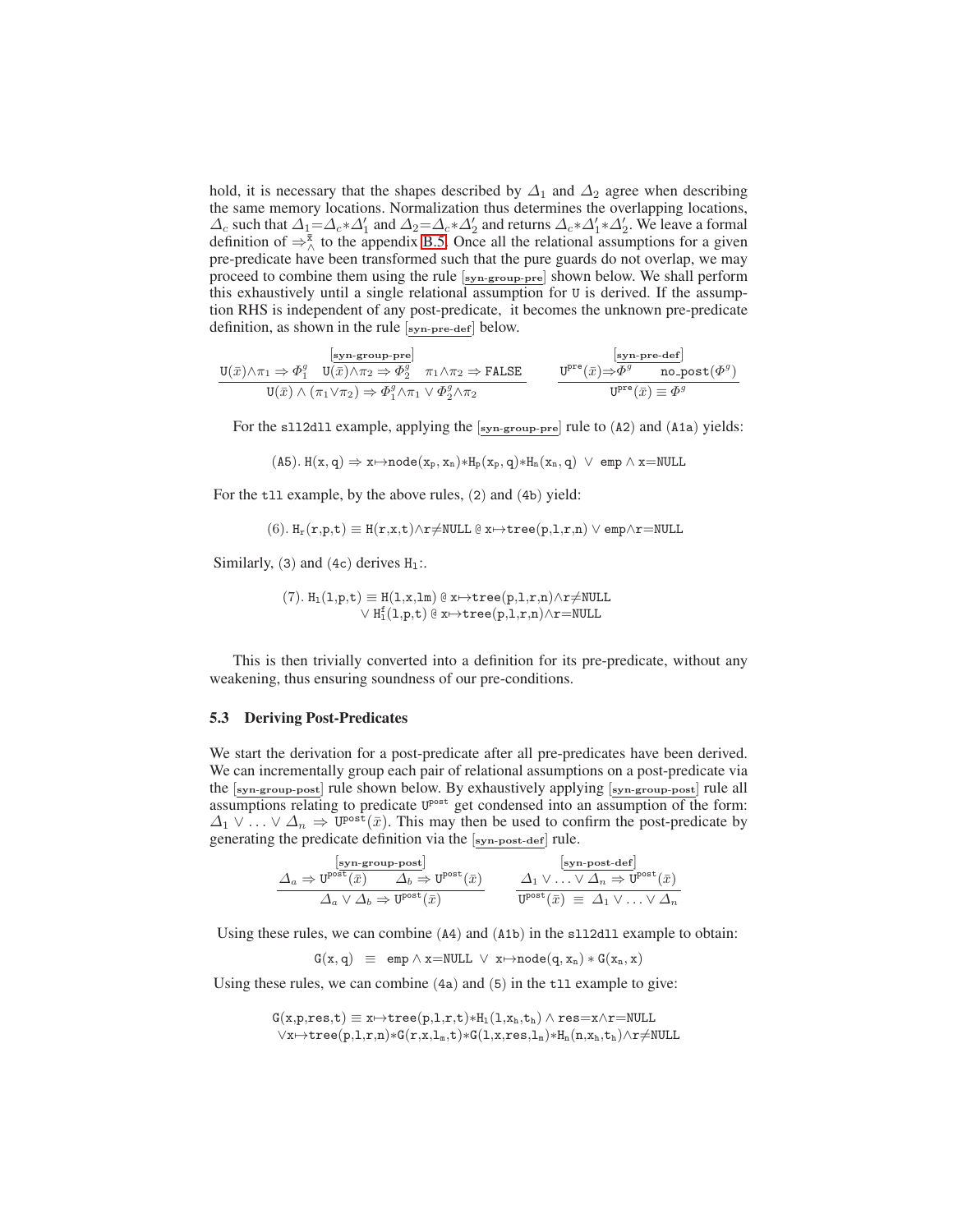hold, it is necessary that the shapes described by $\Delta_1$ and $\Delta_2$ agree when describing the same memory locations. Normalization thus determines the overlapping locations, $\Delta_c$ such that $\Delta_1{=}\Delta_c{*}\Delta_1'$ and $\Delta_2{=}\Delta_c{*}\Delta_2'$ and returns $\Delta_c{*}\Delta_1'{*}\Delta_2'$. We leave a formal definition of $\Rightarrow^{\bar{x}}_{\wedge}$ to the appendix B.5. Once all the relational assumptions for a given pre-predicate have been transformed such that the pure guards do not overlap, we may proceed to combine them using the rule [syn-group-pre] shown below. We shall perform this exhaustively until a single relational assumption for U is derived. If the assumption RHS is independent of any post-predicate, it becomes the unknown pre-predicate definition, as shown in the rule [syn-pre-def] below.

$$\frac{\mathtt{U}(\bar{x}){\wedge}\pi_1 \Rightarrow \Phi^g_1 \quad \mathtt{U}(\bar{x}){\wedge}\pi_2 \Rightarrow \Phi^g_2 \quad \pi_1{\wedge}\pi_2 \Rightarrow \mathtt{FALSE}}{\mathtt{U}(\bar{x}) \wedge (\pi_1{\vee}\pi_2) \Rightarrow \Phi^g_1{\wedge}\pi_1 \vee \Phi^g_2{\wedge}\pi_2}\ [\textbf{syn-group-pre}] \qquad \frac{\mathtt{U}^{\mathtt{pre}}(\bar{x}){\Rightarrow}\Phi^g \qquad \mathtt{no\_post}(\Phi^g)}{\mathtt{U}^{\mathtt{pre}}(\bar{x}) \equiv \Phi^g}\ [\textbf{syn-pre-def}]$$

For the `sll2dll` example, applying the [syn-group-pre] rule to (A2) and (A1a) yields:

$$(\mathtt{A5}).\ \mathtt{H}(\mathtt{x},\mathtt{q}) \Rightarrow \mathtt{x}{\mapsto}\mathtt{node}(\mathtt{x_p},\mathtt{x_n}){*}\mathtt{H_p}(\mathtt{x_p},\mathtt{q}){*}\mathtt{H_n}(\mathtt{x_n},\mathtt{q}) \ \vee\ \mathtt{emp} \wedge \mathtt{x}{=}\mathtt{NULL}$$

For the `tll` example, by the above rules, (2) and (4b) yield:

$$(6).\ \mathtt{H_r}(\mathtt{r},\mathtt{p},\mathtt{t}) \equiv \mathtt{H}(\mathtt{r},\mathtt{x},\mathtt{t}){\wedge}\mathtt{r}{\neq}\mathtt{NULL}\ @\ \mathtt{x}{\mapsto}\mathtt{tree}(\mathtt{p},\mathtt{l},\mathtt{r},\mathtt{n}) \vee \mathtt{emp}{\wedge}\mathtt{r}{=}\mathtt{NULL}$$

Similarly, (3) and (4c) derives $\mathtt{H_l}$:.

$$\begin{array}{l}(7).\ \mathtt{H_l}(\mathtt{l},\mathtt{p},\mathtt{t}) \equiv \mathtt{H}(\mathtt{l},\mathtt{x},\mathtt{lm})\ @\ \mathtt{x}{\mapsto}\mathtt{tree}(\mathtt{p},\mathtt{l},\mathtt{r},\mathtt{n}){\wedge}\mathtt{r}{\neq}\mathtt{NULL} \\ \qquad\qquad\qquad \vee\ \mathtt{H^f_l}(\mathtt{l},\mathtt{p},\mathtt{t})\ @\ \mathtt{x}{\mapsto}\mathtt{tree}(\mathtt{p},\mathtt{l},\mathtt{r},\mathtt{n}){\wedge}\mathtt{r}{=}\mathtt{NULL}\end{array}$$

This is then trivially converted into a definition for its pre-predicate, without any weakening, thus ensuring soundness of our pre-conditions.

### 5.3 Deriving Post-Predicates

We start the derivation for a post-predicate after all pre-predicates have been derived. We can incrementally group each pair of relational assumptions on a post-predicate via the [syn-group-post] rule shown below. By exhaustively applying [syn-group-post] rule all assumptions relating to predicate $\mathtt{U}^{\mathtt{post}}$ get condensed into an assumption of the form: $\Delta_1 \vee \ldots \vee \Delta_n \Rightarrow \mathtt{U}^{\mathtt{post}}(\bar{x})$. This may then be used to confirm the post-predicate by generating the predicate definition via the [syn-post-def] rule.

$$\frac{\Delta_a \Rightarrow \mathtt{U}^{\mathtt{post}}(\bar{x}) \qquad \Delta_b \Rightarrow \mathtt{U}^{\mathtt{post}}(\bar{x})}{\Delta_a \vee \Delta_b \Rightarrow \mathtt{U}^{\mathtt{post}}(\bar{x})}\ [\textbf{syn-group-post}] \qquad \frac{\Delta_1 \vee \ldots \vee \Delta_n \Rightarrow \mathtt{U}^{\mathtt{post}}(\bar{x})}{\mathtt{U}^{\mathtt{post}}(\bar{x})\ \equiv\ \Delta_1 \vee \ldots \vee \Delta_n}\ [\textbf{syn-post-def}]$$

Using these rules, we can combine (A4) and (A1b) in the `sll2dll` example to obtain:

$$\mathtt{G}(\mathtt{x},\mathtt{q}) \ \equiv\ \mathtt{emp} \wedge \mathtt{x}{=}\mathtt{NULL} \ \vee\ \mathtt{x}{\mapsto}\mathtt{node}(\mathtt{q},\mathtt{x_n}) * \mathtt{G}(\mathtt{x_n},\mathtt{x})$$

Using these rules, we can combine (4a) and (5) in the `tll` example to give:

$$\begin{array}{l}\mathtt{G}(\mathtt{x},\mathtt{p},\mathtt{res},\mathtt{t}) \equiv \mathtt{x}{\mapsto}\mathtt{tree}(\mathtt{p},\mathtt{l},\mathtt{r},\mathtt{t}){*}\mathtt{H_l}(\mathtt{l},\mathtt{x_h},\mathtt{t_h}) \wedge \mathtt{res}{=}\mathtt{x}{\wedge}\mathtt{r}{=}\mathtt{NULL} \\ \quad \vee \mathtt{x}{\mapsto}\mathtt{tree}(\mathtt{p},\mathtt{l},\mathtt{r},\mathtt{n}){*}\mathtt{G}(\mathtt{r},\mathtt{x},\mathtt{l_m},\mathtt{t}){*}\mathtt{G}(\mathtt{l},\mathtt{x},\mathtt{res},\mathtt{l_m}){*}\mathtt{H_n}(\mathtt{n},\mathtt{x_h},\mathtt{t_h}){\wedge}\mathtt{r}{\neq}\mathtt{NULL}\end{array}$$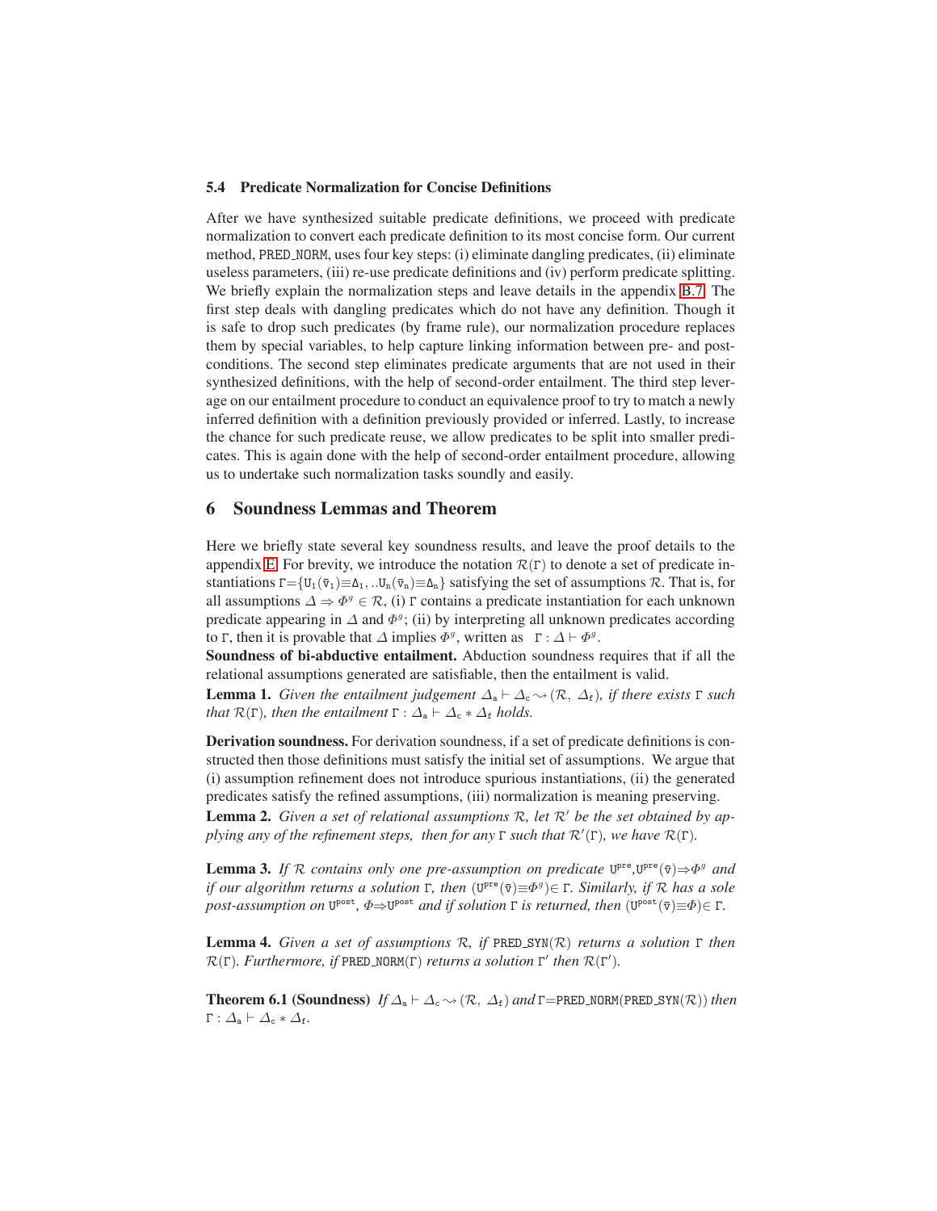### 5.4 Predicate Normalization for Concise Definitions

After we have synthesized suitable predicate definitions, we proceed with predicate normalization to convert each predicate definition to its most concise form. Our current method, PRED_NORM, uses four key steps: (i) eliminate dangling predicates, (ii) eliminate useless parameters, (iii) re-use predicate definitions and (iv) perform predicate splitting. We briefly explain the normalization steps and leave details in the appendix B.7. The first step deals with dangling predicates which do not have any definition. Though it is safe to drop such predicates (by frame rule), our normalization procedure replaces them by special variables, to help capture linking information between pre- and post-conditions. The second step eliminates predicate arguments that are not used in their synthesized definitions, with the help of second-order entailment. The third step leverage on our entailment procedure to conduct an equivalence proof to try to match a newly inferred definition with a definition previously provided or inferred. Lastly, to increase the chance for such predicate reuse, we allow predicates to be split into smaller predicates. This is again done with the help of second-order entailment procedure, allowing us to undertake such normalization tasks soundly and easily.

## 6 Soundness Lemmas and Theorem

Here we briefly state several key soundness results, and leave the proof details to the appendix E. For brevity, we introduce the notation $\mathcal{R}(\Gamma)$ to denote a set of predicate instantiations $\Gamma=\{\mathtt{U}_1(\bar{v}_1)\equiv\Delta_1, ..\mathtt{U}_n(\bar{v}_n)\equiv\Delta_n\}$ satisfying the set of assumptions $\mathcal{R}$. That is, for all assumptions $\Delta \Rightarrow \Phi^g \in \mathcal{R}$, (i) $\Gamma$ contains a predicate instantiation for each unknown predicate appearing in $\Delta$ and $\Phi^g$; (ii) by interpreting all unknown predicates according to $\Gamma$, then it is provable that $\Delta$ implies $\Phi^g$, written as $\Gamma : \Delta \vdash \Phi^g$.

**Soundness of bi-abductive entailment.** Abduction soundness requires that if all the relational assumptions generated are satisfiable, then the entailment is valid.

**Lemma 1.** *Given the entailment judgement $\Delta_a \vdash \Delta_c \rightsquigarrow (\mathcal{R},\ \Delta_f)$, if there exists $\Gamma$ such that $\mathcal{R}(\Gamma)$, then the entailment $\Gamma : \Delta_a \vdash \Delta_c * \Delta_f$ holds.*

**Derivation soundness.** For derivation soundness, if a set of predicate definitions is constructed then those definitions must satisfy the initial set of assumptions. We argue that (i) assumption refinement does not introduce spurious instantiations, (ii) the generated predicates satisfy the refined assumptions, (iii) normalization is meaning preserving.

**Lemma 2.** *Given a set of relational assumptions $\mathcal{R}$, let $\mathcal{R}'$ be the set obtained by applying any of the refinement steps, then for any $\Gamma$ such that $\mathcal{R}'(\Gamma)$, we have $\mathcal{R}(\Gamma)$.*

**Lemma 3.** *If $\mathcal{R}$ contains only one pre-assumption on predicate $\mathtt{U}^{pre}$, $\mathtt{U}^{pre}(\bar{v})\Rightarrow\Phi^g$ and if our algorithm returns a solution $\Gamma$, then $(\mathtt{U}^{pre}(\bar{v})\equiv\Phi^g)\in\Gamma$. Similarly, if $\mathcal{R}$ has a sole post-assumption on $\mathtt{U}^{post}$, $\Phi\Rightarrow\mathtt{U}^{post}$ and if solution $\Gamma$ is returned, then $(\mathtt{U}^{post}(\bar{v})\equiv\Phi)\in\Gamma$.*

**Lemma 4.** *Given a set of assumptions $\mathcal{R}$, if PRED_SYN($\mathcal{R}$) returns a solution $\Gamma$ then $\mathcal{R}(\Gamma)$. Furthermore, if PRED_NORM($\Gamma$) returns a solution $\Gamma'$ then $\mathcal{R}(\Gamma')$.*

**Theorem 6.1 (Soundness)** *If $\Delta_a \vdash \Delta_c \rightsquigarrow (\mathcal{R},\ \Delta_f)$ and $\Gamma$=PRED_NORM(PRED_SYN($\mathcal{R}$)) then $\Gamma : \Delta_a \vdash \Delta_c * \Delta_f$.*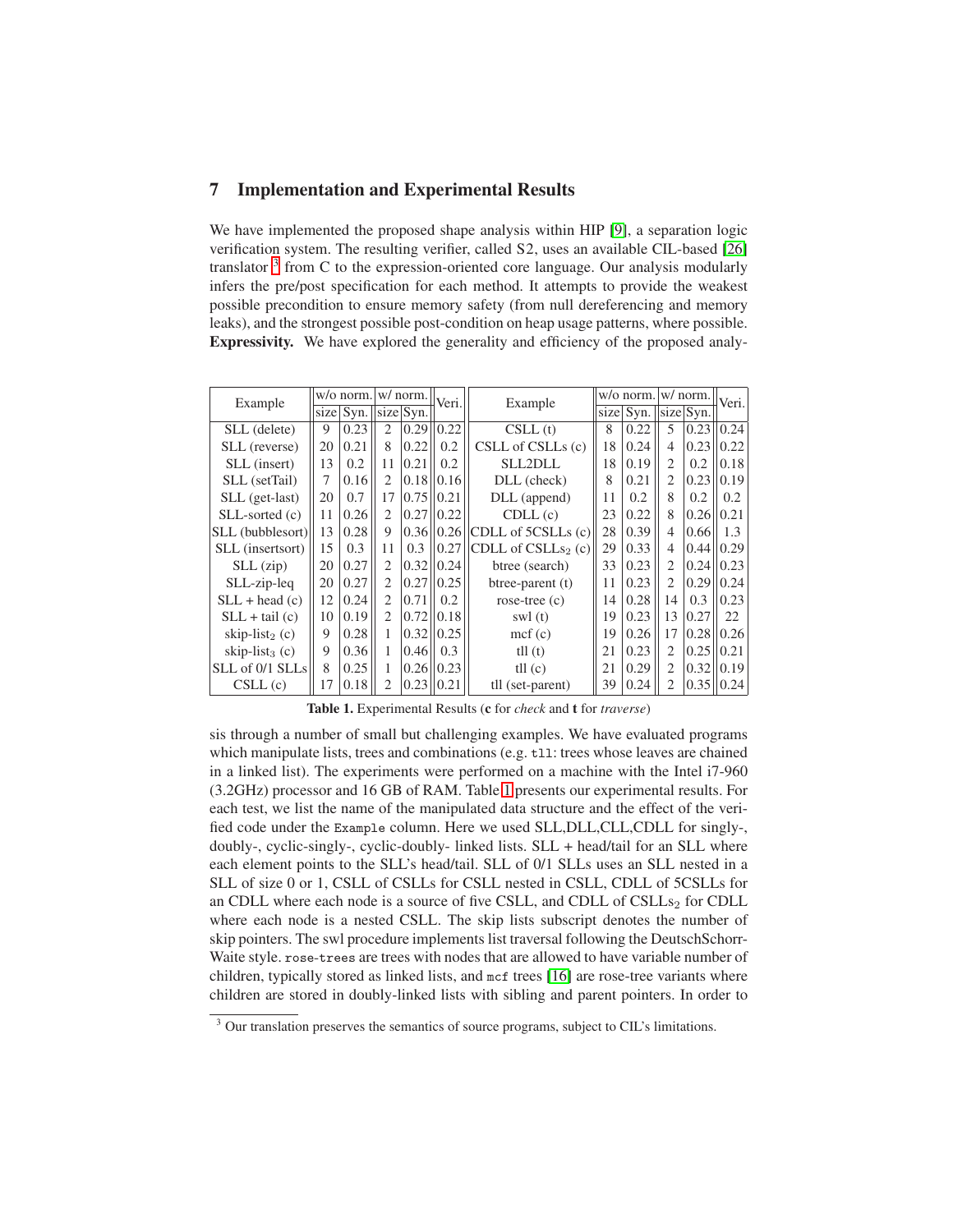## 7 Implementation and Experimental Results

We have implemented the proposed shape analysis within HIP [9], a separation logic verification system. The resulting verifier, called S2, uses an available CIL-based [26] translator [3] from C to the expression-oriented core language. Our analysis modularly infers the pre/post specification for each method. It attempts to provide the weakest possible precondition to ensure memory safety (from null dereferencing and memory leaks), and the strongest possible post-condition on heap usage patterns, where possible.

**Expressivity.** We have explored the generality and efficiency of the proposed analysis through a number of small but challenging examples. We have evaluated programs which manipulate lists, trees and combinations (e.g. `tll`: trees whose leaves are chained in a linked list). The experiments were performed on a machine with the Intel i7-960 (3.2GHz) processor and 16 GB of RAM. Table 1 presents our experimental results. For each test, we list the name of the manipulated data structure and the effect of the verified code under the `Example` column. Here we used SLL,DLL,CLL,CDLL for singly-, doubly-, cyclic-singly-, cyclic-doubly- linked lists. SLL + head/tail for an SLL where each element points to the SLL's head/tail. SLL of 0/1 SLLs uses an SLL nested in a SLL of size 0 or 1, CSLL of CSLLs for CSLL nested in CSLL, CDLL of 5CSLLs for an CDLL where each node is a source of five CSLL, and CDLL of $\text{CSLLs}_2$ for CDLL where each node is a nested CSLL. The skip lists subscript denotes the number of skip pointers. The swl procedure implements list traversal following the DeutschSchorr-Waite style. `rose-trees` are trees with nodes that are allowed to have variable number of children, typically stored as linked lists, and `mcf` trees [16] are rose-tree variants where children are stored in doubly-linked lists with sibling and parent pointers. In order to

| Example | w/o norm. | | w/ norm. | | Veri. | Example | w/o norm. | | w/ norm. | | Veri. |
|---|---|---|---|---|---|---|---|---|---|---|---|
| | size | Syn. | size | Syn. | | | size | Syn. | size | Syn. | |
| SLL (delete) | 9 | 0.23 | 2 | 0.29 | 0.22 | CSLL (t) | 8 | 0.22 | 5 | 0.23 | 0.24 |
| SLL (reverse) | 20 | 0.21 | 8 | 0.22 | 0.2 | CSLL of CSLLs (c) | 18 | 0.24 | 4 | 0.23 | 0.22 |
| SLL (insert) | 13 | 0.2 | 11 | 0.21 | 0.2 | SLL2DLL | 18 | 0.19 | 2 | 0.2 | 0.18 |
| SLL (setTail) | 7 | 0.16 | 2 | 0.18 | 0.16 | DLL (check) | 8 | 0.21 | 2 | 0.23 | 0.19 |
| SLL (get-last) | 20 | 0.7 | 17 | 0.75 | 0.21 | DLL (append) | 11 | 0.2 | 8 | 0.2 | 0.2 |
| SLL-sorted (c) | 11 | 0.26 | 2 | 0.27 | 0.22 | CDLL (c) | 23 | 0.22 | 8 | 0.26 | 0.21 |
| SLL (bubblesort) | 13 | 0.28 | 9 | 0.36 | 0.26 | CDLL of 5CSLLs (c) | 28 | 0.39 | 4 | 0.66 | 1.3 |
| SLL (insertsort) | 15 | 0.3 | 11 | 0.3 | 0.27 | CDLL of $\text{CSLLs}_2$ (c) | 29 | 0.33 | 4 | 0.44 | 0.29 |
| SLL (zip) | 20 | 0.27 | 2 | 0.32 | 0.24 | btree (search) | 33 | 0.23 | 2 | 0.24 | 0.23 |
| SLL-zip-leq | 20 | 0.27 | 2 | 0.27 | 0.25 | btree-parent (t) | 11 | 0.23 | 2 | 0.29 | 0.24 |
| SLL + head (c) | 12 | 0.24 | 2 | 0.71 | 0.2 | rose-tree (c) | 14 | 0.28 | 14 | 0.3 | 0.23 |
| SLL + tail (c) | 10 | 0.19 | 2 | 0.72 | 0.18 | swl (t) | 19 | 0.23 | 13 | 0.27 | 22 |
| skip-$\text{list}_2$ (c) | 9 | 0.28 | 1 | 0.32 | 0.25 | mcf (c) | 19 | 0.26 | 17 | 0.28 | 0.26 |
| skip-$\text{list}_3$ (c) | 9 | 0.36 | 1 | 0.46 | 0.3 | tll (t) | 21 | 0.23 | 2 | 0.25 | 0.21 |
| SLL of 0/1 SLLs | 8 | 0.25 | 1 | 0.26 | 0.23 | tll (c) | 21 | 0.29 | 2 | 0.32 | 0.19 |
| CSLL (c) | 17 | 0.18 | 2 | 0.23 | 0.21 | tll (set-parent) | 39 | 0.24 | 2 | 0.35 | 0.24 |

**Table 1.** Experimental Results (**c** for *check* and **t** for *traverse*)

[3] Our translation preserves the semantics of source programs, subject to CIL's limitations.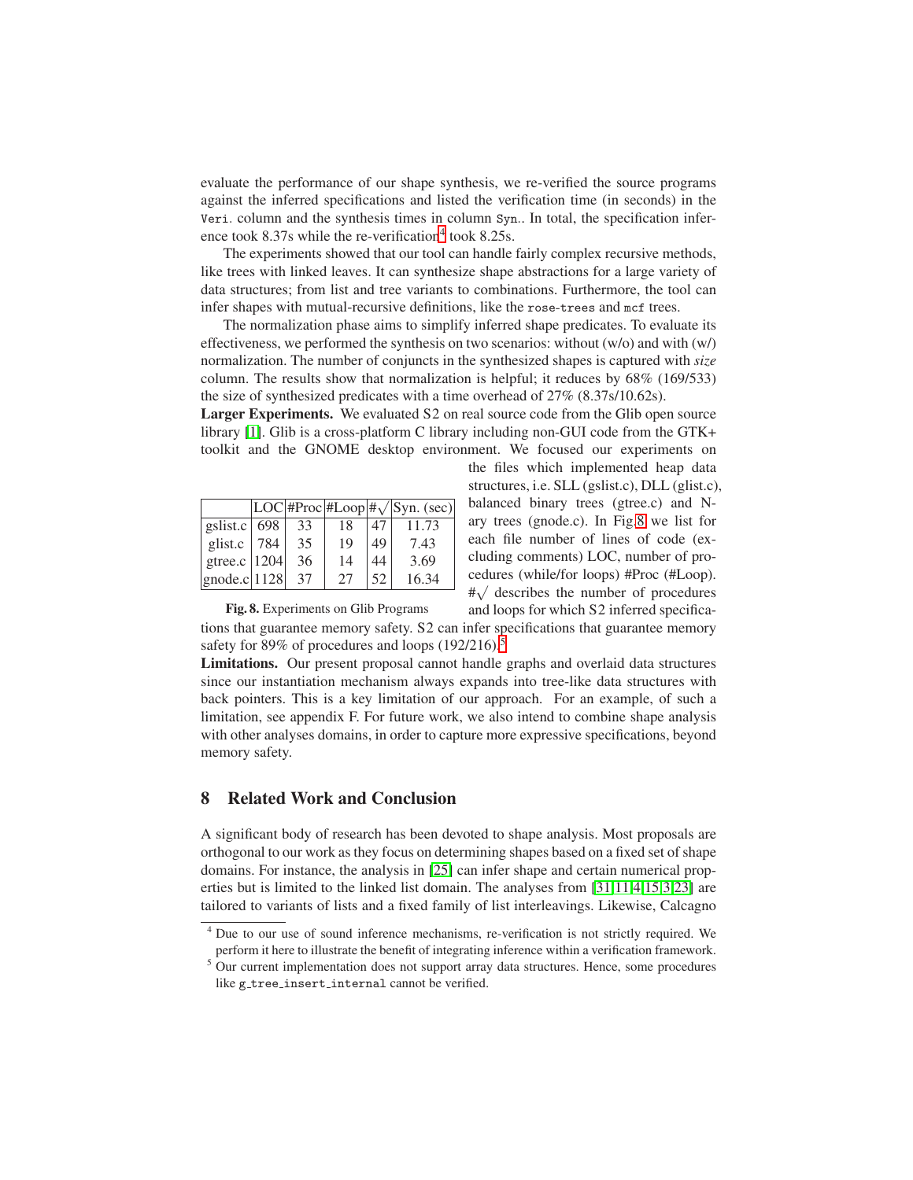evaluate the performance of our shape synthesis, we re-verified the source programs against the inferred specifications and listed the verification time (in seconds) in the `Veri.` column and the synthesis times in column `Syn.`. In total, the specification inference took 8.37s while the re-verification[4] took 8.25s.

The experiments showed that our tool can handle fairly complex recursive methods, like trees with linked leaves. It can synthesize shape abstractions for a large variety of data structures; from list and tree variants to combinations. Furthermore, the tool can infer shapes with mutual-recursive definitions, like the `rose-trees` and `mcf` trees.

The normalization phase aims to simplify inferred shape predicates. To evaluate its effectiveness, we performed the synthesis on two scenarios: without (w/o) and with (w/) normalization. The number of conjuncts in the synthesized shapes is captured with *size* column. The results show that normalization is helpful; it reduces by 68% (169/533) the size of synthesized predicates with a time overhead of 27% (8.37s/10.62s).

**Larger Experiments.** We evaluated S2 on real source code from the Glib open source library [1]. Glib is a cross-platform C library including non-GUI code from the GTK+ toolkit and the GNOME desktop environment. We focused our experiments on the files which implemented heap data structures, i.e. SLL (gslist.c), DLL (glist.c), balanced binary trees (gtree.c) and N-ary trees (gnode.c). In Fig. 8 we list for each file number of lines of code (excluding comments) LOC, number of procedures (while/for loops) #Proc (#Loop). $\#\surd$ describes the number of procedures and loops for which S2 inferred specifications that guarantee memory safety. S2 can infer specifications that guarantee memory safety for 89% of procedures and loops (192/216).[5]

| | LOC | #Proc | #Loop | $\#\surd$ | Syn. (sec) |
|---|---|---|---|---|---|
| gslist.c | 698 | 33 | 18 | 47 | 11.73 |
| glist.c | 784 | 35 | 19 | 49 | 7.43 |
| gtree.c | 1204 | 36 | 14 | 44 | 3.69 |
| gnode.c | 1128 | 37 | 27 | 52 | 16.34 |

**Fig. 8.** Experiments on Glib Programs

**Limitations.** Our present proposal cannot handle graphs and overlaid data structures since our instantiation mechanism always expands into tree-like data structures with back pointers. This is a key limitation of our approach. For an example, of such a limitation, see appendix F. For future work, we also intend to combine shape analysis with other analyses domains, in order to capture more expressive specifications, beyond memory safety.

## 8 Related Work and Conclusion

A significant body of research has been devoted to shape analysis. Most proposals are orthogonal to our work as they focus on determining shapes based on a fixed set of shape domains. For instance, the analysis in [25] can infer shape and certain numerical properties but is limited to the linked list domain. The analyses from [31,11,4,15,3,23] are tailored to variants of lists and a fixed family of list interleavings. Likewise, Calcagno

[4] Due to our use of sound inference mechanisms, re-verification is not strictly required. We perform it here to illustrate the benefit of integrating inference within a verification framework.

[5] Our current implementation does not support array data structures. Hence, some procedures like `g_tree_insert_internal` cannot be verified.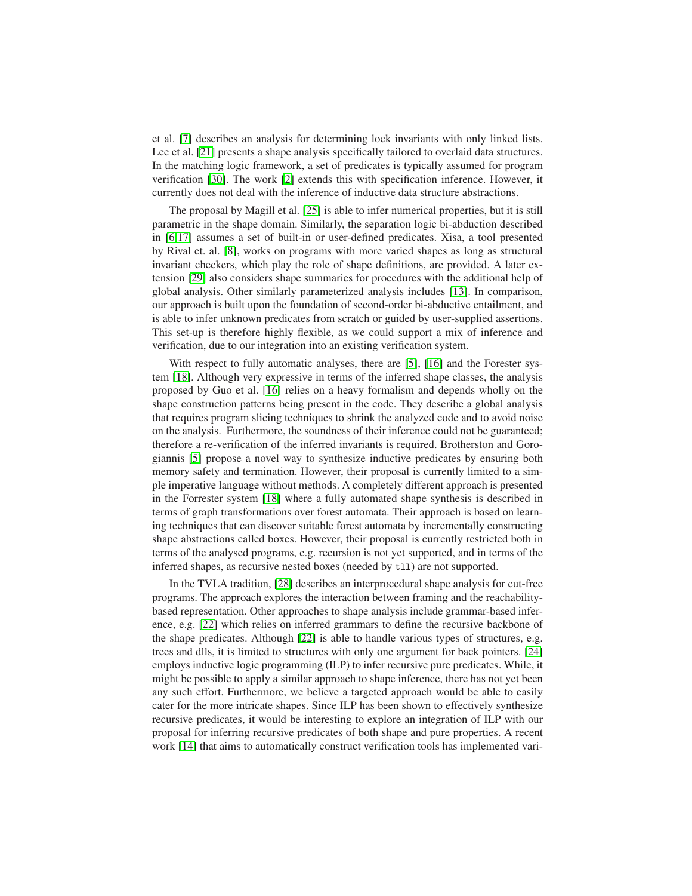et al. [7] describes an analysis for determining lock invariants with only linked lists. Lee et al. [21] presents a shape analysis specifically tailored to overlaid data structures. In the matching logic framework, a set of predicates is typically assumed for program verification [30]. The work [2] extends this with specification inference. However, it currently does not deal with the inference of inductive data structure abstractions.

The proposal by Magill et al. [25] is able to infer numerical properties, but it is still parametric in the shape domain. Similarly, the separation logic bi-abduction described in [6,17] assumes a set of built-in or user-defined predicates. Xisa, a tool presented by Rival et. al. [8], works on programs with more varied shapes as long as structural invariant checkers, which play the role of shape definitions, are provided. A later extension [29] also considers shape summaries for procedures with the additional help of global analysis. Other similarly parameterized analysis includes [13]. In comparison, our approach is built upon the foundation of second-order bi-abductive entailment, and is able to infer unknown predicates from scratch or guided by user-supplied assertions. This set-up is therefore highly flexible, as we could support a mix of inference and verification, due to our integration into an existing verification system.

With respect to fully automatic analyses, there are [5], [16] and the Forester system [18]. Although very expressive in terms of the inferred shape classes, the analysis proposed by Guo et al. [16] relies on a heavy formalism and depends wholly on the shape construction patterns being present in the code. They describe a global analysis that requires program slicing techniques to shrink the analyzed code and to avoid noise on the analysis. Furthermore, the soundness of their inference could not be guaranteed; therefore a re-verification of the inferred invariants is required. Brotherston and Gorogiannis [5] propose a novel way to synthesize inductive predicates by ensuring both memory safety and termination. However, their proposal is currently limited to a simple imperative language without methods. A completely different approach is presented in the Forrester system [18] where a fully automated shape synthesis is described in terms of graph transformations over forest automata. Their approach is based on learning techniques that can discover suitable forest automata by incrementally constructing shape abstractions called boxes. However, their proposal is currently restricted both in terms of the analysed programs, e.g. recursion is not yet supported, and in terms of the inferred shapes, as recursive nested boxes (needed by `tll`) are not supported.

In the TVLA tradition, [28] describes an interprocedural shape analysis for cut-free programs. The approach explores the interaction between framing and the reachability-based representation. Other approaches to shape analysis include grammar-based inference, e.g. [22] which relies on inferred grammars to define the recursive backbone of the shape predicates. Although [22] is able to handle various types of structures, e.g. trees and dlls, it is limited to structures with only one argument for back pointers. [24] employs inductive logic programming (ILP) to infer recursive pure predicates. While, it might be possible to apply a similar approach to shape inference, there has not yet been any such effort. Furthermore, we believe a targeted approach would be able to easily cater for the more intricate shapes. Since ILP has been shown to effectively synthesize recursive predicates, it would be interesting to explore an integration of ILP with our proposal for inferring recursive predicates of both shape and pure properties. A recent work [14] that aims to automatically construct verification tools has implemented vari-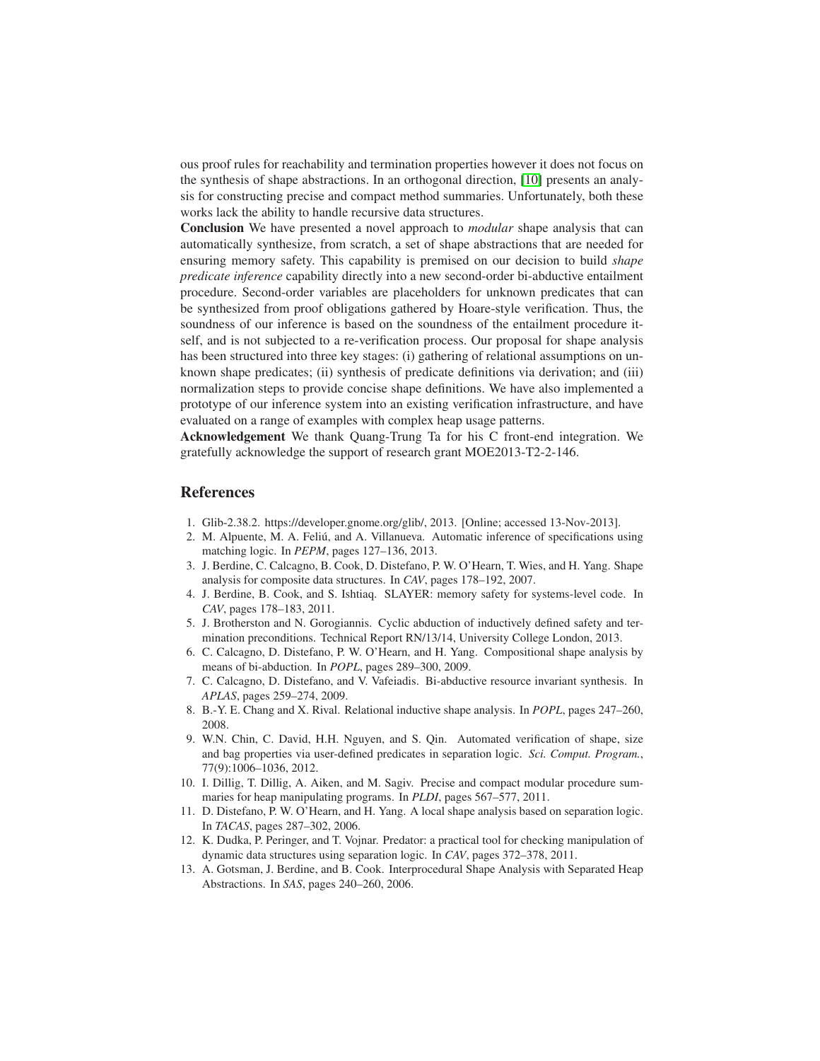ous proof rules for reachability and termination properties however it does not focus on the synthesis of shape abstractions. In an orthogonal direction, [10] presents an analysis for constructing precise and compact method summaries. Unfortunately, both these works lack the ability to handle recursive data structures.

**Conclusion** We have presented a novel approach to *modular* shape analysis that can automatically synthesize, from scratch, a set of shape abstractions that are needed for ensuring memory safety. This capability is premised on our decision to build *shape predicate inference* capability directly into a new second-order bi-abductive entailment procedure. Second-order variables are placeholders for unknown predicates that can be synthesized from proof obligations gathered by Hoare-style verification. Thus, the soundness of our inference is based on the soundness of the entailment procedure itself, and is not subjected to a re-verification process. Our proposal for shape analysis has been structured into three key stages: (i) gathering of relational assumptions on unknown shape predicates; (ii) synthesis of predicate definitions via derivation; and (iii) normalization steps to provide concise shape definitions. We have also implemented a prototype of our inference system into an existing verification infrastructure, and have evaluated on a range of examples with complex heap usage patterns.

**Acknowledgement** We thank Quang-Trung Ta for his C front-end integration. We gratefully acknowledge the support of research grant MOE2013-T2-2-146.

## References

1. Glib-2.38.2. https://developer.gnome.org/glib/, 2013. [Online; accessed 13-Nov-2013].
2. M. Alpuente, M. A. Feliú, and A. Villanueva. Automatic inference of specifications using matching logic. In *PEPM*, pages 127–136, 2013.
3. J. Berdine, C. Calcagno, B. Cook, D. Distefano, P. W. O'Hearn, T. Wies, and H. Yang. Shape analysis for composite data structures. In *CAV*, pages 178–192, 2007.
4. J. Berdine, B. Cook, and S. Ishtiaq. SLAYER: memory safety for systems-level code. In *CAV*, pages 178–183, 2011.
5. J. Brotherston and N. Gorogiannis. Cyclic abduction of inductively defined safety and termination preconditions. Technical Report RN/13/14, University College London, 2013.
6. C. Calcagno, D. Distefano, P. W. O'Hearn, and H. Yang. Compositional shape analysis by means of bi-abduction. In *POPL*, pages 289–300, 2009.
7. C. Calcagno, D. Distefano, and V. Vafeiadis. Bi-abductive resource invariant synthesis. In *APLAS*, pages 259–274, 2009.
8. B.-Y. E. Chang and X. Rival. Relational inductive shape analysis. In *POPL*, pages 247–260, 2008.
9. W.N. Chin, C. David, H.H. Nguyen, and S. Qin. Automated verification of shape, size and bag properties via user-defined predicates in separation logic. *Sci. Comput. Program.*, 77(9):1006–1036, 2012.
10. I. Dillig, T. Dillig, A. Aiken, and M. Sagiv. Precise and compact modular procedure summaries for heap manipulating programs. In *PLDI*, pages 567–577, 2011.
11. D. Distefano, P. W. O'Hearn, and H. Yang. A local shape analysis based on separation logic. In *TACAS*, pages 287–302, 2006.
12. K. Dudka, P. Peringer, and T. Vojnar. Predator: a practical tool for checking manipulation of dynamic data structures using separation logic. In *CAV*, pages 372–378, 2011.
13. A. Gotsman, J. Berdine, and B. Cook. Interprocedural Shape Analysis with Separated Heap Abstractions. In *SAS*, pages 240–260, 2006.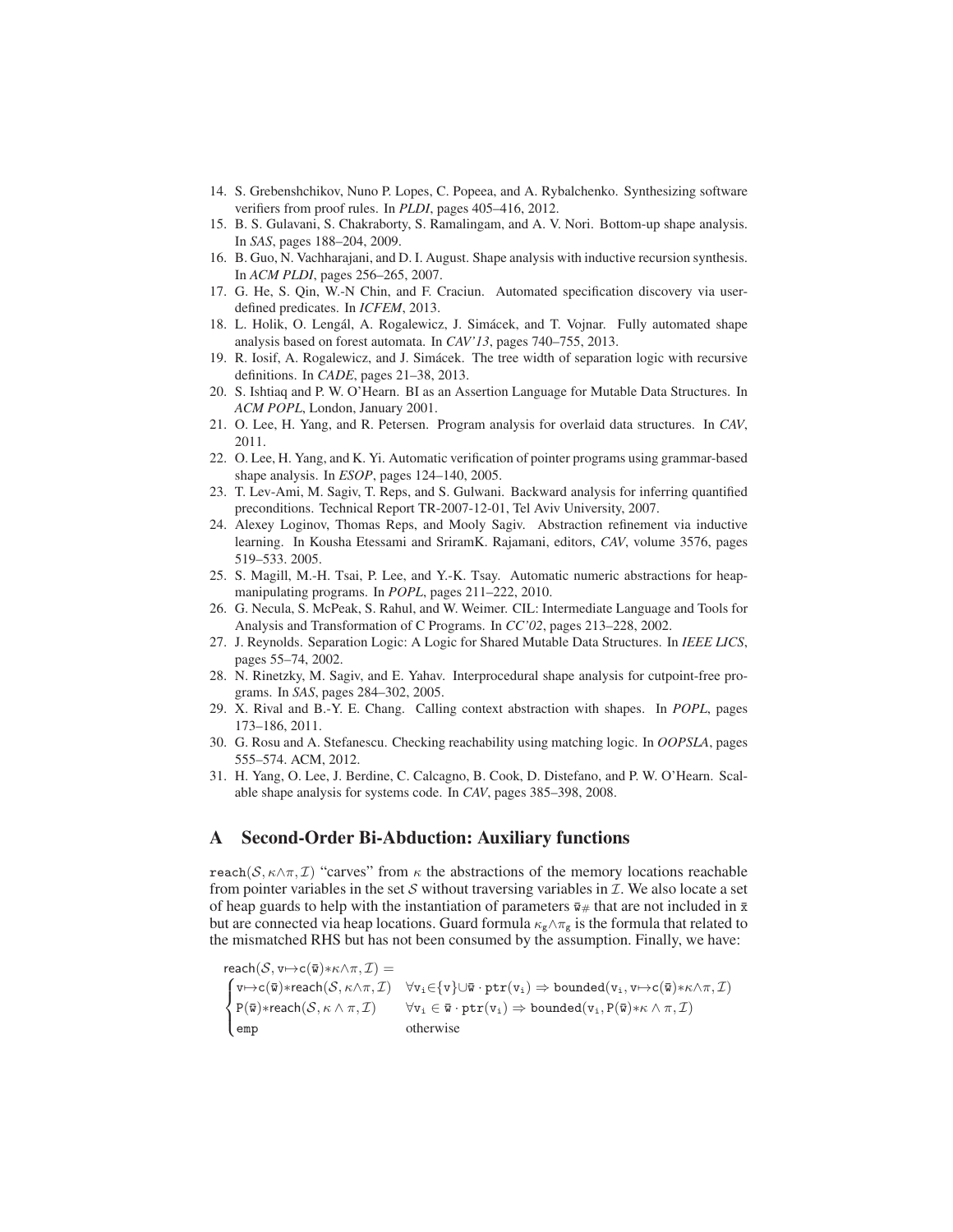14. S. Grebenshchikov, Nuno P. Lopes, C. Popeea, and A. Rybalchenko. Synthesizing software verifiers from proof rules. In *PLDI*, pages 405–416, 2012.
15. B. S. Gulavani, S. Chakraborty, S. Ramalingam, and A. V. Nori. Bottom-up shape analysis. In *SAS*, pages 188–204, 2009.
16. B. Guo, N. Vachharajani, and D. I. August. Shape analysis with inductive recursion synthesis. In *ACM PLDI*, pages 256–265, 2007.
17. G. He, S. Qin, W.-N Chin, and F. Craciun. Automated specification discovery via user-defined predicates. In *ICFEM*, 2013.
18. L. Holik, O. Lengál, A. Rogalewicz, J. Simácek, and T. Vojnar. Fully automated shape analysis based on forest automata. In *CAV'13*, pages 740–755, 2013.
19. R. Iosif, A. Rogalewicz, and J. Simácek. The tree width of separation logic with recursive definitions. In *CADE*, pages 21–38, 2013.
20. S. Ishtiaq and P. W. O'Hearn. BI as an Assertion Language for Mutable Data Structures. In *ACM POPL*, London, January 2001.
21. O. Lee, H. Yang, and R. Petersen. Program analysis for overlaid data structures. In *CAV*, 2011.
22. O. Lee, H. Yang, and K. Yi. Automatic verification of pointer programs using grammar-based shape analysis. In *ESOP*, pages 124–140, 2005.
23. T. Lev-Ami, M. Sagiv, T. Reps, and S. Gulwani. Backward analysis for inferring quantified preconditions. Technical Report TR-2007-12-01, Tel Aviv University, 2007.
24. Alexey Loginov, Thomas Reps, and Mooly Sagiv. Abstraction refinement via inductive learning. In Kousha Etessami and SriramK. Rajamani, editors, *CAV*, volume 3576, pages 519–533. 2005.
25. S. Magill, M.-H. Tsai, P. Lee, and Y.-K. Tsay. Automatic numeric abstractions for heap-manipulating programs. In *POPL*, pages 211–222, 2010.
26. G. Necula, S. McPeak, S. Rahul, and W. Weimer. CIL: Intermediate Language and Tools for Analysis and Transformation of C Programs. In *CC'02*, pages 213–228, 2002.
27. J. Reynolds. Separation Logic: A Logic for Shared Mutable Data Structures. In *IEEE LICS*, pages 55–74, 2002.
28. N. Rinetzky, M. Sagiv, and E. Yahav. Interprocedural shape analysis for cutpoint-free programs. In *SAS*, pages 284–302, 2005.
29. X. Rival and B.-Y. E. Chang. Calling context abstraction with shapes. In *POPL*, pages 173–186, 2011.
30. G. Rosu and A. Stefanescu. Checking reachability using matching logic. In *OOPSLA*, pages 555–574. ACM, 2012.
31. H. Yang, O. Lee, J. Berdine, C. Calcagno, B. Cook, D. Distefano, and P. W. O'Hearn. Scalable shape analysis for systems code. In *CAV*, pages 385–398, 2008.

# A Second-Order Bi-Abduction: Auxiliary functions

$\mathtt{reach}(\mathcal{S}, \kappa{\wedge}\pi, \mathcal{I})$ "carves" from $\kappa$ the abstractions of the memory locations reachable from pointer variables in the set $\mathcal{S}$ without traversing variables in $\mathcal{I}$. We also locate a set of heap guards to help with the instantiation of parameters $\bar{\mathtt{w}}_{\#}$ that are not included in $\bar{\mathtt{x}}$ but are connected via heap locations. Guard formula $\kappa_{\mathtt{g}}{\wedge}\pi_{\mathtt{g}}$ is the formula that related to the mismatched RHS but has not been consumed by the assumption. Finally, we have:

$$
\begin{aligned}
&\mathsf{reach}(\mathcal{S}, \mathtt{v}{\mapsto}\mathtt{c}(\bar{\mathtt{w}}){*}\kappa{\wedge}\pi, \mathcal{I}) = \\
&\begin{cases}
\mathtt{v}{\mapsto}\mathtt{c}(\bar{\mathtt{w}}){*}\mathsf{reach}(\mathcal{S}, \kappa{\wedge}\pi, \mathcal{I}) & \forall \mathtt{v_i}{\in}\{\mathtt{v}\}{\cup}\bar{\mathtt{w}} \cdot \mathtt{ptr}(\mathtt{v_i}) \Rightarrow \mathtt{bounded}(\mathtt{v_i}, \mathtt{v}{\mapsto}\mathtt{c}(\bar{\mathtt{w}}){*}\kappa{\wedge}\pi, \mathcal{I}) \\
\mathtt{P}(\bar{\mathtt{w}}){*}\mathsf{reach}(\mathcal{S}, \kappa \wedge \pi, \mathcal{I}) & \forall \mathtt{v_i} \in \bar{\mathtt{w}} \cdot \mathtt{ptr}(\mathtt{v_i}) \Rightarrow \mathtt{bounded}(\mathtt{v_i}, \mathtt{P}(\bar{\mathtt{w}}){*}\kappa \wedge \pi, \mathcal{I}) \\
\mathtt{emp} & \text{otherwise}
\end{cases}
\end{aligned}
$$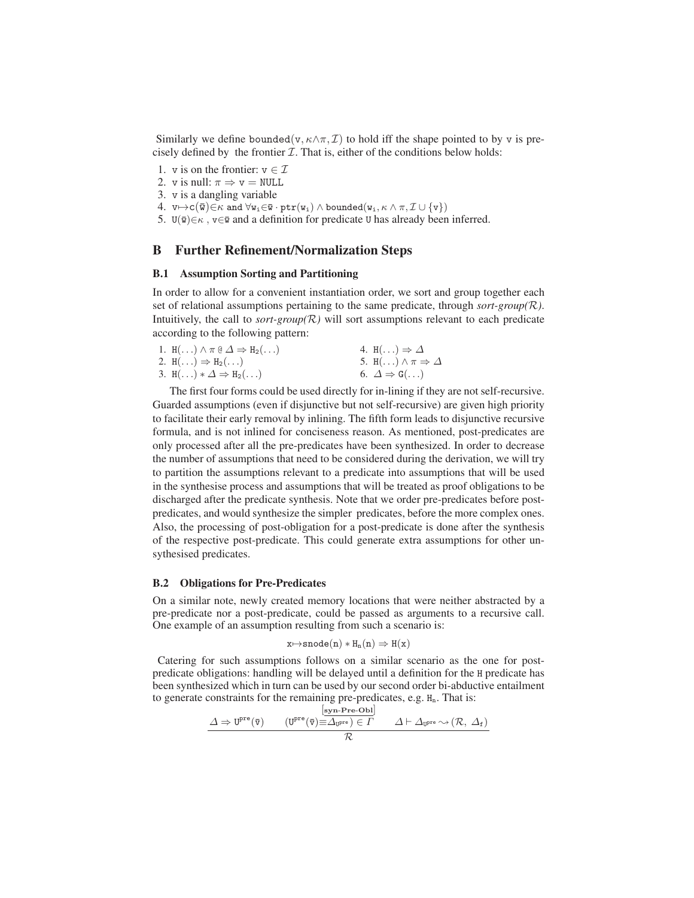Similarly we define $\mathtt{bounded}(\mathtt{v}, \kappa\wedge\pi, \mathcal{I})$ to hold iff the shape pointed to by v is precisely defined by the frontier $\mathcal{I}$. That is, either of the conditions below holds:

1. v is on the frontier: $\mathtt{v} \in \mathcal{I}$
2. v is null: $\pi \Rightarrow \mathtt{v} = \mathtt{NULL}$
3. v is a dangling variable
4. $\mathtt{v}{\mapsto}\mathtt{c}(\bar{\mathtt{w}}){\in}\kappa$ and $\forall \mathtt{w_i}{\in}\bar{\mathtt{w}} \cdot \mathtt{ptr}(\mathtt{w_i}) \wedge \mathtt{bounded}(\mathtt{w_i}, \kappa \wedge \pi, \mathcal{I} \cup \{\mathtt{v}\})$
5. $\mathtt{U}(\bar{\mathtt{w}}){\in}\kappa$ , $\mathtt{v}{\in}\bar{\mathtt{w}}$ and a definition for predicate U has already been inferred.

## B Further Refinement/Normalization Steps

### B.1 Assumption Sorting and Partitioning

In order to allow for a convenient instantiation order, we sort and group together each set of relational assumptions pertaining to the same predicate, through *sort-group($\mathcal{R}$)*. Intuitively, the call to *sort-group($\mathcal{R}$)* will sort assumptions relevant to each predicate according to the following pattern:

1. $\mathtt{H}(\ldots) \wedge \pi \,@\, \Delta \Rightarrow \mathtt{H_2}(\ldots)$
2. $\mathtt{H}(\ldots) \Rightarrow \mathtt{H_2}(\ldots)$
3. $\mathtt{H}(\ldots) * \Delta \Rightarrow \mathtt{H_2}(\ldots)$
4. $\mathtt{H}(\ldots) \Rightarrow \Delta$
5. $\mathtt{H}(\ldots) \wedge \pi \Rightarrow \Delta$
6. $\Delta \Rightarrow \mathtt{G}(\ldots)$

The first four forms could be used directly for in-lining if they are not self-recursive. Guarded assumptions (even if disjunctive but not self-recursive) are given high priority to facilitate their early removal by inlining. The fifth form leads to disjunctive recursive formula, and is not inlined for conciseness reason. As mentioned, post-predicates are only processed after all the pre-predicates have been synthesized. In order to decrease the number of assumptions that need to be considered during the derivation, we will try to partition the assumptions relevant to a predicate into assumptions that will be used in the synthesise process and assumptions that will be treated as proof obligations to be discharged after the predicate synthesis. Note that we order pre-predicates before post-predicates, and would synthesize the simpler predicates, before the more complex ones. Also, the processing of post-obligation for a post-predicate is done after the synthesis of the respective post-predicate. This could generate extra assumptions for other unsythesised predicates.

### B.2 Obligations for Pre-Predicates

On a similar note, newly created memory locations that were neither abstracted by a pre-predicate nor a post-predicate, could be passed as arguments to a recursive call. One example of an assumption resulting from such a scenario is:

$$\mathtt{x}{\mapsto}\mathtt{snode}(\mathtt{n}) * \mathtt{H_n}(\mathtt{n}) \Rightarrow \mathtt{H}(\mathtt{x})$$

Catering for such assumptions follows on a similar scenario as the one for post-predicate obligations: handling will be delayed until a definition for the H predicate has been synthesized which in turn can be used by our second order bi-abductive entailment to generate constraints for the remaining pre-predicates, e.g. $\mathtt{H_n}$. That is:

$$\frac{\Delta \Rightarrow \mathtt{U^{pre}}(\bar{\mathtt{v}}) \qquad (\mathtt{U^{pre}}(\bar{\mathtt{v}}) {\equiv} \Delta_{\mathtt{U^{pre}}}) \in \Gamma \qquad \Delta \vdash \Delta_{\mathtt{U^{pre}}} \leadsto (\mathcal{R},\ \Delta_{\mathtt{f}})}{\mathcal{R}}\ [\textbf{syn-Pre-Obl}]$$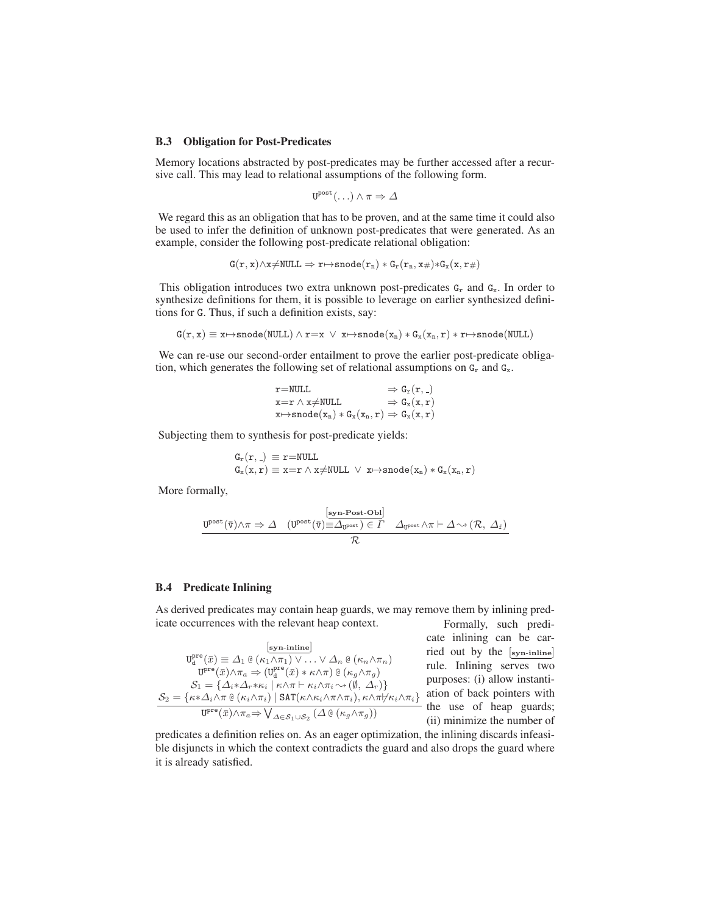### B.3 Obligation for Post-Predicates

Memory locations abstracted by post-predicates may be further accessed after a recursive call. This may lead to relational assumptions of the following form.

$$\mathtt{U}^{\mathtt{post}}(\ldots) \wedge \pi \Rightarrow \Delta$$

We regard this as an obligation that has to be proven, and at the same time it could also be used to infer the definition of unknown post-predicates that were generated. As an example, consider the following post-predicate relational obligation:

$$\mathtt{G}(\mathtt{r},\mathtt{x}){\wedge}\mathtt{x}{\neq}\mathtt{NULL} \Rightarrow \mathtt{r}{\mapsto}\mathtt{snode}(\mathtt{r_n}) * \mathtt{G_r}(\mathtt{r_n},\mathtt{x}\#){*}\mathtt{G_x}(\mathtt{x},\mathtt{r}\#)$$

This obligation introduces two extra unknown post-predicates $\mathtt{G_r}$ and $\mathtt{G_x}$. In order to synthesize definitions for them, it is possible to leverage on earlier synthesized definitions for $\mathtt{G}$. Thus, if such a definition exists, say:

$$\mathtt{G}(\mathtt{r},\mathtt{x}) \equiv \mathtt{x}{\mapsto}\mathtt{snode}(\mathtt{NULL}) \wedge \mathtt{r}{=}\mathtt{x} \;\vee\; \mathtt{x}{\mapsto}\mathtt{snode}(\mathtt{x_n}) * \mathtt{G_x}(\mathtt{x_n},\mathtt{r}) * \mathtt{r}{\mapsto}\mathtt{snode}(\mathtt{NULL})$$

We can re-use our second-order entailment to prove the earlier post-predicate obligation, which generates the following set of relational assumptions on $\mathtt{G_r}$ and $\mathtt{G_x}$.

$$\begin{array}{ll}
\mathtt{r}{=}\mathtt{NULL} & \Rightarrow \mathtt{G_r}(\mathtt{r},\_) \\
\mathtt{x}{=}\mathtt{r} \wedge \mathtt{x}{\neq}\mathtt{NULL} & \Rightarrow \mathtt{G_x}(\mathtt{x},\mathtt{r}) \\
\mathtt{x}{\mapsto}\mathtt{snode}(\mathtt{x_n}) * \mathtt{G_x}(\mathtt{x_n},\mathtt{r}) & \Rightarrow \mathtt{G_x}(\mathtt{x},\mathtt{r})
\end{array}$$

Subjecting them to synthesis for post-predicate yields:

$$\begin{array}{l}
\mathtt{G_r}(\mathtt{r},\_) \;\equiv \mathtt{r}{=}\mathtt{NULL} \\
\mathtt{G_x}(\mathtt{x},\mathtt{r}) \equiv \mathtt{x}{=}\mathtt{r} \wedge \mathtt{x}{\neq}\mathtt{NULL} \;\vee\; \mathtt{x}{\mapsto}\mathtt{snode}(\mathtt{x_n}) * \mathtt{G_x}(\mathtt{x_n},\mathtt{r})
\end{array}$$

More formally,

$$\frac{\overset{[\textbf{syn-Post-Obl}]}{\mathtt{U}^{\mathtt{post}}(\bar{\mathtt{v}}){\wedge}\pi \Rightarrow \Delta \quad (\mathtt{U}^{\mathtt{post}}(\bar{\mathtt{v}}){\equiv}\Delta_{\mathtt{U}^{\mathtt{post}}}) \in \Gamma \quad \Delta_{\mathtt{U}^{\mathtt{post}}}{\wedge}\pi \vdash \Delta \leadsto (\mathcal{R},\ \Delta_{\mathtt{f}})}}{\mathcal{R}}$$

### B.4 Predicate Inlining

As derived predicates may contain heap guards, we may remove them by inlining predicate occurrences with the relevant heap context. Formally, such predicate inlining can be carried out by the $[\textbf{syn-inline}]$ rule. Inlining serves two purposes: (i) allow instantiation of back pointers with the use of heap guards; (ii) minimize the number of predicates a definition relies on. As an eager optimization, the inlining discards infeasible disjuncts in which the context contradicts the guard and also drops the guard where it is already satisfied.

$$\frac{\begin{array}{c}
[\textbf{syn-inline}] \\
\mathtt{U}^{\mathtt{pre}}_{\mathtt{d}}(\bar{x}) \equiv \Delta_1 \;@\; (\kappa_1{\wedge}\pi_1) \vee \ldots \vee \Delta_n \;@\; (\kappa_n{\wedge}\pi_n) \\
\mathtt{U}^{\mathtt{pre}}(\bar{x}){\wedge}\pi_a \Rightarrow (\mathtt{U}^{\mathtt{pre}}_{\mathtt{d}}(\bar{x}) * \kappa{\wedge}\pi) \;@\; (\kappa_g{\wedge}\pi_g) \\
\mathcal{S}_1 = \{\Delta_i{*}\Delta_r{*}\kappa_i \mid \kappa{\wedge}\pi \vdash \kappa_i{\wedge}\pi_i \leadsto (\emptyset,\ \Delta_r)\} \\
\mathcal{S}_2 = \{\kappa{*}\Delta_i{\wedge}\pi \;@\; (\kappa_i{\wedge}\pi_i) \mid \mathtt{SAT}(\kappa{\wedge}\kappa_i{\wedge}\pi{\wedge}\pi_i), \kappa{\wedge}\pi{\not\vdash}\kappa_i{\wedge}\pi_i\}
\end{array}}{\mathtt{U}^{\mathtt{pre}}(\bar{x}){\wedge}\pi_a {\Rightarrow} \bigvee_{\Delta \in \mathcal{S}_1 \cup \mathcal{S}_2} (\Delta \;@\; (\kappa_g{\wedge}\pi_g))}$$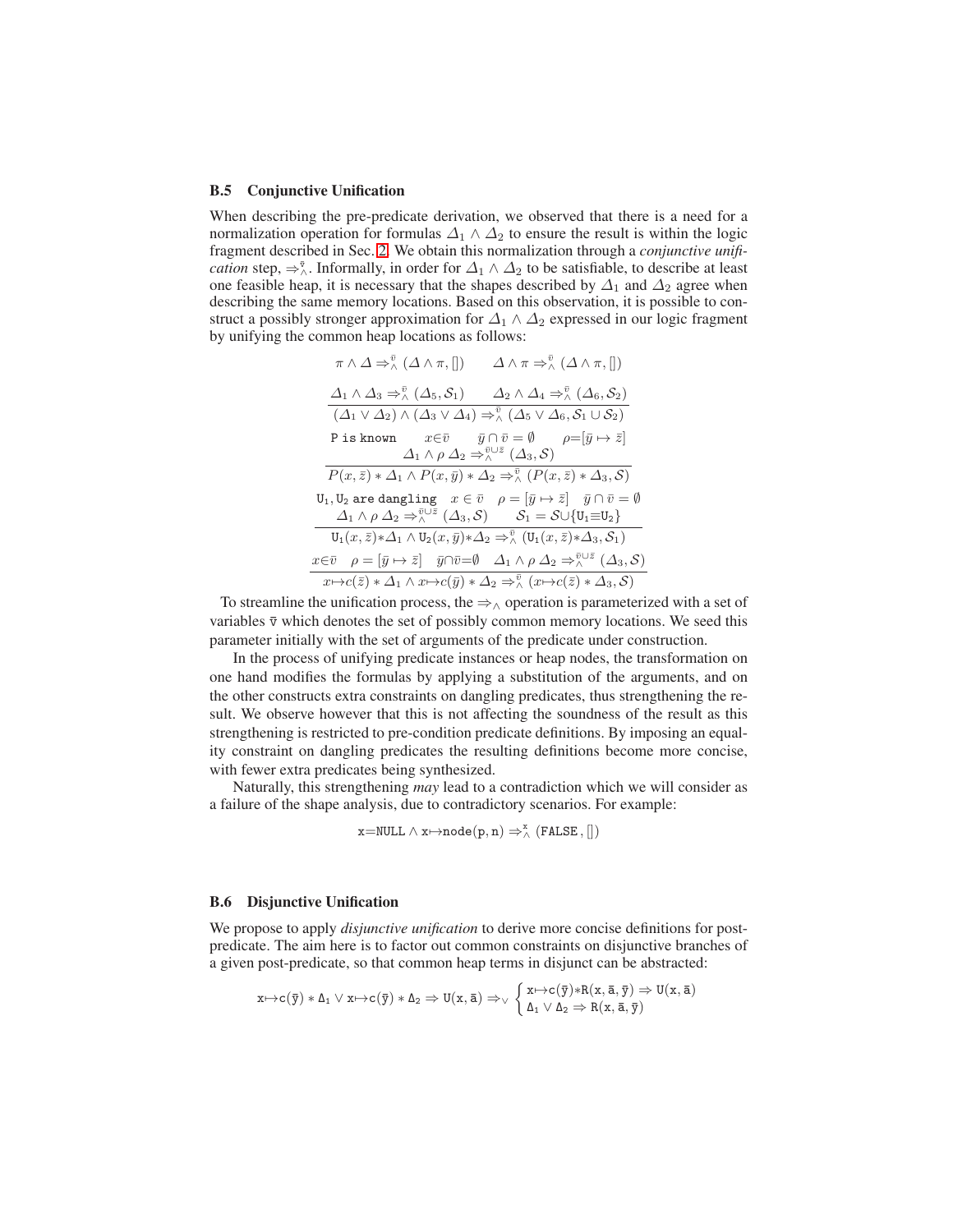### B.5 Conjunctive Unification

When describing the pre-predicate derivation, we observed that there is a need for a normalization operation for formulas $\Delta_1 \wedge \Delta_2$ to ensure the result is within the logic fragment described in Sec. 2. We obtain this normalization through a *conjunctive unification* step, $\Rightarrow_\wedge^{\bar{v}}$. Informally, in order for $\Delta_1 \wedge \Delta_2$ to be satisfiable, to describe at least one feasible heap, it is necessary that the shapes described by $\Delta_1$ and $\Delta_2$ agree when describing the same memory locations. Based on this observation, it is possible to construct a possibly stronger approximation for $\Delta_1 \wedge \Delta_2$ expressed in our logic fragment by unifying the common heap locations as follows:

$$\pi \wedge \Delta \Rightarrow_\wedge^{\bar{v}} (\Delta \wedge \pi, []) \qquad \Delta \wedge \pi \Rightarrow_\wedge^{\bar{v}} (\Delta \wedge \pi, [])$$

$$\frac{\Delta_1 \wedge \Delta_3 \Rightarrow_\wedge^{\bar{v}} (\Delta_5, \mathcal{S}_1) \qquad \Delta_2 \wedge \Delta_4 \Rightarrow_\wedge^{\bar{v}} (\Delta_6, \mathcal{S}_2)}{(\Delta_1 \vee \Delta_2) \wedge (\Delta_3 \vee \Delta_4) \Rightarrow_\wedge^{\bar{v}} (\Delta_5 \vee \Delta_6, \mathcal{S}_1 \cup \mathcal{S}_2)}$$

$$\frac{\begin{array}{c}\texttt{P is known} \qquad x \in \bar{v} \qquad \bar{y} \cap \bar{v} = \emptyset \qquad \rho = [\bar{y} \mapsto \bar{z}] \\ \Delta_1 \wedge \rho\, \Delta_2 \Rightarrow_\wedge^{\bar{v} \cup \bar{z}} (\Delta_3, \mathcal{S})\end{array}}{P(x, \bar{z}) * \Delta_1 \wedge P(x, \bar{y}) * \Delta_2 \Rightarrow_\wedge^{\bar{v}} (P(x, \bar{z}) * \Delta_3, \mathcal{S})}$$

$$\frac{\begin{array}{c}\texttt{U}_1, \texttt{U}_2 \texttt{ are dangling} \quad x \in \bar{v} \quad \rho = [\bar{y} \mapsto \bar{z}] \quad \bar{y} \cap \bar{v} = \emptyset \\ \Delta_1 \wedge \rho\, \Delta_2 \Rightarrow_\wedge^{\bar{v} \cup \bar{z}} (\Delta_3, \mathcal{S}) \qquad \mathcal{S}_1 = \mathcal{S} \cup \{\texttt{U}_1 \equiv \texttt{U}_2\}\end{array}}{\texttt{U}_1(x, \bar{z}) * \Delta_1 \wedge \texttt{U}_2(x, \bar{y}) * \Delta_2 \Rightarrow_\wedge^{\bar{v}} (\texttt{U}_1(x, \bar{z}) * \Delta_3, \mathcal{S}_1)}$$

$$\frac{x \in \bar{v} \quad \rho = [\bar{y} \mapsto \bar{z}] \quad \bar{y} \cap \bar{v} = \emptyset \quad \Delta_1 \wedge \rho\, \Delta_2 \Rightarrow_\wedge^{\bar{v} \cup \bar{z}} (\Delta_3, \mathcal{S})}{x \mapsto c(\bar{z}) * \Delta_1 \wedge x \mapsto c(\bar{y}) * \Delta_2 \Rightarrow_\wedge^{\bar{v}} (x \mapsto c(\bar{z}) * \Delta_3, \mathcal{S})}$$

To streamline the unification process, the $\Rightarrow_\wedge$ operation is parameterized with a set of variables $\bar{\texttt{v}}$ which denotes the set of possibly common memory locations. We seed this parameter initially with the set of arguments of the predicate under construction.

In the process of unifying predicate instances or heap nodes, the transformation on one hand modifies the formulas by applying a substitution of the arguments, and on the other constructs extra constraints on dangling predicates, thus strengthening the result. We observe however that this is not affecting the soundness of the result as this strengthening is restricted to pre-condition predicate definitions. By imposing an equality constraint on dangling predicates the resulting definitions become more concise, with fewer extra predicates being synthesized.

Naturally, this strengthening *may* lead to a contradiction which we will consider as a failure of the shape analysis, due to contradictory scenarios. For example:

$$\texttt{x=NULL} \wedge \texttt{x} \mapsto \texttt{node(p,n)} \Rightarrow_\wedge^{\texttt{x}} (\texttt{FALSE}, [])$$

### B.6 Disjunctive Unification

We propose to apply *disjunctive unification* to derive more concise definitions for post-predicate. The aim here is to factor out common constraints on disjunctive branches of a given post-predicate, so that common heap terms in disjunct can be abstracted:

$$\texttt{x} \mapsto \texttt{c}(\bar{\texttt{y}}) * \Delta_1 \vee \texttt{x} \mapsto \texttt{c}(\bar{\texttt{y}}) * \Delta_2 \Rightarrow \texttt{U}(\texttt{x}, \bar{\texttt{a}}) \Rightarrow_\vee \begin{cases} \texttt{x} \mapsto \texttt{c}(\bar{\texttt{y}}) * \texttt{R}(\texttt{x}, \bar{\texttt{a}}, \bar{\texttt{y}}) \Rightarrow \texttt{U}(\texttt{x}, \bar{\texttt{a}}) \\ \Delta_1 \vee \Delta_2 \Rightarrow \texttt{R}(\texttt{x}, \bar{\texttt{a}}, \bar{\texttt{y}}) \end{cases}$$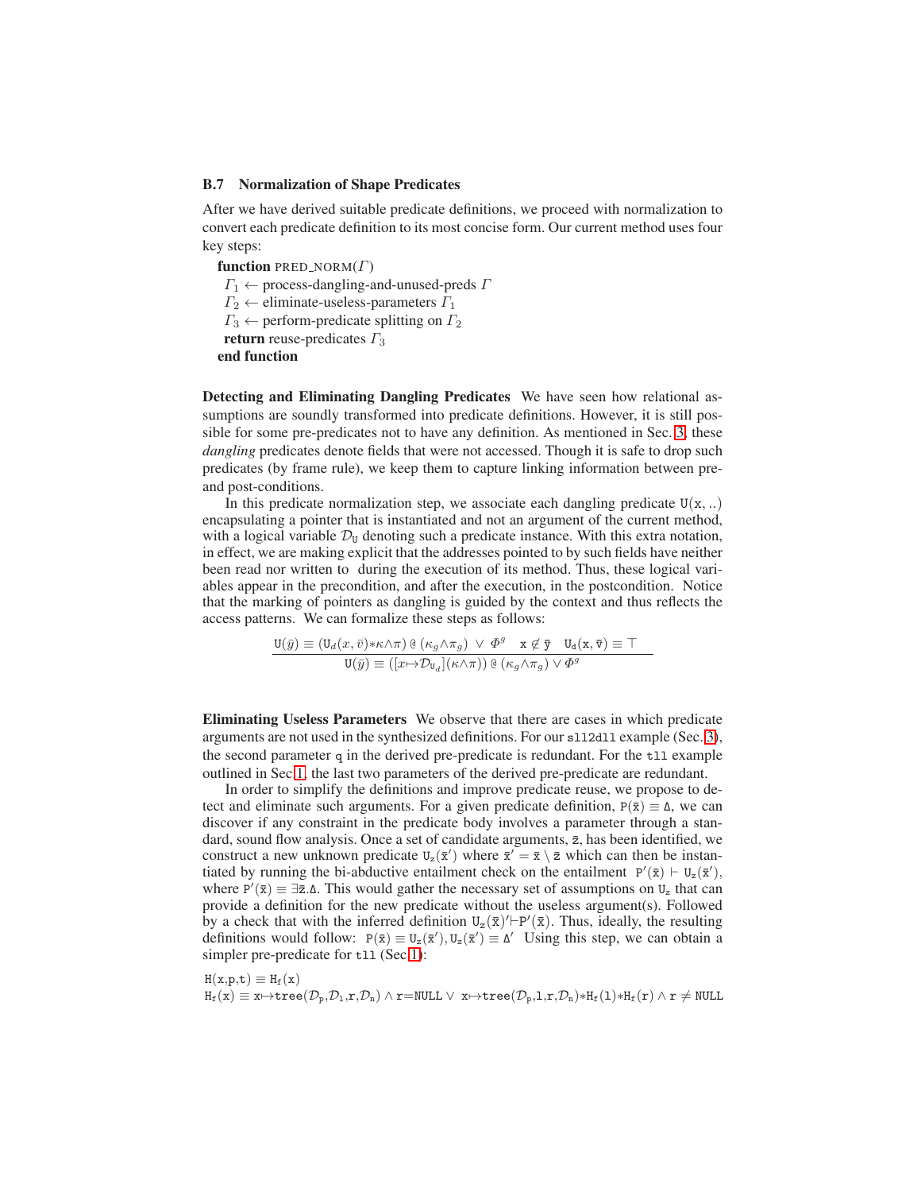### B.7 Normalization of Shape Predicates

After we have derived suitable predicate definitions, we proceed with normalization to convert each predicate definition to its most concise form. Our current method uses four key steps:

**function** PRED_NORM($\Gamma$)
  $\Gamma_1 \leftarrow$ process-dangling-and-unused-preds $\Gamma$
  $\Gamma_2 \leftarrow$ eliminate-useless-parameters $\Gamma_1$
  $\Gamma_3 \leftarrow$ perform-predicate splitting on $\Gamma_2$
  **return** reuse-predicates $\Gamma_3$
**end function**

**Detecting and Eliminating Dangling Predicates** We have seen how relational assumptions are soundly transformed into predicate definitions. However, it is still possible for some pre-predicates not to have any definition. As mentioned in Sec. 3, these *dangling* predicates denote fields that were not accessed. Though it is safe to drop such predicates (by frame rule), we keep them to capture linking information between pre- and post-conditions.

In this predicate normalization step, we associate each dangling predicate $\mathtt{U}(\mathtt{x}, ..)$ encapsulating a pointer that is instantiated and not an argument of the current method, with a logical variable $\mathcal{D}_{\mathtt{U}}$ denoting such a predicate instance. With this extra notation, in effect, we are making explicit that the addresses pointed to by such fields have neither been read nor written to during the execution of its method. Thus, these logical variables appear in the precondition, and after the execution, in the postcondition. Notice that the marking of pointers as dangling is guided by the context and thus reflects the access patterns. We can formalize these steps as follows:

$$\frac{\mathtt{U}(\bar{y}) \equiv (\mathtt{U}_d(x,\bar{v}){*}\kappa{\wedge}\pi) \,@\, (\kappa_g{\wedge}\pi_g) \;\vee\; \Phi^g \quad \mathtt{x} \notin \bar{\mathtt{y}} \quad \mathtt{U}_\mathtt{d}(\mathtt{x},\bar{\mathtt{v}}) \equiv \top}{\mathtt{U}(\bar{y}) \equiv ([x{\mapsto}\mathcal{D}_{\mathtt{U}_d}](\kappa{\wedge}\pi)) \,@\, (\kappa_g{\wedge}\pi_g) \vee \Phi^g}$$

**Eliminating Useless Parameters** We observe that there are cases in which predicate arguments are not used in the synthesized definitions. For our `sll2dll` example (Sec. 3), the second parameter `q` in the derived pre-predicate is redundant. For the `tll` example outlined in Sec 1, the last two parameters of the derived pre-predicate are redundant.

In order to simplify the definitions and improve predicate reuse, we propose to detect and eliminate such arguments. For a given predicate definition, $\mathtt{P}(\bar{\mathtt{x}}) \equiv \Delta$, we can discover if any constraint in the predicate body involves a parameter through a standard, sound flow analysis. Once a set of candidate arguments, $\bar{\mathtt{z}}$, has been identified, we construct a new unknown predicate $\mathtt{U}_\mathtt{z}(\bar{\mathtt{x}}')$ where $\bar{\mathtt{x}}' = \bar{\mathtt{x}} \setminus \bar{\mathtt{z}}$ which can then be instantiated by running the bi-abductive entailment check on the entailment $\mathtt{P}'(\bar{\mathtt{x}}) \vdash \mathtt{U}_\mathtt{z}(\bar{\mathtt{x}}')$, where $\mathtt{P}'(\bar{\mathtt{x}}) \equiv \exists \bar{\mathtt{z}}.\Delta$. This would gather the necessary set of assumptions on $\mathtt{U}_\mathtt{z}$ that can provide a definition for the new predicate without the useless argument(s). Followed by a check that with the inferred definition $\mathtt{U}_\mathtt{z}(\bar{\mathtt{x}})' {\vdash} \mathtt{P}'(\bar{\mathtt{x}})$. Thus, ideally, the resulting definitions would follow: $\mathtt{P}(\bar{\mathtt{x}}) \equiv \mathtt{U}_\mathtt{z}(\bar{\mathtt{x}}'), \mathtt{U}_\mathtt{z}(\bar{\mathtt{x}}') \equiv \Delta'$ Using this step, we can obtain a simpler pre-predicate for `tll` (Sec 1):

$\mathtt{H}(\mathtt{x},\mathtt{p},\mathtt{t}) \equiv \mathtt{H}_\mathtt{f}(\mathtt{x})$
$\mathtt{H}_\mathtt{f}(\mathtt{x}) \equiv \mathtt{x}{\mapsto}\mathtt{tree}(\mathcal{D}_\mathtt{p},\mathcal{D}_\mathtt{l},\mathtt{r},\mathcal{D}_\mathtt{n}) \wedge \mathtt{r}{=}\mathtt{NULL} \vee\; \mathtt{x}{\mapsto}\mathtt{tree}(\mathcal{D}_\mathtt{p},\mathtt{l},\mathtt{r},\mathcal{D}_\mathtt{n}){*}\mathtt{H}_\mathtt{f}(\mathtt{l}){*}\mathtt{H}_\mathtt{f}(\mathtt{r}) \wedge \mathtt{r} \neq \mathtt{NULL}$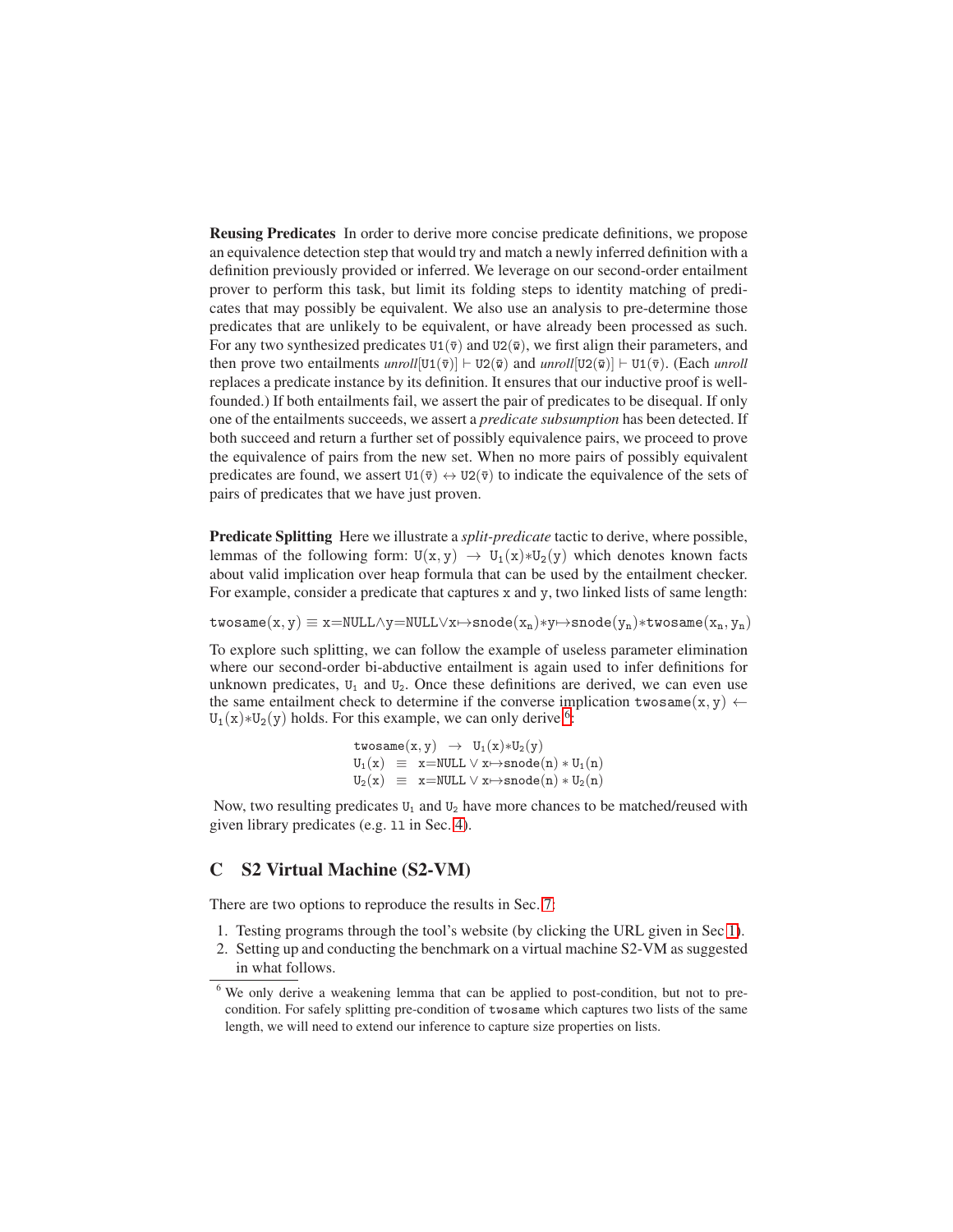**Reusing Predicates** In order to derive more concise predicate definitions, we propose an equivalence detection step that would try and match a newly inferred definition with a definition previously provided or inferred. We leverage on our second-order entailment prover to perform this task, but limit its folding steps to identity matching of predicates that may possibly be equivalent. We also use an analysis to pre-determine those predicates that are unlikely to be equivalent, or have already been processed as such. For any two synthesized predicates $\mathtt{U1}(\bar{v})$ and $\mathtt{U2}(\bar{w})$, we first align their parameters, and then prove two entailments $\mathit{unroll}[\mathtt{U1}(\bar{v})] \vdash \mathtt{U2}(\bar{w})$ and $\mathit{unroll}[\mathtt{U2}(\bar{w})] \vdash \mathtt{U1}(\bar{v})$. (Each *unroll* replaces a predicate instance by its definition. It ensures that our inductive proof is well-founded.) If both entailments fail, we assert the pair of predicates to be disequal. If only one of the entailments succeeds, we assert a *predicate subsumption* has been detected. If both succeed and return a further set of possibly equivalence pairs, we proceed to prove the equivalence of pairs from the new set. When no more pairs of possibly equivalent predicates are found, we assert $\mathtt{U1}(\bar{v}) \leftrightarrow \mathtt{U2}(\bar{v})$ to indicate the equivalence of the sets of pairs of predicates that we have just proven.

**Predicate Splitting** Here we illustrate a *split-predicate* tactic to derive, where possible, lemmas of the following form: $\mathtt{U}(\mathtt{x},\mathtt{y}) \rightarrow \mathtt{U_1}(\mathtt{x}){*}\mathtt{U_2}(\mathtt{y})$ which denotes known facts about valid implication over heap formula that can be used by the entailment checker. For example, consider a predicate that captures x and y, two linked lists of same length:

$$\mathtt{twosame}(\mathtt{x},\mathtt{y}) \equiv \mathtt{x{=}NULL} \wedge \mathtt{y{=}NULL} \vee \mathtt{x}{\mapsto}\mathtt{snode}(\mathtt{x_n}){*}\mathtt{y}{\mapsto}\mathtt{snode}(\mathtt{y_n}){*}\mathtt{twosame}(\mathtt{x_n},\mathtt{y_n})$$

To explore such splitting, we can follow the example of useless parameter elimination where our second-order bi-abductive entailment is again used to infer definitions for unknown predicates, $\mathtt{U_1}$ and $\mathtt{U_2}$. Once these definitions are derived, we can even use the same entailment check to determine if the converse implication $\mathtt{twosame}(\mathtt{x},\mathtt{y}) \leftarrow \mathtt{U_1}(\mathtt{x}){*}\mathtt{U_2}(\mathtt{y})$ holds. For this example, we can only derive [6]:

$$\begin{array}{rcl}
\mathtt{twosame}(\mathtt{x},\mathtt{y}) & \rightarrow & \mathtt{U_1}(\mathtt{x}){*}\mathtt{U_2}(\mathtt{y}) \\
\mathtt{U_1}(\mathtt{x}) & \equiv & \mathtt{x{=}NULL} \vee \mathtt{x}{\mapsto}\mathtt{snode}(\mathtt{n}) * \mathtt{U_1}(\mathtt{n}) \\
\mathtt{U_2}(\mathtt{x}) & \equiv & \mathtt{x{=}NULL} \vee \mathtt{x}{\mapsto}\mathtt{snode}(\mathtt{n}) * \mathtt{U_2}(\mathtt{n})
\end{array}$$

Now, two resulting predicates $\mathtt{U_1}$ and $\mathtt{U_2}$ have more chances to be matched/reused with given library predicates (e.g. ll in Sec. 4).

## C S2 Virtual Machine (S2-VM)

There are two options to reproduce the results in Sec. 7:

1. Testing programs through the tool's website (by clicking the URL given in Sec 1).
2. Setting up and conducting the benchmark on a virtual machine S2-VM as suggested in what follows.

[6] We only derive a weakening lemma that can be applied to post-condition, but not to pre-condition. For safely splitting pre-condition of twosame which captures two lists of the same length, we will need to extend our inference to capture size properties on lists.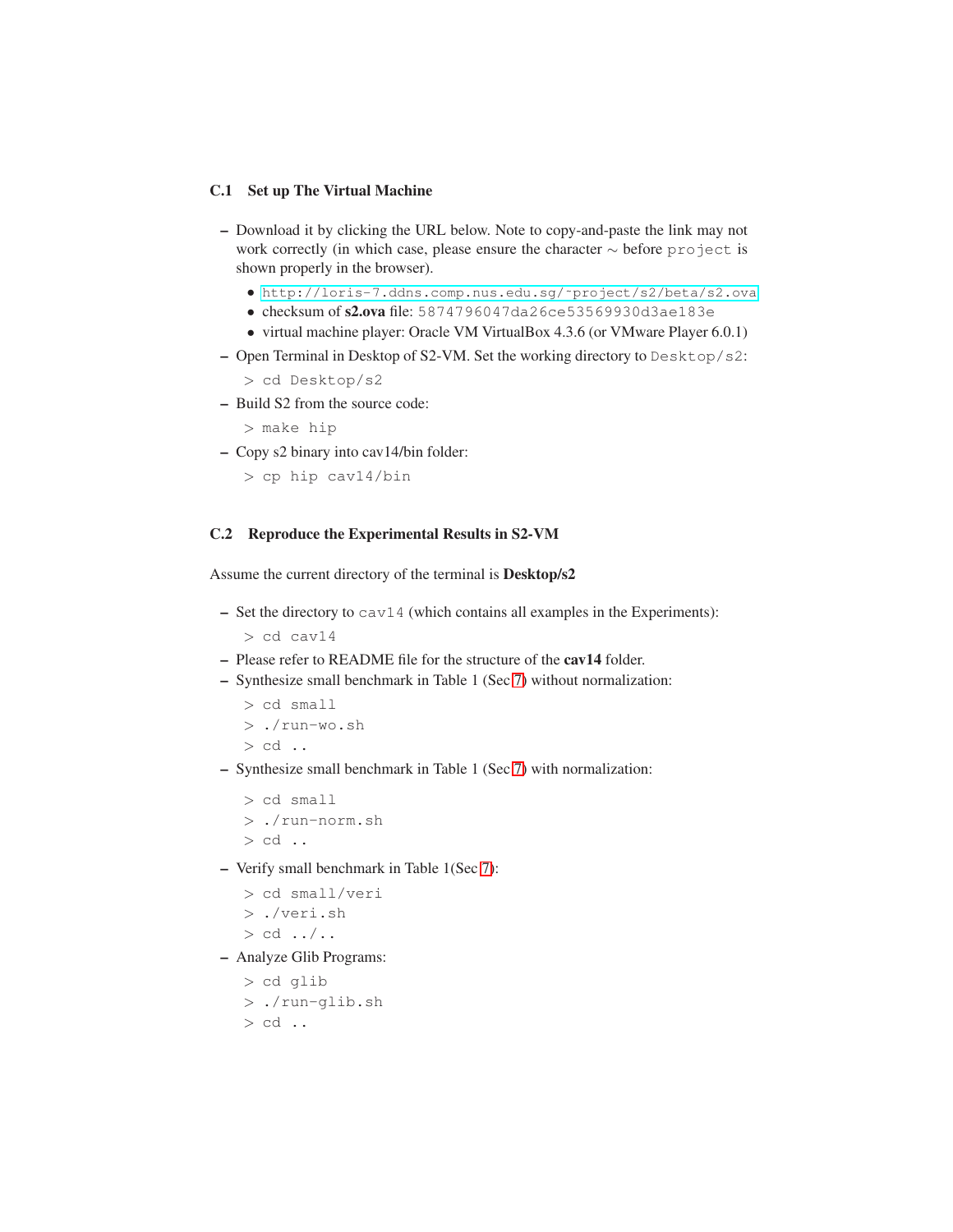### C.1 Set up The Virtual Machine

– Download it by clicking the URL below. Note to copy-and-paste the link may not work correctly (in which case, please ensure the character ~ before `project` is shown properly in the browser).
  - http://loris-7.ddns.comp.nus.edu.sg/~project/s2/beta/s2.ova
  - checksum of **s2.ova** file: `5874796047da26ce53569930d3ae183e`
  - virtual machine player: Oracle VM VirtualBox 4.3.6 (or VMware Player 6.0.1)
– Open Terminal in Desktop of S2-VM. Set the working directory to `Desktop/s2`:

```
> cd Desktop/s2
```

– Build S2 from the source code:

```
> make hip
```

– Copy s2 binary into cav14/bin folder:

```
> cp hip cav14/bin
```

### C.2 Reproduce the Experimental Results in S2-VM

Assume the current directory of the terminal is **Desktop/s2**

– Set the directory to `cav14` (which contains all examples in the Experiments):

```
> cd cav14
```

– Please refer to README file for the structure of the **cav14** folder.
– Synthesize small benchmark in Table 1 (Sec 7) without normalization:

```
> cd small
> ./run-wo.sh
> cd ..
```

– Synthesize small benchmark in Table 1 (Sec 7) with normalization:

```
> cd small
> ./run-norm.sh
> cd ..
```

– Verify small benchmark in Table 1(Sec 7):

```
> cd small/veri
> ./veri.sh
> cd ../..
```

– Analyze Glib Programs:

```
> cd glib
> ./run-glib.sh
> cd ..
```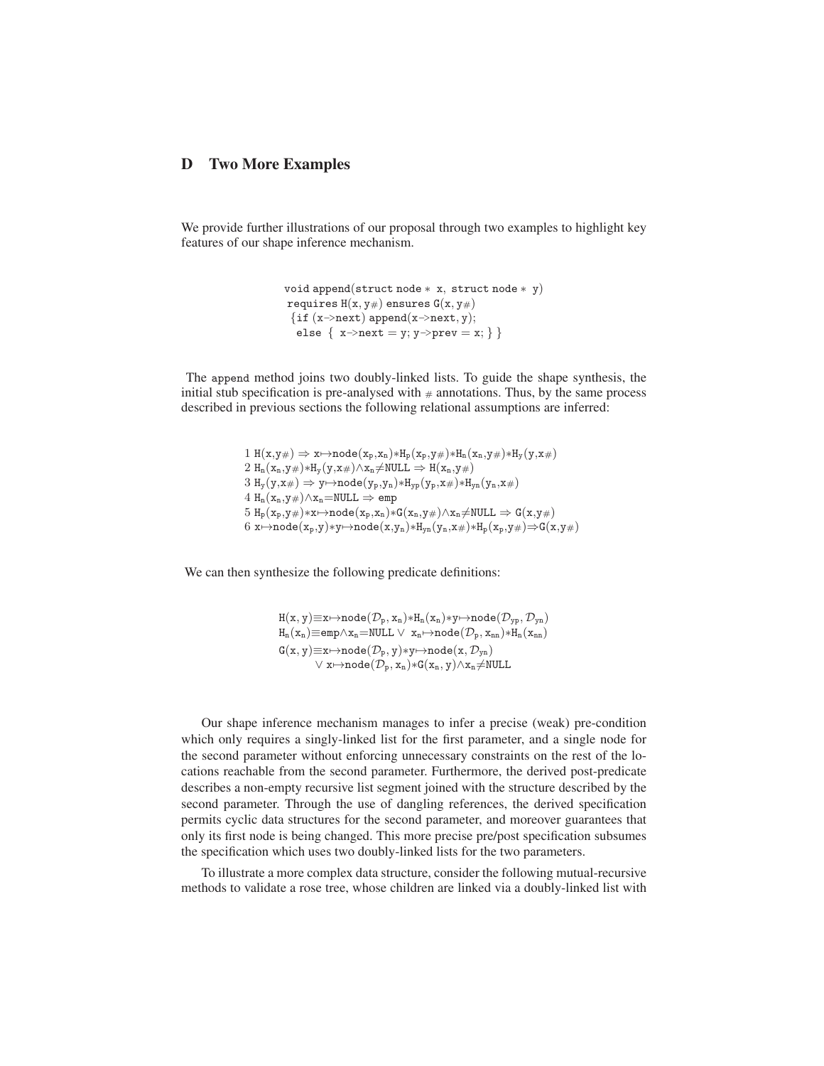## D Two More Examples

We provide further illustrations of our proposal through two examples to highlight key features of our shape inference mechanism.

```
void append(struct node * x, struct node * y)
 requires H(x, y#) ensures G(x, y#)
  {if (x->next) append(x->next, y);
   else { x->next = y; y->prev = x; } }
```

The append method joins two doubly-linked lists. To guide the shape synthesis, the initial stub specification is pre-analysed with $_{\#}$ annotations. Thus, by the same process described in previous sections the following relational assumptions are inferred:

$$
\begin{array}{l}
1\ \mathtt{H}(\mathtt{x},\mathtt{y}\#) \Rightarrow \mathtt{x}{\mapsto}\mathtt{node}(\mathtt{x_p},\mathtt{x_n}){*}\mathtt{H_p}(\mathtt{x_p},\mathtt{y}\#){*}\mathtt{H_n}(\mathtt{x_n},\mathtt{y}\#){*}\mathtt{H_y}(\mathtt{y},\mathtt{x}\#)\\
2\ \mathtt{H_n}(\mathtt{x_n},\mathtt{y}\#){*}\mathtt{H_y}(\mathtt{y},\mathtt{x}\#){\wedge}\mathtt{x_n}{\neq}\mathtt{NULL} \Rightarrow \mathtt{H}(\mathtt{x_n},\mathtt{y}\#)\\
3\ \mathtt{H_y}(\mathtt{y},\mathtt{x}\#) \Rightarrow \mathtt{y}{\mapsto}\mathtt{node}(\mathtt{y_p},\mathtt{y_n}){*}\mathtt{H_{yp}}(\mathtt{y_p},\mathtt{x}\#){*}\mathtt{H_{yn}}(\mathtt{y_n},\mathtt{x}\#)\\
4\ \mathtt{H_n}(\mathtt{x_n},\mathtt{y}\#){\wedge}\mathtt{x_n}{=}\mathtt{NULL} \Rightarrow \mathtt{emp}\\
5\ \mathtt{H_p}(\mathtt{x_p},\mathtt{y}\#){*}\mathtt{x}{\mapsto}\mathtt{node}(\mathtt{x_p},\mathtt{x_n}){*}\mathtt{G}(\mathtt{x_n},\mathtt{y}\#){\wedge}\mathtt{x_n}{\neq}\mathtt{NULL} \Rightarrow \mathtt{G}(\mathtt{x},\mathtt{y}\#)\\
6\ \mathtt{x}{\mapsto}\mathtt{node}(\mathtt{x_p},\mathtt{y}){*}\mathtt{y}{\mapsto}\mathtt{node}(\mathtt{x},\mathtt{y_n}){*}\mathtt{H_{yn}}(\mathtt{y_n},\mathtt{x}\#){*}\mathtt{H_p}(\mathtt{x_p},\mathtt{y}\#){\Rightarrow}\mathtt{G}(\mathtt{x},\mathtt{y}\#)
\end{array}
$$

We can then synthesize the following predicate definitions:

$$
\begin{array}{l}
\mathtt{H}(\mathtt{x},\mathtt{y}){\equiv}\mathtt{x}{\mapsto}\mathtt{node}(\mathcal{D}_\mathtt{p},\mathtt{x_n}){*}\mathtt{H_n}(\mathtt{x_n}){*}\mathtt{y}{\mapsto}\mathtt{node}(\mathcal{D}_\mathtt{yp},\mathcal{D}_\mathtt{yn})\\
\mathtt{H_n}(\mathtt{x_n}){\equiv}\mathtt{emp}{\wedge}\mathtt{x_n}{=}\mathtt{NULL} \vee\ \mathtt{x_n}{\mapsto}\mathtt{node}(\mathcal{D}_\mathtt{p},\mathtt{x_{nn}}){*}\mathtt{H_n}(\mathtt{x_{nn}})\\
\mathtt{G}(\mathtt{x},\mathtt{y}){\equiv}\mathtt{x}{\mapsto}\mathtt{node}(\mathcal{D}_\mathtt{p},\mathtt{y}){*}\mathtt{y}{\mapsto}\mathtt{node}(\mathtt{x},\mathcal{D}_\mathtt{yn})\\
\qquad\quad \vee\ \mathtt{x}{\mapsto}\mathtt{node}(\mathcal{D}_\mathtt{p},\mathtt{x_n}){*}\mathtt{G}(\mathtt{x_n},\mathtt{y}){\wedge}\mathtt{x_n}{\neq}\mathtt{NULL}
\end{array}
$$

Our shape inference mechanism manages to infer a precise (weak) pre-condition which only requires a singly-linked list for the first parameter, and a single node for the second parameter without enforcing unnecessary constraints on the rest of the locations reachable from the second parameter. Furthermore, the derived post-predicate describes a non-empty recursive list segment joined with the structure described by the second parameter. Through the use of dangling references, the derived specification permits cyclic data structures for the second parameter, and moreover guarantees that only its first node is being changed. This more precise pre/post specification subsumes the specification which uses two doubly-linked lists for the two parameters.

To illustrate a more complex data structure, consider the following mutual-recursive methods to validate a rose tree, whose children are linked via a doubly-linked list with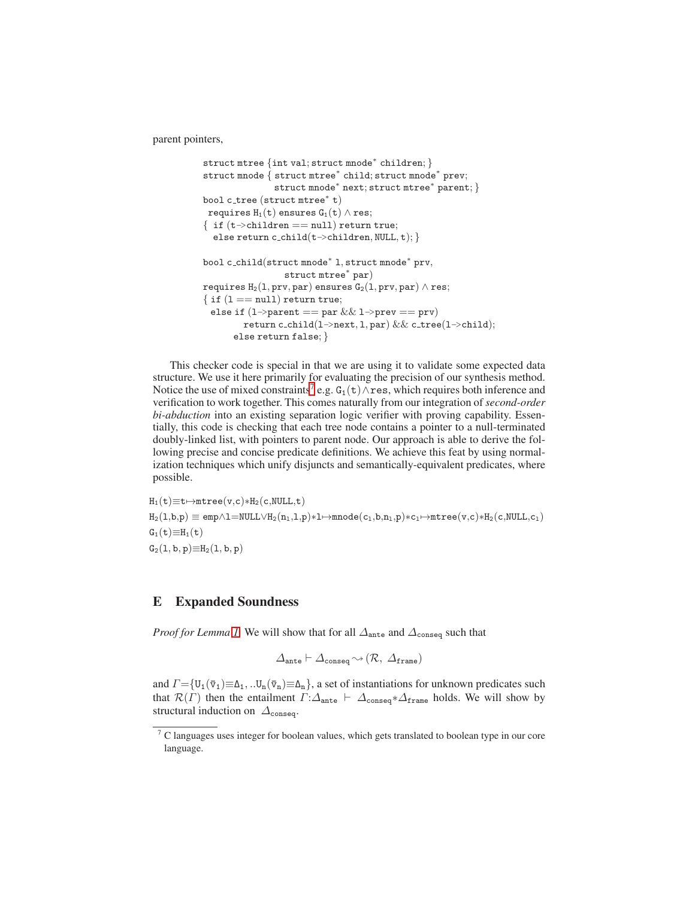parent pointers,

```
struct mtree {int val; struct mnode* children; }
struct mnode { struct mtree* child; struct mnode* prev;
               struct mnode* next; struct mtree* parent; }
bool c_tree (struct mtree* t)
 requires H1(t) ensures G1(t) ∧ res;
{ if (t->children == null) return true;
  else return c_child(t->children, NULL, t); }

bool c_child(struct mnode* l, struct mnode* prv,
                 struct mtree* par)
requires H2(l, prv, par) ensures G2(l, prv, par) ∧ res;
{ if (l == null) return true;
  else if (l->parent == par && l->prev == prv)
         return c_child(l->next, l, par) && c_tree(l->child);
       else return false; }
```

This checker code is special in that we are using it to validate some expected data structure. We use it here primarily for evaluating the precision of our synthesis method. Notice the use of mixed constraints[7] e.g. $\mathtt{G_1(t)}\wedge\mathtt{res}$, which requires both inference and verification to work together. This comes naturally from our integration of *second-order bi-abduction* into an existing separation logic verifier with proving capability. Essentially, this code is checking that each tree node contains a pointer to a null-terminated doubly-linked list, with pointers to parent node. Our approach is able to derive the following precise and concise predicate definitions. We achieve this feat by using normalization techniques which unify disjuncts and semantically-equivalent predicates, where possible.

$\mathtt{H_1(t)}\equiv\mathtt{t}\mapsto\mathtt{mtree(v,c)}*\mathtt{H_2(c,NULL,t)}$

$\mathtt{H_2(l,b,p)} \equiv \mathtt{emp}\wedge\mathtt{l{=}NULL}\vee\mathtt{H_2(n_1,l,p)}*\mathtt{l}\mapsto\mathtt{mnode(c_1,b,n_1,p)}*\mathtt{c_1}\mapsto\mathtt{mtree(v,c)}*\mathtt{H_2(c,NULL,c_1)}$

$\mathtt{G_1(t)}\equiv\mathtt{H_1(t)}$

$\mathtt{G_2(l,b,p)}\equiv\mathtt{H_2(l,b,p)}$

## E Expanded Soundness

*Proof for Lemma 1.* We will show that for all $\Delta_{\mathtt{ante}}$ and $\Delta_{\mathtt{conseq}}$ such that

$$\Delta_{\mathtt{ante}} \vdash \Delta_{\mathtt{conseq}} \leadsto (\mathcal{R},\ \Delta_{\mathtt{frame}})$$

and $\Gamma{=}\{\mathtt{U_1}(\bar{\mathtt{v}}_1){\equiv}\Delta_1, ..\mathtt{U_n}(\bar{\mathtt{v}}_n){\equiv}\Delta_n\}$, a set of instantiations for unknown predicates such that $\mathcal{R}(\Gamma)$ then the entailment $\Gamma{:}\Delta_{\mathtt{ante}} \vdash \Delta_{\mathtt{conseq}}{*}\Delta_{\mathtt{frame}}$ holds. We will show by structural induction on $\Delta_{\mathtt{conseq}}$.

[7] C languages uses integer for boolean values, which gets translated to boolean type in our core language.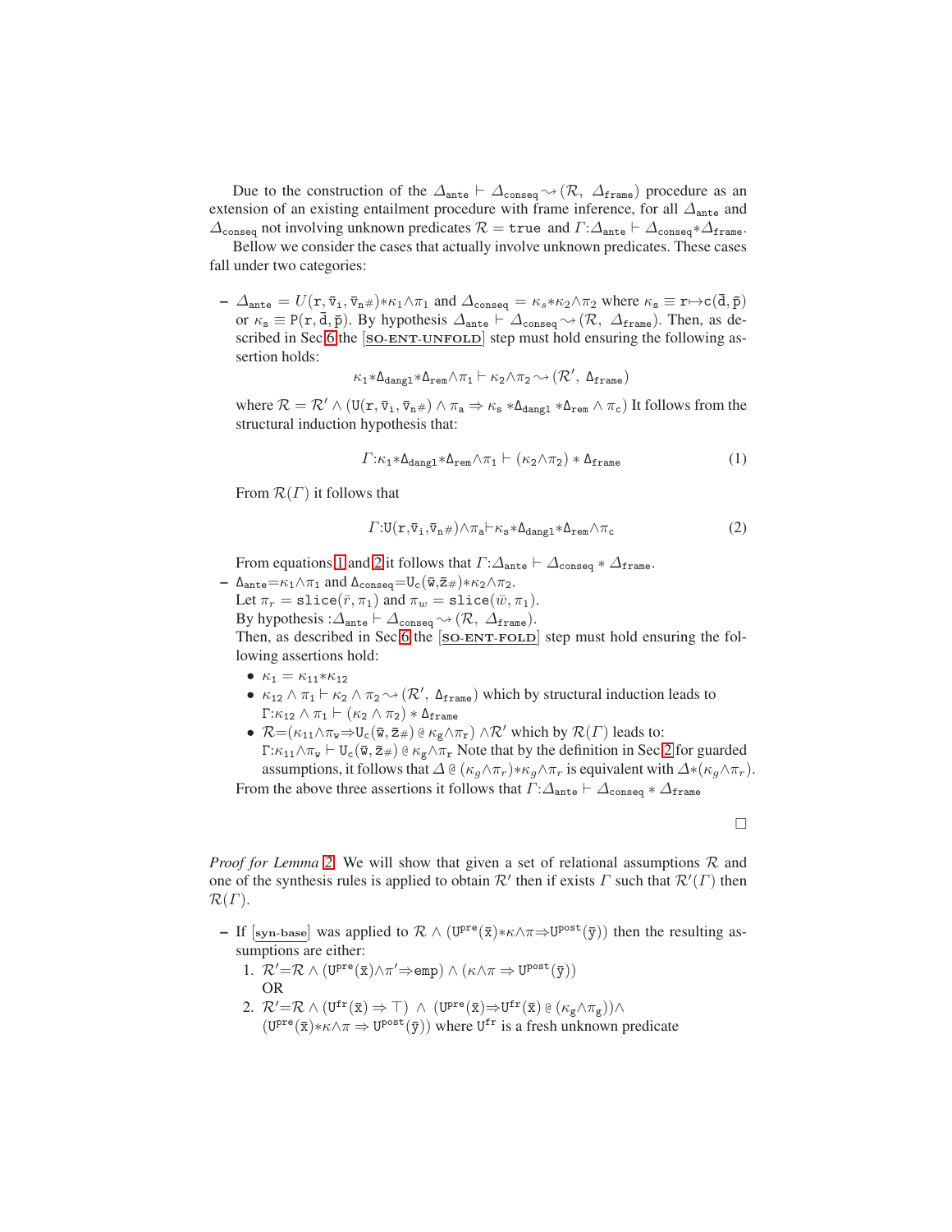Due to the construction of the $\Delta_{\mathtt{ante}} \vdash \Delta_{\mathtt{conseq}} \leadsto (\mathcal{R},\ \Delta_{\mathtt{frame}})$ procedure as an extension of an existing entailment procedure with frame inference, for all $\Delta_{\mathtt{ante}}$ and $\Delta_{\mathtt{conseq}}$ not involving unknown predicates $\mathcal{R} = \mathtt{true}$ and $\Gamma{:}\Delta_{\mathtt{ante}} \vdash \Delta_{\mathtt{conseq}}{*}\Delta_{\mathtt{frame}}$.

Bellow we consider the cases that actually involve unknown predicates. These cases fall under two categories:

- $\Delta_{\mathtt{ante}} = U(\mathtt{r}, \bar{\mathtt{v}}_{\mathtt{i}}, \bar{\mathtt{v}}_{\mathtt{n}}\#){*}\kappa_1{\wedge}\pi_1$ and $\Delta_{\mathtt{conseq}} = \kappa_s{*}\kappa_2{\wedge}\pi_2$ where $\kappa_{\mathtt{s}} \equiv \mathtt{r}{\mapsto}\mathtt{c}(\bar{\mathtt{d}}, \bar{\mathtt{p}})$ or $\kappa_{\mathtt{s}} \equiv \mathtt{P}(\mathtt{r}, \bar{\mathtt{d}}, \bar{\mathtt{p}})$. By hypothesis $\Delta_{\mathtt{ante}} \vdash \Delta_{\mathtt{conseq}} \leadsto (\mathcal{R},\ \Delta_{\mathtt{frame}})$. Then, as described in Sec 6 the [SO-ENT-UNFOLD] step must hold ensuring the following assertion holds:
$$\kappa_1{*}\Delta_{\mathtt{dangl}}{*}\Delta_{\mathtt{rem}}{\wedge}\pi_1 \vdash \kappa_2{\wedge}\pi_2 \leadsto (\mathcal{R}',\ \Delta_{\mathtt{frame}})$$
where $\mathcal{R} = \mathcal{R}' \wedge (\mathtt{U}(\mathtt{r}, \bar{\mathtt{v}}_{\mathtt{i}}, \bar{\mathtt{v}}_{\mathtt{n}}\#) \wedge \pi_{\mathtt{a}} \Rightarrow \kappa_{\mathtt{s}} * \Delta_{\mathtt{dangl}} * \Delta_{\mathtt{rem}} \wedge \pi_{\mathtt{c}})$ It follows from the structural induction hypothesis that:
$$\Gamma{:}\kappa_1{*}\Delta_{\mathtt{dangl}}{*}\Delta_{\mathtt{rem}}{\wedge}\pi_1 \vdash (\kappa_2{\wedge}\pi_2) * \Delta_{\mathtt{frame}} \tag{1}$$
From $\mathcal{R}(\Gamma)$ it follows that
$$\Gamma{:}\mathtt{U}(\mathtt{r}, \bar{\mathtt{v}}_{\mathtt{i}}, \bar{\mathtt{v}}_{\mathtt{n}}\#){\wedge}\pi_{\mathtt{a}} {\vdash} \kappa_{\mathtt{s}}{*}\Delta_{\mathtt{dangl}}{*}\Delta_{\mathtt{rem}}{\wedge}\pi_{\mathtt{c}} \tag{2}$$
From equations 1 and 2 it follows that $\Gamma{:}\Delta_{\mathtt{ante}} \vdash \Delta_{\mathtt{conseq}} * \Delta_{\mathtt{frame}}$.
- $\Delta_{\mathtt{ante}}{=}\kappa_1{\wedge}\pi_1$ and $\Delta_{\mathtt{conseq}}{=}\mathtt{U_c}(\bar{\mathtt{w}}, \bar{\mathtt{z}}\#){*}\kappa_2{\wedge}\pi_2$.
Let $\pi_r = \mathtt{slice}(\bar{r}, \pi_1)$ and $\pi_w = \mathtt{slice}(\bar{w}, \pi_1)$.
By hypothesis $:\Delta_{\mathtt{ante}} \vdash \Delta_{\mathtt{conseq}} \leadsto (\mathcal{R},\ \Delta_{\mathtt{frame}})$.
Then, as described in Sec 6 the [SO-ENT-FOLD] step must hold ensuring the following assertions hold:
  - $\kappa_1 = \kappa_{11}{*}\kappa_{12}$
  - $\kappa_{12} \wedge \pi_1 \vdash \kappa_2 \wedge \pi_2 \leadsto (\mathcal{R}',\ \Delta_{\mathtt{frame}})$ which by structural induction leads to $\Gamma{:}\kappa_{12} \wedge \pi_1 \vdash (\kappa_2 \wedge \pi_2) * \Delta_{\mathtt{frame}}$
  - $\mathcal{R}{=}(\kappa_{11}{\wedge}\pi_{\mathtt{w}}{\Rightarrow}\mathtt{U_c}(\bar{\mathtt{w}}, \bar{\mathtt{z}}\#) \mathbin{@} \kappa_{\mathtt{g}}{\wedge}\pi_{\mathtt{r}}) \wedge\mathcal{R}'$ which by $\mathcal{R}(\Gamma)$ leads to: $\Gamma{:}\kappa_{11}{\wedge}\pi_{\mathtt{w}} \vdash \mathtt{U_c}(\bar{\mathtt{w}}, \bar{\mathtt{z}}\#) \mathbin{@} \kappa_{\mathtt{g}}{\wedge}\pi_{\mathtt{r}}$ Note that by the definition in Sec 2 for guarded assumptions, it follows that $\Delta \mathbin{@} (\kappa_g{\wedge}\pi_r){*}\kappa_g{\wedge}\pi_r$ is equivalent with $\Delta{*}(\kappa_g{\wedge}\pi_r)$.

From the above three assertions it follows that $\Gamma{:}\Delta_{\mathtt{ante}} \vdash \Delta_{\mathtt{conseq}} * \Delta_{\mathtt{frame}}$

□

*Proof for Lemma 2.* We will show that given a set of relational assumptions $\mathcal{R}$ and one of the synthesis rules is applied to obtain $\mathcal{R}'$ then if exists $\Gamma$ such that $\mathcal{R}'(\Gamma)$ then $\mathcal{R}(\Gamma)$.

- If [syn-base] was applied to $\mathcal{R} \wedge (\mathtt{U^{pre}}(\bar{\mathtt{x}}){*}\kappa{\wedge}\pi{\Rightarrow}\mathtt{U^{post}}(\bar{\mathtt{y}}))$ then the resulting assumptions are either:
  1. $\mathcal{R}'{=}\mathcal{R} \wedge (\mathtt{U^{pre}}(\bar{\mathtt{x}}){\wedge}\pi'{\Rightarrow}\mathtt{emp}) \wedge (\kappa{\wedge}\pi \Rightarrow \mathtt{U^{post}}(\bar{\mathtt{y}}))$
  OR
  2. $\mathcal{R}'{=}\mathcal{R} \wedge (\mathtt{U^{fr}}(\bar{\mathtt{x}}) \Rightarrow \top)\ \wedge\ (\mathtt{U^{pre}}(\bar{\mathtt{x}}){\Rightarrow}\mathtt{U^{fr}}(\bar{\mathtt{x}}) \mathbin{@} (\kappa_{\mathtt{g}}{\wedge}\pi_{\mathtt{g}})){\wedge}$ $(\mathtt{U^{pre}}(\bar{\mathtt{x}}){*}\kappa{\wedge}\pi \Rightarrow \mathtt{U^{post}}(\bar{\mathtt{y}}))$ where $\mathtt{U^{fr}}$ is a fresh unknown predicate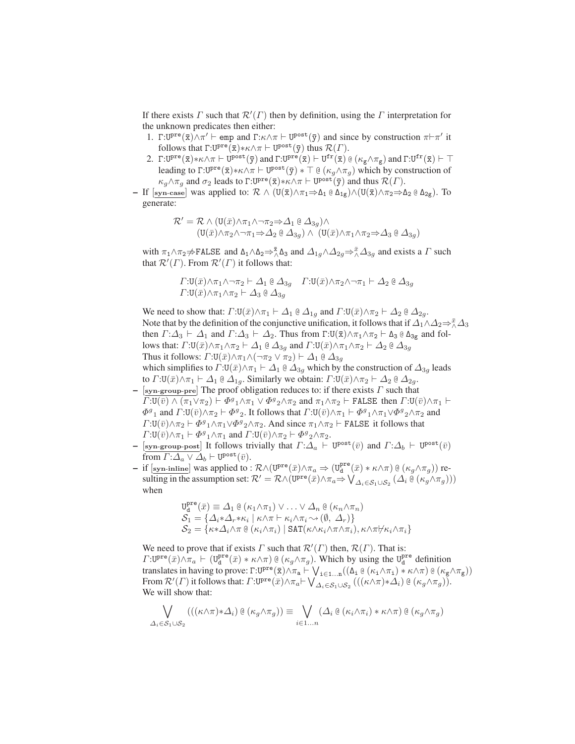If there exists $\Gamma$ such that $\mathcal{R}'(\Gamma)$ then by definition, using the $\Gamma$ interpretation for the unknown predicates then either:

1. $\Gamma{:}\mathtt{U}^{\mathtt{pre}}(\bar{\mathtt{x}}){\wedge}\pi' \vdash \mathtt{emp}$ and $\Gamma{:}\kappa{\wedge}\pi \vdash \mathtt{U}^{\mathtt{post}}(\bar{\mathtt{y}})$ and since by construction $\pi{\vdash}\pi'$ it follows that $\Gamma{:}\mathtt{U}^{\mathtt{pre}}(\bar{\mathtt{x}}){*}\kappa{\wedge}\pi \vdash \mathtt{U}^{\mathtt{post}}(\bar{\mathtt{y}})$ thus $\mathcal{R}(\Gamma)$.
2. $\Gamma{:}\mathtt{U}^{\mathtt{pre}}(\bar{\mathtt{x}}){*}\kappa{\wedge}\pi \vdash \mathtt{U}^{\mathtt{post}}(\bar{\mathtt{y}})$ and $\Gamma{:}\mathtt{U}^{\mathtt{pre}}(\bar{\mathtt{x}}) \vdash \mathtt{U}^{\mathtt{fr}}(\bar{\mathtt{x}}) \,@\, (\kappa_{\mathtt{g}}{\wedge}\pi_{\mathtt{g}})$ and $\Gamma{:}\mathtt{U}^{\mathtt{fr}}(\bar{\mathtt{x}}) \vdash \top$ leading to $\Gamma{:}\mathtt{U}^{\mathtt{pre}}(\bar{\mathtt{x}}){*}\kappa{\wedge}\pi \vdash \mathtt{U}^{\mathtt{post}}(\bar{\mathtt{y}}) * \top \,@\, (\kappa_g{\wedge}\pi_g)$ which by construction of $\kappa_g{\wedge}\pi_g$ and $\sigma_2$ leads to $\Gamma{:}\mathtt{U}^{\mathtt{pre}}(\bar{\mathtt{x}}){*}\kappa{\wedge}\pi \vdash \mathtt{U}^{\mathtt{post}}(\bar{\mathtt{y}})$ and thus $\mathcal{R}(\Gamma)$.

- If [syn-case] was applied to: $\mathcal{R} \wedge (\mathtt{U}(\bar{\mathtt{x}}){\wedge}\pi_1{\Rightarrow}\Delta_1 \,@\, \Delta_{1\mathtt{g}}){\wedge}(\mathtt{U}(\bar{\mathtt{x}}){\wedge}\pi_2{\Rightarrow}\Delta_2 \,@\, \Delta_{2\mathtt{g}})$. To generate:

$$\begin{aligned}\mathcal{R}' = \mathcal{R} \wedge (&\mathtt{U}(\bar{x}){\wedge}\pi_1{\wedge}\neg\pi_2{\Rightarrow}\Delta_1 \,@\, \Delta_{3g}){\wedge}\\ &(\mathtt{U}(\bar{x}){\wedge}\pi_2{\wedge}\neg\pi_1{\Rightarrow}\Delta_2 \,@\, \Delta_{3g}) \wedge\ (\mathtt{U}(\bar{x}){\wedge}\pi_1{\wedge}\pi_2{\Rightarrow}\Delta_3 \,@\, \Delta_{3g})\end{aligned}$$

with $\pi_1{\wedge}\pi_2{\not\Rightarrow}\mathtt{FALSE}$ and $\Delta_1{\wedge}\Delta_2{\Rightarrow}^{\bar{\mathtt{x}}}_{\wedge}\Delta_3$ and $\Delta_{1g}{\wedge}\Delta_{2g}{\Rightarrow}^{\bar{x}}_{\wedge}\Delta_{3g}$ and exists a $\Gamma$ such that $\mathcal{R}'(\Gamma)$. From $\mathcal{R}'(\Gamma)$ it follows that:

$$\begin{aligned}&\Gamma{:}\mathtt{U}(\bar{x}){\wedge}\pi_1{\wedge}\neg\pi_2 \vdash \Delta_1 \,@\, \Delta_{3g} \quad \Gamma{:}\mathtt{U}(\bar{x}){\wedge}\pi_2{\wedge}\neg\pi_1 \vdash \Delta_2 \,@\, \Delta_{3g}\\ &\Gamma{:}\mathtt{U}(\bar{x}){\wedge}\pi_1{\wedge}\pi_2 \vdash \Delta_3 \,@\, \Delta_{3g}\end{aligned}$$

We need to show that: $\Gamma{:}\mathtt{U}(\bar{x}){\wedge}\pi_1 \vdash \Delta_1 \,@\, \Delta_{1g}$ and $\Gamma{:}\mathtt{U}(\bar{x}){\wedge}\pi_2 \vdash \Delta_2 \,@\, \Delta_{2g}$.
Note that by the definition of the conjunctive unification, it follows that if $\Delta_1{\wedge}\Delta_2{\Rightarrow}^{\bar{x}}_{\wedge}\Delta_3$ then $\Gamma{:}\Delta_3 \vdash \Delta_1$ and $\Gamma{:}\Delta_3 \vdash \Delta_2$. Thus from $\Gamma{:}\mathtt{U}(\bar{\mathtt{x}}){\wedge}\pi_1{\wedge}\pi_2 \vdash \Delta_3 \,@\, \Delta_{3\mathtt{g}}$ and follows that: $\Gamma{:}\mathtt{U}(\bar{x}){\wedge}\pi_1{\wedge}\pi_2 \vdash \Delta_1 \,@\, \Delta_{3g}$ and $\Gamma{:}\mathtt{U}(\bar{x}){\wedge}\pi_1{\wedge}\pi_2 \vdash \Delta_2 \,@\, \Delta_{3g}$
Thus it follows: $\Gamma{:}\mathtt{U}(\bar{x}){\wedge}\pi_1{\wedge}(\neg\pi_2 \vee \pi_2) \vdash \Delta_1 \,@\, \Delta_{3g}$
which simplifies to $\Gamma{:}\mathtt{U}(\bar{x}){\wedge}\pi_1 \vdash \Delta_1 \,@\, \Delta_{3g}$ which by the construction of $\Delta_{3g}$ leads to $\Gamma{:}\mathtt{U}(\bar{x}){\wedge}\pi_1 \vdash \Delta_1 \,@\, \Delta_{1g}$. Similarly we obtain: $\Gamma{:}\mathtt{U}(\bar{x}){\wedge}\pi_2 \vdash \Delta_2 \,@\, \Delta_{2g}$.

- [syn-group-pre] The proof obligation reduces to: if there exists $\Gamma$ such that $\Gamma{:}\mathtt{U}(\bar{v}) \wedge (\pi_1{\vee}\pi_2) \vdash \Phi^g{}_1{\wedge}\pi_1 \vee \Phi^g{}_2{\wedge}\pi_2$ and $\pi_1{\wedge}\pi_2 \vdash \mathtt{FALSE}$ then $\Gamma{:}\mathtt{U}(\bar{v}){\wedge}\pi_1 \vdash \Phi^g{}_1$ and $\Gamma{:}\mathtt{U}(\bar{v}){\wedge}\pi_2 \vdash \Phi^g{}_2$. It follows that $\Gamma{:}\mathtt{U}(\bar{v}){\wedge}\pi_1 \vdash \Phi^g{}_1{\wedge}\pi_1{\vee}\Phi^g{}_2{\wedge}\pi_2$ and $\Gamma{:}\mathtt{U}(\bar{v}){\wedge}\pi_2 \vdash \Phi^g{}_1{\wedge}\pi_1{\vee}\Phi^g{}_2{\wedge}\pi_2$. And since $\pi_1{\wedge}\pi_2 \vdash \mathtt{FALSE}$ it follows that $\Gamma{:}\mathtt{U}(\bar{v}){\wedge}\pi_1 \vdash \Phi^g{}_1{\wedge}\pi_1$ and $\Gamma{:}\mathtt{U}(\bar{v}){\wedge}\pi_2 \vdash \Phi^g{}_2{\wedge}\pi_2$.
- [syn-group-post] It follows trivially that $\Gamma{:}\Delta_a \vdash \mathtt{U}^{\mathtt{post}}(\bar{v})$ and $\Gamma{:}\Delta_b \vdash \mathtt{U}^{\mathtt{post}}(\bar{v})$ from $\Gamma{:}\Delta_a \vee \Delta_b \vdash \mathtt{U}^{\mathtt{post}}(\bar{v})$.
- if [syn-inline] was applied to : $\mathcal{R}{\wedge}(\mathtt{U}^{\mathtt{pre}}(\bar{x}){\wedge}\pi_a \Rightarrow (\mathtt{U}^{\mathtt{pre}}_{\mathtt{d}}(\bar{x}) * \kappa{\wedge}\pi) \,@\, (\kappa_g{\wedge}\pi_g))$ resulting in the assumption set: $\mathcal{R}' = \mathcal{R}{\wedge}(\mathtt{U}^{\mathtt{pre}}(\bar{x}){\wedge}\pi_a{\Rightarrow} \bigvee_{\Delta_i \in \mathcal{S}_1 \cup \mathcal{S}_2} (\Delta_i \,@\, (\kappa_g{\wedge}\pi_g)))$ when

$$\begin{aligned}&\mathtt{U}^{\mathtt{pre}}_{\mathtt{d}}(\bar{x}) \equiv \Delta_1 \,@\, (\kappa_1{\wedge}\pi_1) \vee \ldots \vee \Delta_n \,@\, (\kappa_n{\wedge}\pi_n)\\ &\mathcal{S}_1 = \{\Delta_i{*}\Delta_r{*}\kappa_i \mid \kappa{\wedge}\pi \vdash \kappa_i{\wedge}\pi_i \rightsquigarrow (\emptyset,\ \Delta_r)\}\\ &\mathcal{S}_2 = \{\kappa{*}\Delta_i{\wedge}\pi \,@\, (\kappa_i{\wedge}\pi_i) \mid \mathtt{SAT}(\kappa{\wedge}\kappa_i{\wedge}\pi{\wedge}\pi_i), \kappa{\wedge}\pi{\not\vdash}\kappa_i{\wedge}\pi_i\}\end{aligned}$$

We need to prove that if exists $\Gamma$ such that $\mathcal{R}'(\Gamma)$ then, $\mathcal{R}(\Gamma)$. That is: $\Gamma{:}\mathtt{U}^{\mathtt{pre}}(\bar{x}){\wedge}\pi_a \vdash (\mathtt{U}^{\mathtt{pre}}_{\mathtt{d}}(\bar{x}) * \kappa{\wedge}\pi) \,@\, (\kappa_g{\wedge}\pi_g)$. Which by using the $\mathtt{U}^{\mathtt{pre}}_{\mathtt{d}}$ definition translates in having to prove: $\Gamma{:}\mathtt{U}^{\mathtt{pre}}(\bar{\mathtt{x}}){\wedge}\pi_{\mathtt{a}} \vdash \bigvee_{\mathtt{i}\in 1\ldots\mathtt{n}}((\Delta_{\mathtt{i}} \,@\, (\kappa_{\mathtt{i}}{\wedge}\pi_{\mathtt{i}}) * \kappa{\wedge}\pi) \,@\, (\kappa_{\mathtt{g}}{\wedge}\pi_{\mathtt{g}}))$
From $\mathcal{R}'(\Gamma)$ it follows that: $\Gamma{:}\mathtt{U}^{\mathtt{pre}}(\bar{x}){\wedge}\pi_a{\vdash} \bigvee_{\Delta_i\in\mathcal{S}_1\cup\mathcal{S}_2} (((\kappa{\wedge}\pi){*}\Delta_i) \,@\, (\kappa_g{\wedge}\pi_g))$.
We will show that:

$$\bigvee_{\Delta_i\in\mathcal{S}_1\cup\mathcal{S}_2} (((\kappa{\wedge}\pi){*}\Delta_i) \,@\, (\kappa_g{\wedge}\pi_g)) \equiv \bigvee_{i\in 1\ldots n} (\Delta_i \,@\, (\kappa_i{\wedge}\pi_i) * \kappa{\wedge}\pi) \,@\, (\kappa_g{\wedge}\pi_g)$$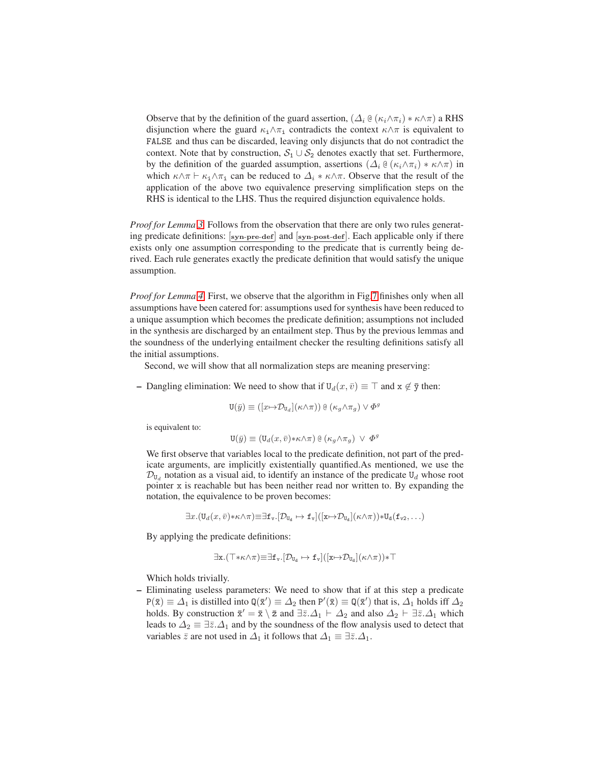Observe that by the definition of the guard assertion, $(\Delta_i \,@\, (\kappa_i{\wedge}\pi_i) * \kappa{\wedge}\pi)$ a RHS disjunction where the guard $\kappa_\mathtt{i}{\wedge}\pi_\mathtt{i}$ contradicts the context $\kappa{\wedge}\pi$ is equivalent to `FALSE` and thus can be discarded, leaving only disjuncts that do not contradict the context. Note that by construction, $\mathcal{S}_1 \cup \mathcal{S}_2$ denotes exactly that set. Furthermore, by the definition of the guarded assumption, assertions $(\Delta_i \,@\, (\kappa_i{\wedge}\pi_i) * \kappa{\wedge}\pi)$ in which $\kappa{\wedge}\pi \vdash \kappa_\mathtt{i}{\wedge}\pi_\mathtt{i}$ can be reduced to $\Delta_i * \kappa{\wedge}\pi$. Observe that the result of the application of the above two equivalence preserving simplification steps on the RHS is identical to the LHS. Thus the required disjunction equivalence holds.

*Proof for Lemma 3.* Follows from the observation that there are only two rules generating predicate definitions: [**syn-pre-def**] and [**syn-post-def**]. Each applicable only if there exists only one assumption corresponding to the predicate that is currently being derived. Each rule generates exactly the predicate definition that would satisfy the unique assumption.

*Proof for Lemma 4.* First, we observe that the algorithm in Fig. 7 finishes only when all assumptions have been catered for: assumptions used for synthesis have been reduced to a unique assumption which becomes the predicate definition; assumptions not included in the synthesis are discharged by an entailment step. Thus by the previous lemmas and the soundness of the underlying entailment checker the resulting definitions satisfy all the initial assumptions.

Second, we will show that all normalization steps are meaning preserving:

– Dangling elimination: We need to show that if $\mathtt{U}_d(x,\bar{v}) \equiv \top$ and $\mathtt{x} \not\in \bar{\mathtt{y}}$ then:

$$\mathtt{U}(\bar{y}) \equiv ([x{\mapsto}\mathcal{D}_{\mathtt{U}_d}](\kappa{\wedge}\pi)) \,@\, (\kappa_g{\wedge}\pi_g) \vee \Phi^g$$

is equivalent to:

$$\mathtt{U}(\bar{y}) \equiv (\mathtt{U}_d(x,\bar{v}){*}\kappa{\wedge}\pi) \,@\, (\kappa_g{\wedge}\pi_g) \;\vee\; \Phi^g$$

We first observe that variables local to the predicate definition, not part of the predicate arguments, are implicitly existentially quantified.As mentioned, we use the $\mathcal{D}_{\mathtt{U}_d}$ notation as a visual aid, to identify an instance of the predicate $\mathtt{U}_d$ whose root pointer x is reachable but has been neither read nor written to. By expanding the notation, the equivalence to be proven becomes:

$$\exists x.(\mathtt{U}_d(x,\bar{v}){*}\kappa{\wedge}\pi){\equiv}\exists \mathtt{f}_\mathtt{v}.[\mathcal{D}_{\mathtt{U}_\mathtt{d}} \mapsto \mathtt{f}_\mathtt{v}]([\mathtt{x}{\mapsto}\mathcal{D}_{\mathtt{U}_\mathtt{d}}](\kappa{\wedge}\pi)){*}\mathtt{U}_\mathtt{d}(\mathtt{f}_{\mathtt{v}2},\ldots)$$

By applying the predicate definitions:

$$\exists \mathtt{x}.(\top{*}\kappa{\wedge}\pi){\equiv}\exists \mathtt{f}_\mathtt{v}.[\mathcal{D}_{\mathtt{U}_\mathtt{d}} \mapsto \mathtt{f}_\mathtt{v}]([\mathtt{x}{\mapsto}\mathcal{D}_{\mathtt{U}_\mathtt{d}}](\kappa{\wedge}\pi)){*}\top$$

Which holds trivially.

– Eliminating useless parameters: We need to show that if at this step a predicate $\mathtt{P}(\bar{\mathtt{x}}) \equiv \Delta_1$ is distilled into $\mathtt{Q}(\bar{\mathtt{x}}') \equiv \Delta_2$ then $\mathtt{P}'(\bar{\mathtt{x}}) \equiv \mathtt{Q}(\bar{\mathtt{x}}')$ that is, $\Delta_1$ holds iff $\Delta_2$ holds. By construction $\bar{\mathtt{x}}' = \bar{\mathtt{x}} \setminus \bar{\mathtt{z}}$ and $\exists \bar{z}.\Delta_1 \vdash \Delta_2$ and also $\Delta_2 \vdash \exists \bar{z}.\Delta_1$ which leads to $\Delta_2 \equiv \exists \bar{z}.\Delta_1$ and by the soundness of the flow analysis used to detect that variables $\bar{z}$ are not used in $\Delta_1$ it follows that $\Delta_1 \equiv \exists \bar{z}.\Delta_1$.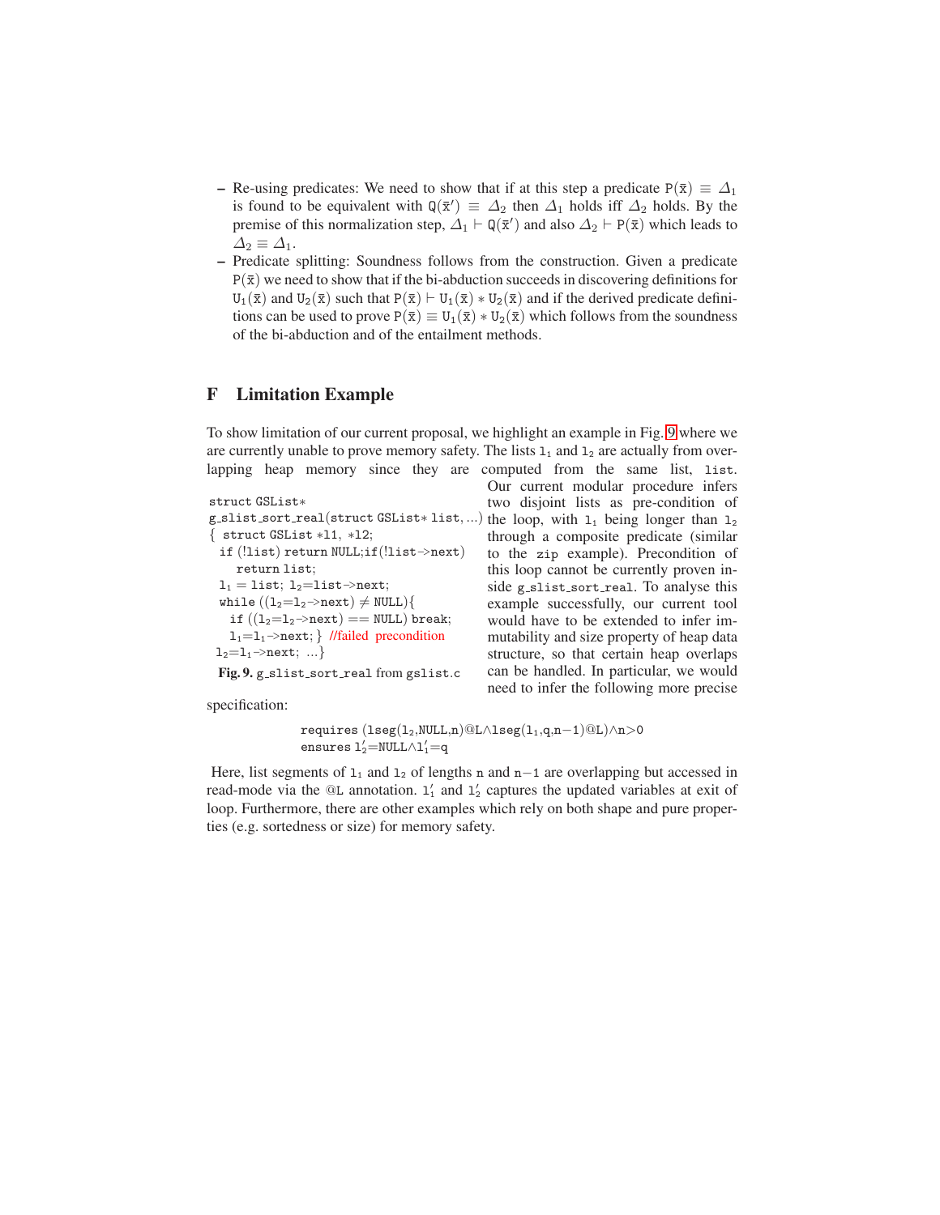- Re-using predicates: We need to show that if at this step a predicate $\mathtt{P}(\bar{\mathtt{x}}) \equiv \Delta_1$ is found to be equivalent with $\mathtt{Q}(\bar{\mathtt{x}}') \equiv \Delta_2$ then $\Delta_1$ holds iff $\Delta_2$ holds. By the premise of this normalization step, $\Delta_1 \vdash \mathtt{Q}(\bar{\mathtt{x}}')$ and also $\Delta_2 \vdash \mathtt{P}(\bar{\mathtt{x}})$ which leads to $\Delta_2 \equiv \Delta_1$.
- Predicate splitting: Soundness follows from the construction. Given a predicate $\mathtt{P}(\bar{\mathtt{x}})$ we need to show that if the bi-abduction succeeds in discovering definitions for $\mathtt{U}_1(\bar{\mathtt{x}})$ and $\mathtt{U}_2(\bar{\mathtt{x}})$ such that $\mathtt{P}(\bar{\mathtt{x}}) \vdash \mathtt{U}_1(\bar{\mathtt{x}}) * \mathtt{U}_2(\bar{\mathtt{x}})$ and if the derived predicate definitions can be used to prove $\mathtt{P}(\bar{\mathtt{x}}) \equiv \mathtt{U}_1(\bar{\mathtt{x}}) * \mathtt{U}_2(\bar{\mathtt{x}})$ which follows from the soundness of the bi-abduction and of the entailment methods.

## F Limitation Example

To show limitation of our current proposal, we highlight an example in Fig. 9 where we are currently unable to prove memory safety. The lists $\mathtt{l}_1$ and $\mathtt{l}_2$ are actually from overlapping heap memory since they are computed from the same list, `list`. Our current modular procedure infers two disjoint lists as pre-condition of the loop, with $\mathtt{l}_1$ being longer than $\mathtt{l}_2$ through a composite predicate (similar to the `zip` example). Precondition of this loop cannot be currently proven inside `g_slist_sort_real`. To analyse this example successfully, our current tool would have to be extended to infer immutability and size property of heap data structure, so that certain heap overlaps can be handled. In particular, we would need to infer the following more precise specification:

```
struct GSList*
g_slist_sort_real(struct GSList* list, ...)
{ struct GSList *l1, *l2;
  if (!list) return NULL;if(!list->next)
    return list;
  l1 = list; l2=list->next;
  while ((l2=l2->next) ≠ NULL){
    if ((l2=l2->next) == NULL) break;
    l1=l1->next;} //failed precondition
  l2=l1->next; ...}
```

**Fig. 9.** `g_slist_sort_real` from `gslist.c`

$$\texttt{requires } (\mathtt{lseg}(\mathtt{l}_2,\mathtt{NULL},\mathtt{n})@\mathtt{L} \wedge \mathtt{lseg}(\mathtt{l}_1,\mathtt{q},\mathtt{n}-1)@\mathtt{L}) \wedge \mathtt{n}>0$$
$$\texttt{ensures } \mathtt{l}_2'=\mathtt{NULL} \wedge \mathtt{l}_1'=\mathtt{q}$$

Here, list segments of $\mathtt{l}_1$ and $\mathtt{l}_2$ of lengths $\mathtt{n}$ and $\mathtt{n}-1$ are overlapping but accessed in read-mode via the @L annotation. $\mathtt{l}_1'$ and $\mathtt{l}_2'$ captures the updated variables at exit of loop. Furthermore, there are other examples which rely on both shape and pure properties (e.g. sortedness or size) for memory safety.